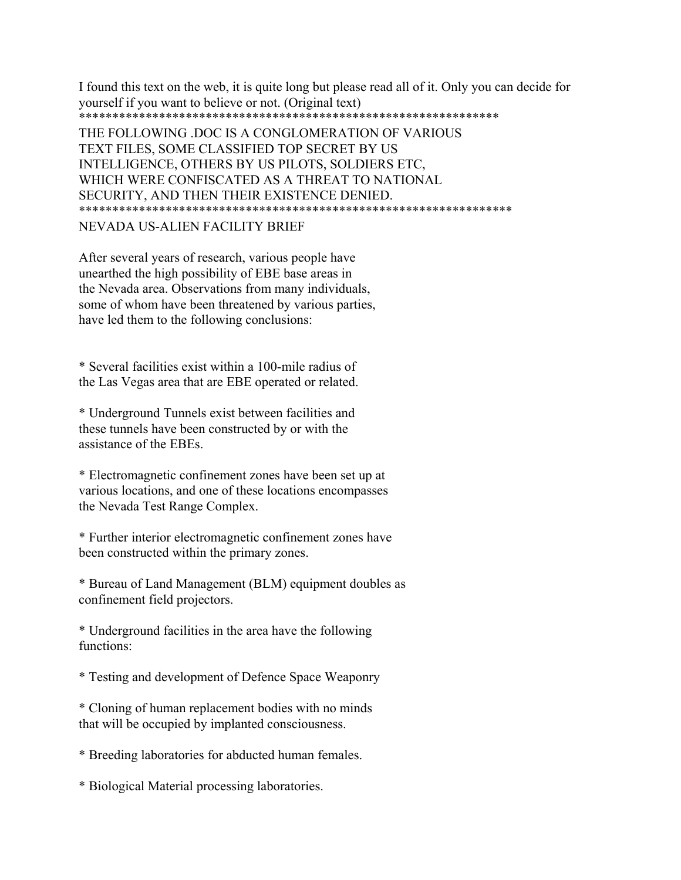I found this text on the web, it is quite long but please read all of it. Only you can decide for yourself if you want to believe or not. (Original text)

*****************************************************************

THE FOLLOWING .DOC IS A CONGLOMERATION OF VARIOUS TEXT FILES, SOME CLASSIFIED TOP SECRET BY US INTELLIGENCE, OTHERS BY US PILOTS, SOLDIERS ETC, WHICH WERE CONFISCATED AS A THREAT TO NATIONAL SECURITY, AND THEN THEIR EXISTENCE DENIED.

*****************************************************************

NEVADA US-ALIEN FACILITY BRIEF

After several years of research, various people have unearthed the high possibility of EBE base areas in the Nevada area. Observations from many individuals, some of whom have been threatened by various parties, have led them to the following conclusions:

* Several facilities exist within a 100-mile radius of the Las Vegas area that are EBE operated or related.

* Underground Tunnels exist between facilities and these tunnels have been constructed by or with the assistance of the EBEs.

* Electromagnetic confinement zones have been set up at various locations, and one of these locations encompasses the Nevada Test Range Complex.

* Further interior electromagnetic confinement zones have been constructed within the primary zones.

* Bureau of Land Management (BLM) equipment doubles as confinement field projectors.

* Underground facilities in the area have the following functions:

* Testing and development of Defence Space Weaponry

* Cloning of human replacement bodies with no minds that will be occupied by implanted consciousness.

* Breeding laboratories for abducted human females.

* Biological Material processing laboratories.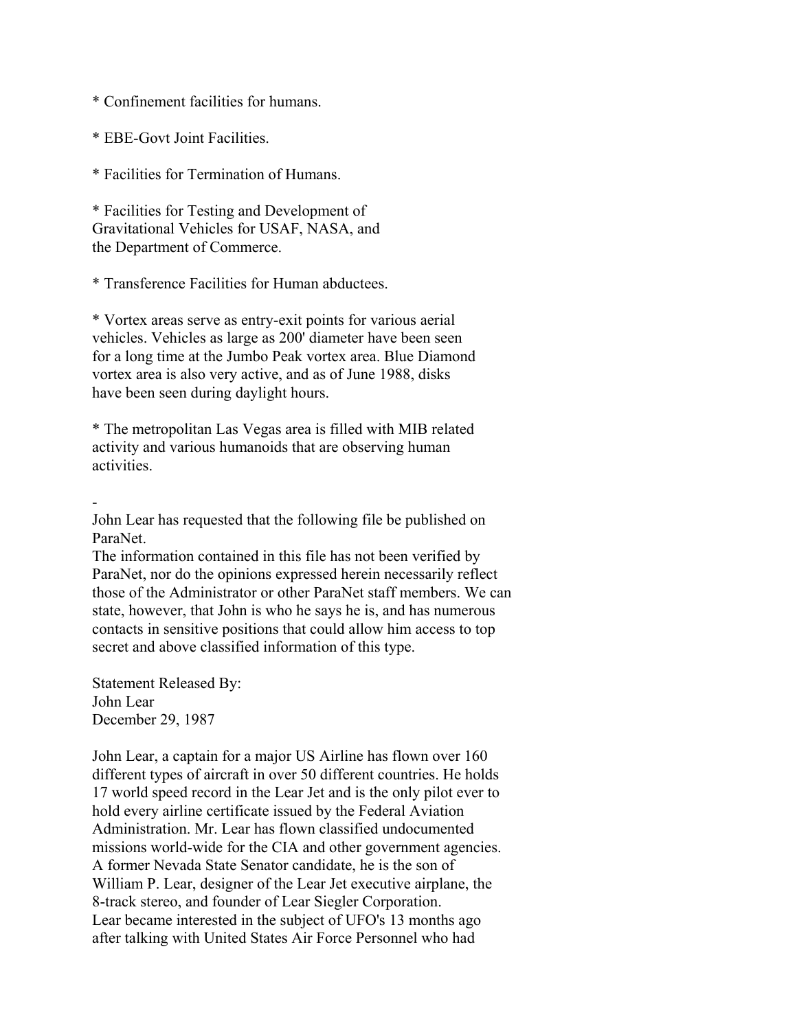* Confinement facilities for humans.

* EBE-Govt Joint Facilities.

* Facilities for Termination of Humans.

* Facilities for Testing and Development of Gravitational Vehicles for USAF, NASA, and the Department of Commerce.

* Transference Facilities for Human abductees.

* Vortex areas serve as entry-exit points for various aerial vehicles. Vehicles as large as 200' diameter have been seen for a long time at the Jumbo Peak vortex area. Blue Diamond vortex area is also very active, and as of June 1988, disks have been seen during daylight hours.

* The metropolitan Las Vegas area is filled with MIB related activity and various humanoids that are observing human activities.

-

John Lear has requested that the following file be published on ParaNet.
The information contained in this file has not been verified by ParaNet, nor do the opinions expressed herein necessarily reflect those of the Administrator or other ParaNet staff members. We can state, however, that John is who he says he is, and has numerous contacts in sensitive positions that could allow him access to top secret and above classified information of this type.

Statement Released By:
John Lear
December 29, 1987

John Lear, a captain for a major US Airline has flown over 160 different types of aircraft in over 50 different countries. He holds 17 world speed record in the Lear Jet and is the only pilot ever to hold every airline certificate issued by the Federal Aviation Administration. Mr. Lear has flown classified undocumented missions world-wide for the CIA and other government agencies. A former Nevada State Senator candidate, he is the son of William P. Lear, designer of the Lear Jet executive airplane, the 8-track stereo, and founder of Lear Siegler Corporation.
Lear became interested in the subject of UFO's 13 months ago after talking with United States Air Force Personnel who had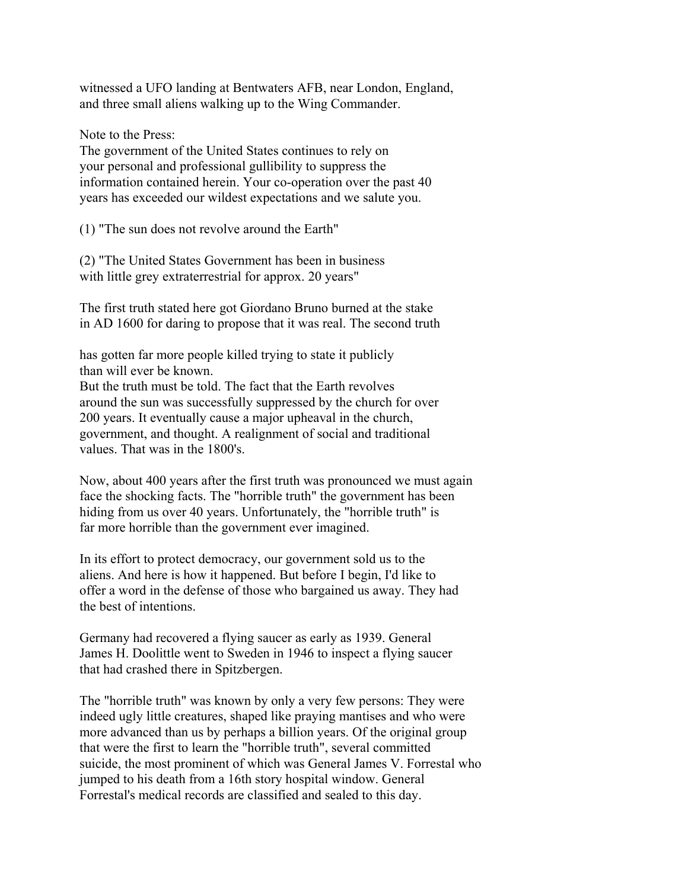witnessed a UFO landing at Bentwaters AFB, near London, England, and three small aliens walking up to the Wing Commander.

Note to the Press:
The government of the United States continues to rely on your personal and professional gullibility to suppress the information contained herein. Your co-operation over the past 40 years has exceeded our wildest expectations and we salute you.

(1) "The sun does not revolve around the Earth"

(2) "The United States Government has been in business with little grey extraterrestrial for approx. 20 years"

The first truth stated here got Giordano Bruno burned at the stake in AD 1600 for daring to propose that it was real. The second truth

has gotten far more people killed trying to state it publicly than will ever be known.
But the truth must be told. The fact that the Earth revolves around the sun was successfully suppressed by the church for over 200 years. It eventually cause a major upheaval in the church, government, and thought. A realignment of social and traditional values. That was in the 1800's.

Now, about 400 years after the first truth was pronounced we must again face the shocking facts. The "horrible truth" the government has been hiding from us over 40 years. Unfortunately, the "horrible truth" is far more horrible than the government ever imagined.

In its effort to protect democracy, our government sold us to the aliens. And here is how it happened. But before I begin, I'd like to offer a word in the defense of those who bargained us away. They had the best of intentions.

Germany had recovered a flying saucer as early as 1939. General James H. Doolittle went to Sweden in 1946 to inspect a flying saucer that had crashed there in Spitzbergen.

The "horrible truth" was known by only a very few persons: They were indeed ugly little creatures, shaped like praying mantises and who were more advanced than us by perhaps a billion years. Of the original group that were the first to learn the "horrible truth", several committed suicide, the most prominent of which was General James V. Forrestal who jumped to his death from a 16th story hospital window. General Forrestal's medical records are classified and sealed to this day.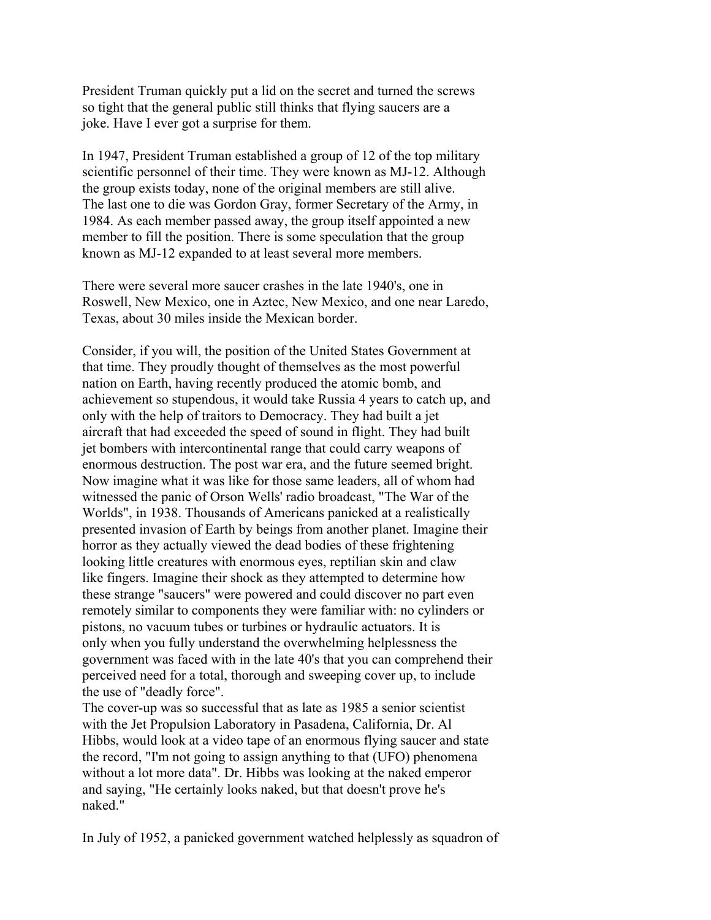President Truman quickly put a lid on the secret and turned the screws so tight that the general public still thinks that flying saucers are a joke. Have I ever got a surprise for them.

In 1947, President Truman established a group of 12 of the top military scientific personnel of their time. They were known as MJ-12. Although the group exists today, none of the original members are still alive. The last one to die was Gordon Gray, former Secretary of the Army, in 1984. As each member passed away, the group itself appointed a new member to fill the position. There is some speculation that the group known as MJ-12 expanded to at least several more members.

There were several more saucer crashes in the late 1940's, one in Roswell, New Mexico, one in Aztec, New Mexico, and one near Laredo, Texas, about 30 miles inside the Mexican border.

Consider, if you will, the position of the United States Government at that time. They proudly thought of themselves as the most powerful nation on Earth, having recently produced the atomic bomb, and achievement so stupendous, it would take Russia 4 years to catch up, and only with the help of traitors to Democracy. They had built a jet aircraft that had exceeded the speed of sound in flight. They had built jet bombers with intercontinental range that could carry weapons of enormous destruction. The post war era, and the future seemed bright. Now imagine what it was like for those same leaders, all of whom had witnessed the panic of Orson Wells' radio broadcast, "The War of the Worlds", in 1938. Thousands of Americans panicked at a realistically presented invasion of Earth by beings from another planet. Imagine their horror as they actually viewed the dead bodies of these frightening looking little creatures with enormous eyes, reptilian skin and claw like fingers. Imagine their shock as they attempted to determine how these strange "saucers" were powered and could discover no part even remotely similar to components they were familiar with: no cylinders or pistons, no vacuum tubes or turbines or hydraulic actuators. It is only when you fully understand the overwhelming helplessness the government was faced with in the late 40's that you can comprehend their perceived need for a total, thorough and sweeping cover up, to include the use of "deadly force".
The cover-up was so successful that as late as 1985 a senior scientist with the Jet Propulsion Laboratory in Pasadena, California, Dr. Al Hibbs, would look at a video tape of an enormous flying saucer and state the record, "I'm not going to assign anything to that (UFO) phenomena without a lot more data". Dr. Hibbs was looking at the naked emperor and saying, "He certainly looks naked, but that doesn't prove he's naked."

In July of 1952, a panicked government watched helplessly as squadron of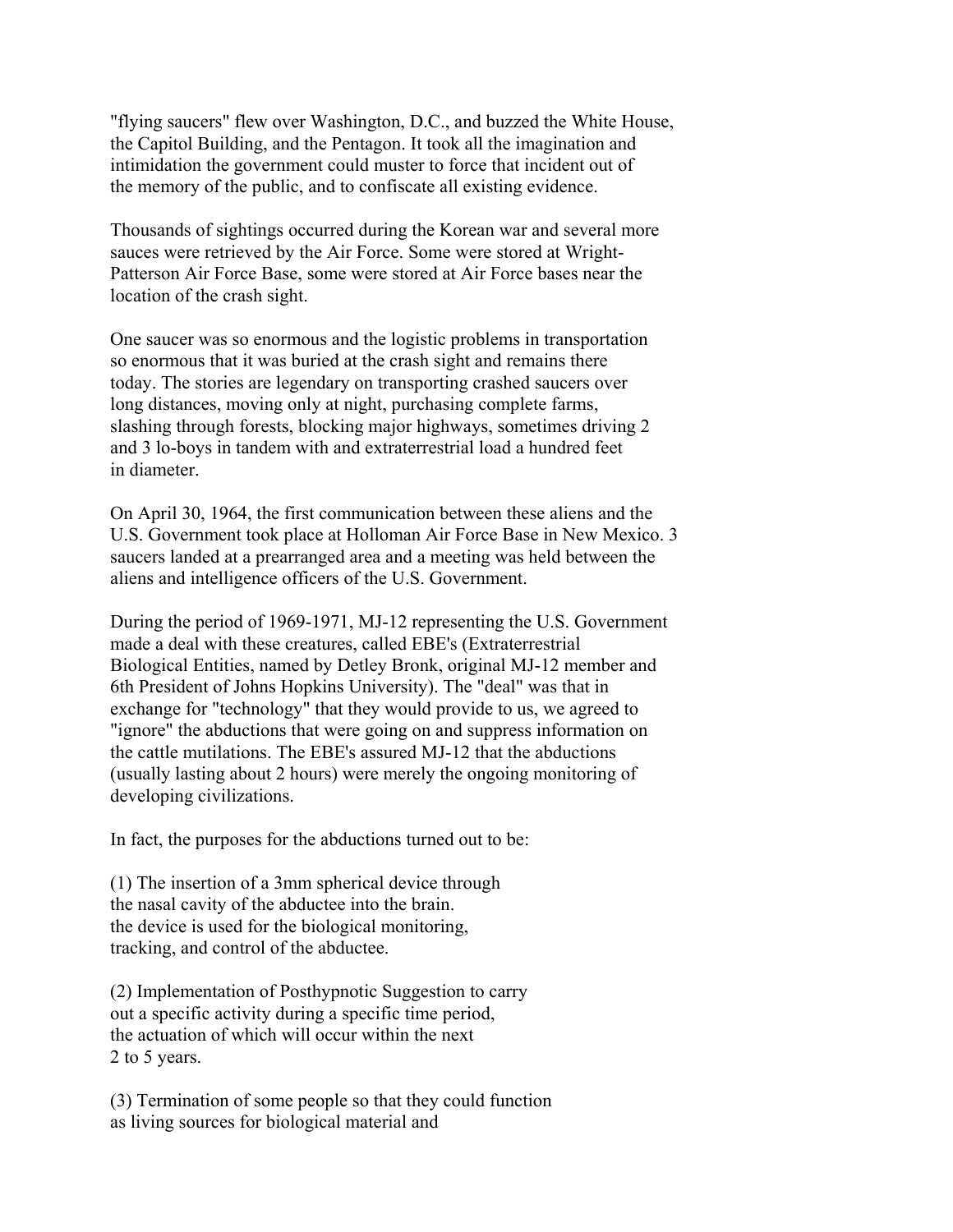"flying saucers" flew over Washington, D.C., and buzzed the White House, the Capitol Building, and the Pentagon. It took all the imagination and intimidation the government could muster to force that incident out of the memory of the public, and to confiscate all existing evidence.

Thousands of sightings occurred during the Korean war and several more sauces were retrieved by the Air Force. Some were stored at Wright-Patterson Air Force Base, some were stored at Air Force bases near the location of the crash sight.

One saucer was so enormous and the logistic problems in transportation so enormous that it was buried at the crash sight and remains there today. The stories are legendary on transporting crashed saucers over long distances, moving only at night, purchasing complete farms, slashing through forests, blocking major highways, sometimes driving 2 and 3 lo-boys in tandem with and extraterrestrial load a hundred feet in diameter.

On April 30, 1964, the first communication between these aliens and the U.S. Government took place at Holloman Air Force Base in New Mexico. 3 saucers landed at a prearranged area and a meeting was held between the aliens and intelligence officers of the U.S. Government.

During the period of 1969-1971, MJ-12 representing the U.S. Government made a deal with these creatures, called EBE's (Extraterrestrial Biological Entities, named by Detley Bronk, original MJ-12 member and 6th President of Johns Hopkins University). The "deal" was that in exchange for "technology" that they would provide to us, we agreed to "ignore" the abductions that were going on and suppress information on the cattle mutilations. The EBE's assured MJ-12 that the abductions (usually lasting about 2 hours) were merely the ongoing monitoring of developing civilizations.

In fact, the purposes for the abductions turned out to be:

(1) The insertion of a 3mm spherical device through the nasal cavity of the abductee into the brain. the device is used for the biological monitoring, tracking, and control of the abductee.

(2) Implementation of Posthypnotic Suggestion to carry out a specific activity during a specific time period, the actuation of which will occur within the next 2 to 5 years.

(3) Termination of some people so that they could function as living sources for biological material and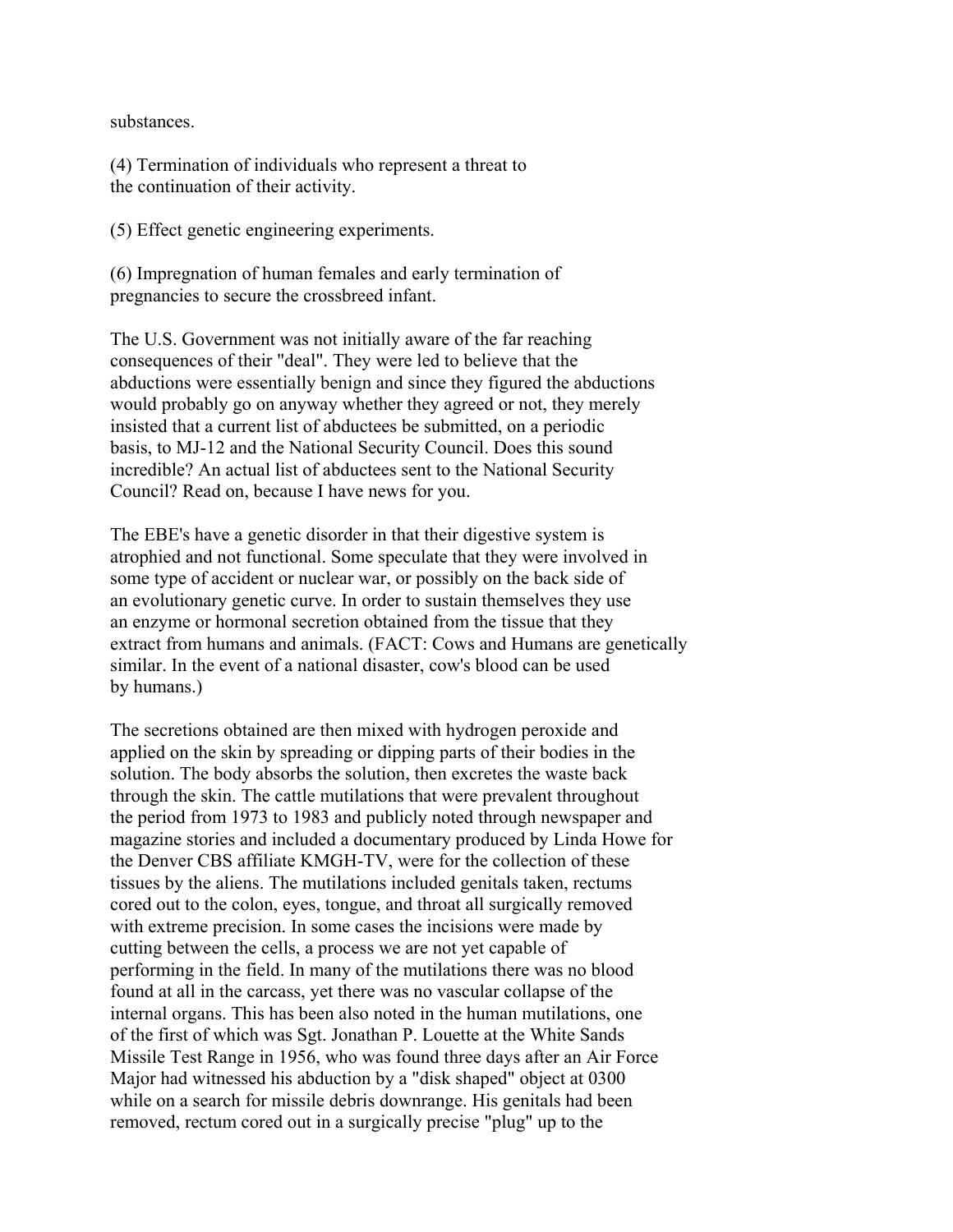substances.

(4) Termination of individuals who represent a threat to the continuation of their activity.

(5) Effect genetic engineering experiments.

(6) Impregnation of human females and early termination of pregnancies to secure the crossbreed infant.

The U.S. Government was not initially aware of the far reaching consequences of their "deal". They were led to believe that the abductions were essentially benign and since they figured the abductions would probably go on anyway whether they agreed or not, they merely insisted that a current list of abductees be submitted, on a periodic basis, to MJ-12 and the National Security Council. Does this sound incredible? An actual list of abductees sent to the National Security Council? Read on, because I have news for you.

The EBE's have a genetic disorder in that their digestive system is atrophied and not functional. Some speculate that they were involved in some type of accident or nuclear war, or possibly on the back side of an evolutionary genetic curve. In order to sustain themselves they use an enzyme or hormonal secretion obtained from the tissue that they extract from humans and animals. (FACT: Cows and Humans are genetically similar. In the event of a national disaster, cow's blood can be used by humans.)

The secretions obtained are then mixed with hydrogen peroxide and applied on the skin by spreading or dipping parts of their bodies in the solution. The body absorbs the solution, then excretes the waste back through the skin. The cattle mutilations that were prevalent throughout the period from 1973 to 1983 and publicly noted through newspaper and magazine stories and included a documentary produced by Linda Howe for the Denver CBS affiliate KMGH-TV, were for the collection of these tissues by the aliens. The mutilations included genitals taken, rectums cored out to the colon, eyes, tongue, and throat all surgically removed with extreme precision. In some cases the incisions were made by cutting between the cells, a process we are not yet capable of performing in the field. In many of the mutilations there was no blood found at all in the carcass, yet there was no vascular collapse of the internal organs. This has been also noted in the human mutilations, one of the first of which was Sgt. Jonathan P. Louette at the White Sands Missile Test Range in 1956, who was found three days after an Air Force Major had witnessed his abduction by a "disk shaped" object at 0300 while on a search for missile debris downrange. His genitals had been removed, rectum cored out in a surgically precise "plug" up to the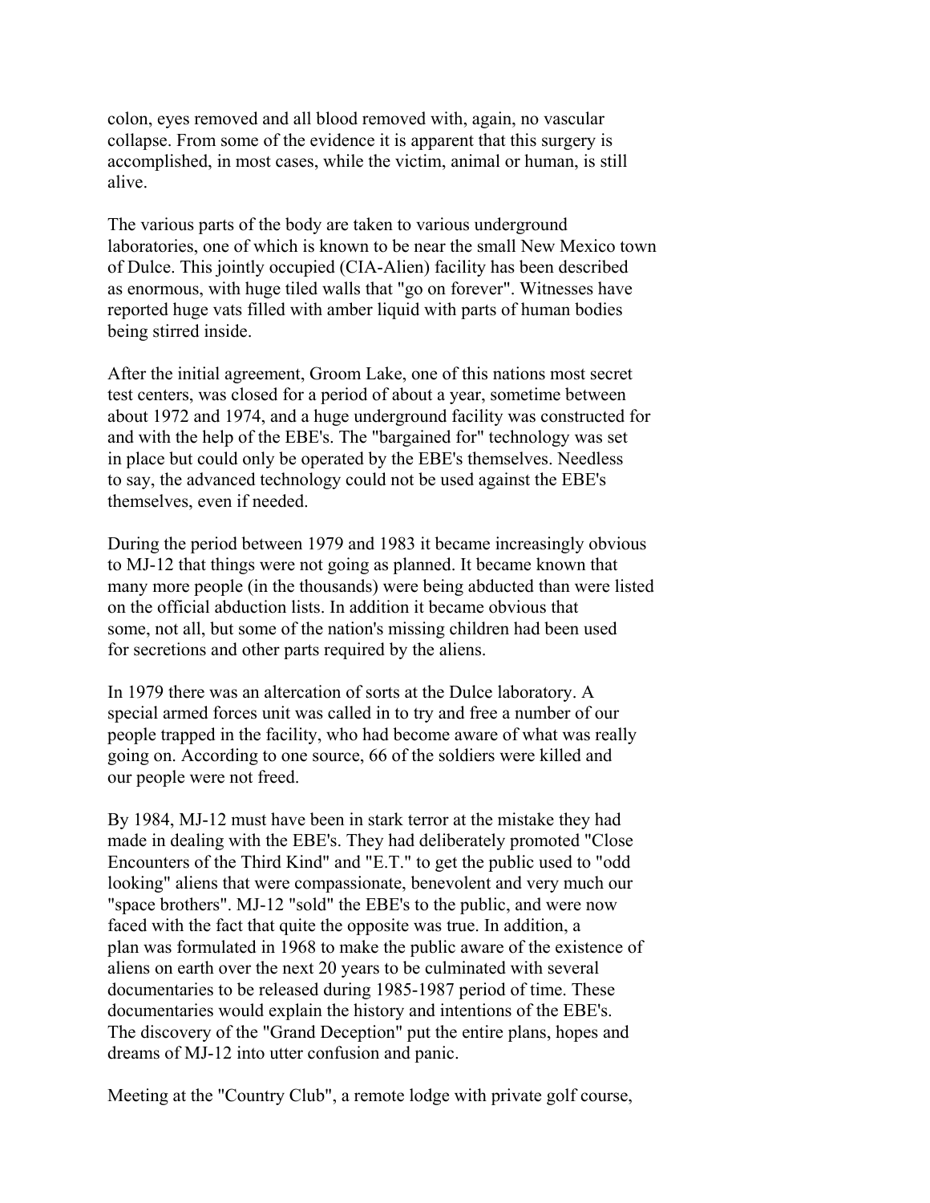colon, eyes removed and all blood removed with, again, no vascular collapse. From some of the evidence it is apparent that this surgery is accomplished, in most cases, while the victim, animal or human, is still alive.

The various parts of the body are taken to various underground laboratories, one of which is known to be near the small New Mexico town of Dulce. This jointly occupied (CIA-Alien) facility has been described as enormous, with huge tiled walls that "go on forever". Witnesses have reported huge vats filled with amber liquid with parts of human bodies being stirred inside.

After the initial agreement, Groom Lake, one of this nations most secret test centers, was closed for a period of about a year, sometime between about 1972 and 1974, and a huge underground facility was constructed for and with the help of the EBE's. The "bargained for" technology was set in place but could only be operated by the EBE's themselves. Needless to say, the advanced technology could not be used against the EBE's themselves, even if needed.

During the period between 1979 and 1983 it became increasingly obvious to MJ-12 that things were not going as planned. It became known that many more people (in the thousands) were being abducted than were listed on the official abduction lists. In addition it became obvious that some, not all, but some of the nation's missing children had been used for secretions and other parts required by the aliens.

In 1979 there was an altercation of sorts at the Dulce laboratory. A special armed forces unit was called in to try and free a number of our people trapped in the facility, who had become aware of what was really going on. According to one source, 66 of the soldiers were killed and our people were not freed.

By 1984, MJ-12 must have been in stark terror at the mistake they had made in dealing with the EBE's. They had deliberately promoted "Close Encounters of the Third Kind" and "E.T." to get the public used to "odd looking" aliens that were compassionate, benevolent and very much our "space brothers". MJ-12 "sold" the EBE's to the public, and were now faced with the fact that quite the opposite was true. In addition, a plan was formulated in 1968 to make the public aware of the existence of aliens on earth over the next 20 years to be culminated with several documentaries to be released during 1985-1987 period of time. These documentaries would explain the history and intentions of the EBE's. The discovery of the "Grand Deception" put the entire plans, hopes and dreams of MJ-12 into utter confusion and panic.

Meeting at the "Country Club", a remote lodge with private golf course,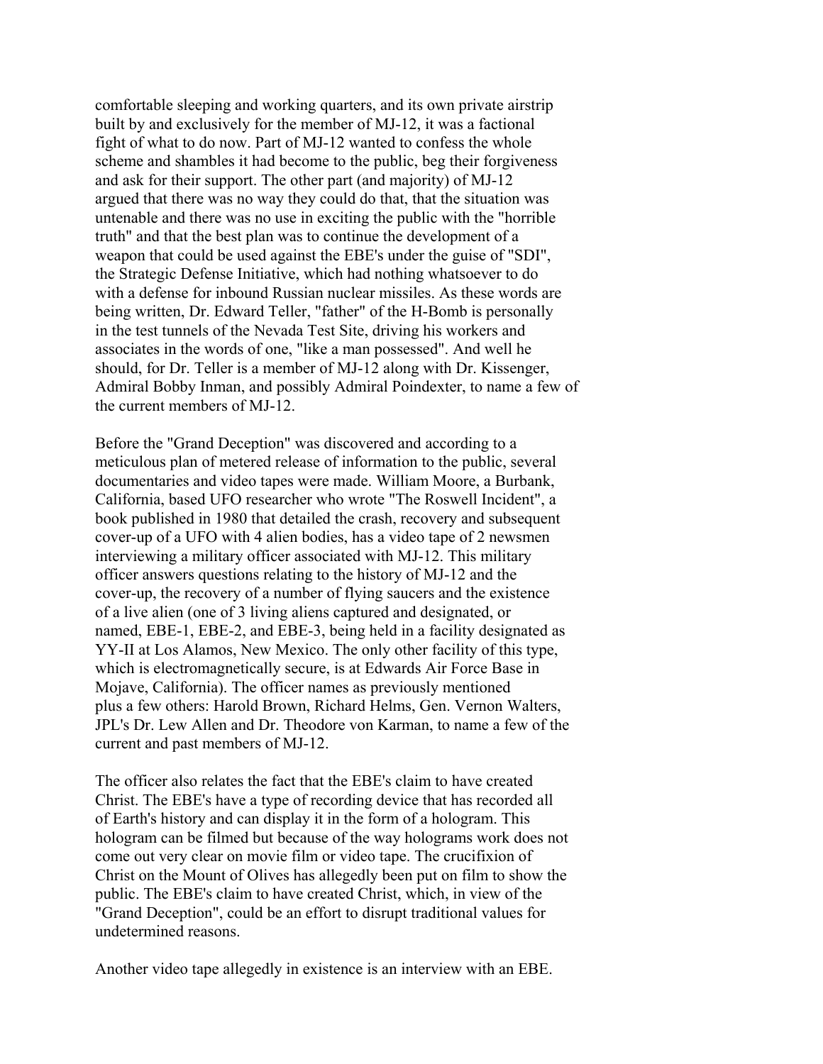comfortable sleeping and working quarters, and its own private airstrip built by and exclusively for the member of MJ-12, it was a factional fight of what to do now. Part of MJ-12 wanted to confess the whole scheme and shambles it had become to the public, beg their forgiveness and ask for their support. The other part (and majority) of MJ-12 argued that there was no way they could do that, that the situation was untenable and there was no use in exciting the public with the "horrible truth" and that the best plan was to continue the development of a weapon that could be used against the EBE's under the guise of "SDI", the Strategic Defense Initiative, which had nothing whatsoever to do with a defense for inbound Russian nuclear missiles. As these words are being written, Dr. Edward Teller, "father" of the H-Bomb is personally in the test tunnels of the Nevada Test Site, driving his workers and associates in the words of one, "like a man possessed". And well he should, for Dr. Teller is a member of MJ-12 along with Dr. Kissenger, Admiral Bobby Inman, and possibly Admiral Poindexter, to name a few of the current members of MJ-12.

Before the "Grand Deception" was discovered and according to a meticulous plan of metered release of information to the public, several documentaries and video tapes were made. William Moore, a Burbank, California, based UFO researcher who wrote "The Roswell Incident", a book published in 1980 that detailed the crash, recovery and subsequent cover-up of a UFO with 4 alien bodies, has a video tape of 2 newsmen interviewing a military officer associated with MJ-12. This military officer answers questions relating to the history of MJ-12 and the cover-up, the recovery of a number of flying saucers and the existence of a live alien (one of 3 living aliens captured and designated, or named, EBE-1, EBE-2, and EBE-3, being held in a facility designated as YY-II at Los Alamos, New Mexico. The only other facility of this type, which is electromagnetically secure, is at Edwards Air Force Base in Mojave, California). The officer names as previously mentioned plus a few others: Harold Brown, Richard Helms, Gen. Vernon Walters, JPL's Dr. Lew Allen and Dr. Theodore von Karman, to name a few of the current and past members of MJ-12.

The officer also relates the fact that the EBE's claim to have created Christ. The EBE's have a type of recording device that has recorded all of Earth's history and can display it in the form of a hologram. This hologram can be filmed but because of the way holograms work does not come out very clear on movie film or video tape. The crucifixion of Christ on the Mount of Olives has allegedly been put on film to show the public. The EBE's claim to have created Christ, which, in view of the "Grand Deception", could be an effort to disrupt traditional values for undetermined reasons.

Another video tape allegedly in existence is an interview with an EBE.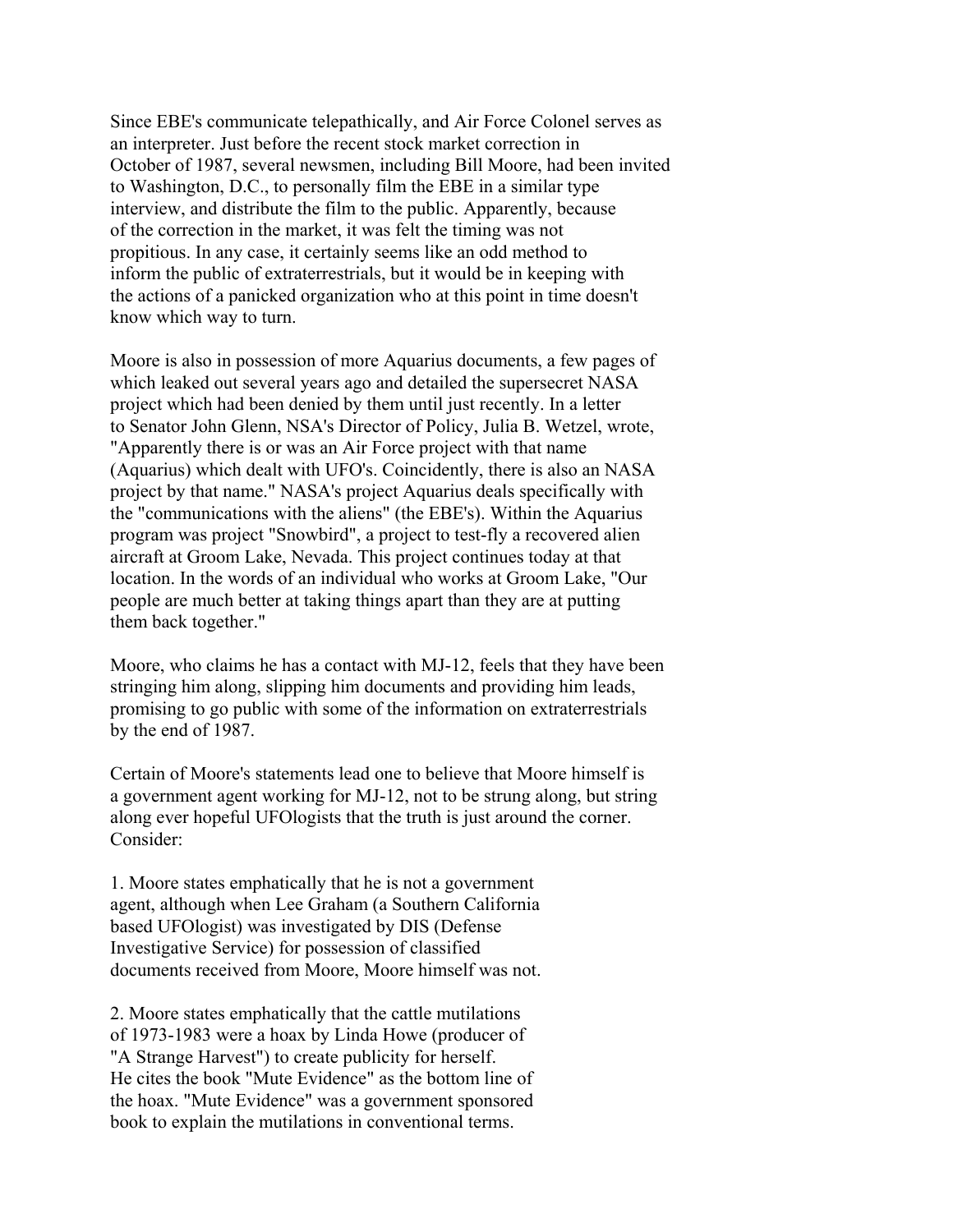Since EBE's communicate telepathically, and Air Force Colonel serves as an interpreter. Just before the recent stock market correction in October of 1987, several newsmen, including Bill Moore, had been invited to Washington, D.C., to personally film the EBE in a similar type interview, and distribute the film to the public. Apparently, because of the correction in the market, it was felt the timing was not propitious. In any case, it certainly seems like an odd method to inform the public of extraterrestrials, but it would be in keeping with the actions of a panicked organization who at this point in time doesn't know which way to turn.

Moore is also in possession of more Aquarius documents, a few pages of which leaked out several years ago and detailed the supersecret NASA project which had been denied by them until just recently. In a letter to Senator John Glenn, NSA's Director of Policy, Julia B. Wetzel, wrote, "Apparently there is or was an Air Force project with that name (Aquarius) which dealt with UFO's. Coincidently, there is also an NASA project by that name." NASA's project Aquarius deals specifically with the "communications with the aliens" (the EBE's). Within the Aquarius program was project "Snowbird", a project to test-fly a recovered alien aircraft at Groom Lake, Nevada. This project continues today at that location. In the words of an individual who works at Groom Lake, "Our people are much better at taking things apart than they are at putting them back together."

Moore, who claims he has a contact with MJ-12, feels that they have been stringing him along, slipping him documents and providing him leads, promising to go public with some of the information on extraterrestrials by the end of 1987.

Certain of Moore's statements lead one to believe that Moore himself is a government agent working for MJ-12, not to be strung along, but string along ever hopeful UFOlogists that the truth is just around the corner. Consider:

1. Moore states emphatically that he is not a government agent, although when Lee Graham (a Southern California based UFOlogist) was investigated by DIS (Defense Investigative Service) for possession of classified documents received from Moore, Moore himself was not.

2. Moore states emphatically that the cattle mutilations of 1973-1983 were a hoax by Linda Howe (producer of "A Strange Harvest") to create publicity for herself. He cites the book "Mute Evidence" as the bottom line of the hoax. "Mute Evidence" was a government sponsored book to explain the mutilations in conventional terms.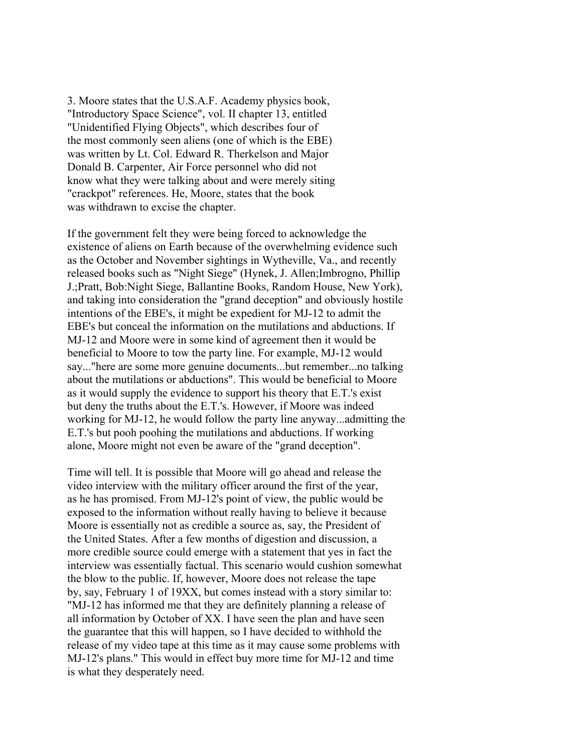3. Moore states that the U.S.A.F. Academy physics book, "Introductory Space Science", vol. II chapter 13, entitled "Unidentified Flying Objects", which describes four of the most commonly seen aliens (one of which is the EBE) was written by Lt. Col. Edward R. Therkelson and Major Donald B. Carpenter, Air Force personnel who did not know what they were talking about and were merely siting "crackpot" references. He, Moore, states that the book was withdrawn to excise the chapter.

If the government felt they were being forced to acknowledge the existence of aliens on Earth because of the overwhelming evidence such as the October and November sightings in Wytheville, Va., and recently released books such as "Night Siege" (Hynek, J. Allen;Imbrogno, Phillip J.;Pratt, Bob:Night Siege, Ballantine Books, Random House, New York), and taking into consideration the "grand deception" and obviously hostile intentions of the EBE's, it might be expedient for MJ-12 to admit the EBE's but conceal the information on the mutilations and abductions. If MJ-12 and Moore were in some kind of agreement then it would be beneficial to Moore to tow the party line. For example, MJ-12 would say..."here are some more genuine documents...but remember...no talking about the mutilations or abductions". This would be beneficial to Moore as it would supply the evidence to support his theory that E.T.'s exist but deny the truths about the E.T.'s. However, if Moore was indeed working for MJ-12, he would follow the party line anyway...admitting the E.T.'s but pooh poohing the mutilations and abductions. If working alone, Moore might not even be aware of the "grand deception".

Time will tell. It is possible that Moore will go ahead and release the video interview with the military officer around the first of the year, as he has promised. From MJ-12's point of view, the public would be exposed to the information without really having to believe it because Moore is essentially not as credible a source as, say, the President of the United States. After a few months of digestion and discussion, a more credible source could emerge with a statement that yes in fact the interview was essentially factual. This scenario would cushion somewhat the blow to the public. If, however, Moore does not release the tape by, say, February 1 of 19XX, but comes instead with a story similar to: "MJ-12 has informed me that they are definitely planning a release of all information by October of XX. I have seen the plan and have seen the guarantee that this will happen, so I have decided to withhold the release of my video tape at this time as it may cause some problems with MJ-12's plans." This would in effect buy more time for MJ-12 and time is what they desperately need.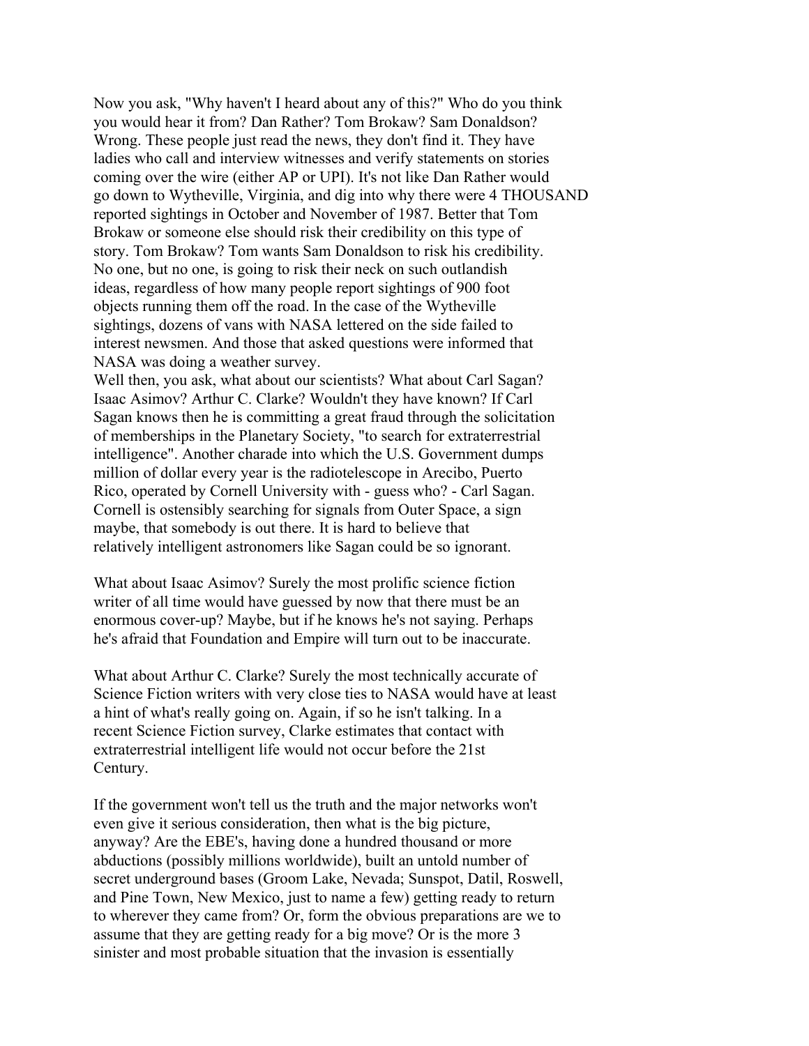Now you ask, "Why haven't I heard about any of this?" Who do you think you would hear it from? Dan Rather? Tom Brokaw? Sam Donaldson? Wrong. These people just read the news, they don't find it. They have ladies who call and interview witnesses and verify statements on stories coming over the wire (either AP or UPI). It's not like Dan Rather would go down to Wytheville, Virginia, and dig into why there were 4 THOUSAND reported sightings in October and November of 1987. Better that Tom Brokaw or someone else should risk their credibility on this type of story. Tom Brokaw? Tom wants Sam Donaldson to risk his credibility. No one, but no one, is going to risk their neck on such outlandish ideas, regardless of how many people report sightings of 900 foot objects running them off the road. In the case of the Wytheville sightings, dozens of vans with NASA lettered on the side failed to interest newsmen. And those that asked questions were informed that NASA was doing a weather survey.

Well then, you ask, what about our scientists? What about Carl Sagan? Isaac Asimov? Arthur C. Clarke? Wouldn't they have known? If Carl Sagan knows then he is committing a great fraud through the solicitation of memberships in the Planetary Society, "to search for extraterrestrial intelligence". Another charade into which the U.S. Government dumps million of dollar every year is the radiotelescope in Arecibo, Puerto Rico, operated by Cornell University with - guess who? - Carl Sagan. Cornell is ostensibly searching for signals from Outer Space, a sign maybe, that somebody is out there. It is hard to believe that relatively intelligent astronomers like Sagan could be so ignorant.

What about Isaac Asimov? Surely the most prolific science fiction writer of all time would have guessed by now that there must be an enormous cover-up? Maybe, but if he knows he's not saying. Perhaps he's afraid that Foundation and Empire will turn out to be inaccurate.

What about Arthur C. Clarke? Surely the most technically accurate of Science Fiction writers with very close ties to NASA would have at least a hint of what's really going on. Again, if so he isn't talking. In a recent Science Fiction survey, Clarke estimates that contact with extraterrestrial intelligent life would not occur before the 21st Century.

If the government won't tell us the truth and the major networks won't even give it serious consideration, then what is the big picture, anyway? Are the EBE's, having done a hundred thousand or more abductions (possibly millions worldwide), built an untold number of secret underground bases (Groom Lake, Nevada; Sunspot, Datil, Roswell, and Pine Town, New Mexico, just to name a few) getting ready to return to wherever they came from? Or, form the obvious preparations are we to assume that they are getting ready for a big move? Or is the more 3 sinister and most probable situation that the invasion is essentially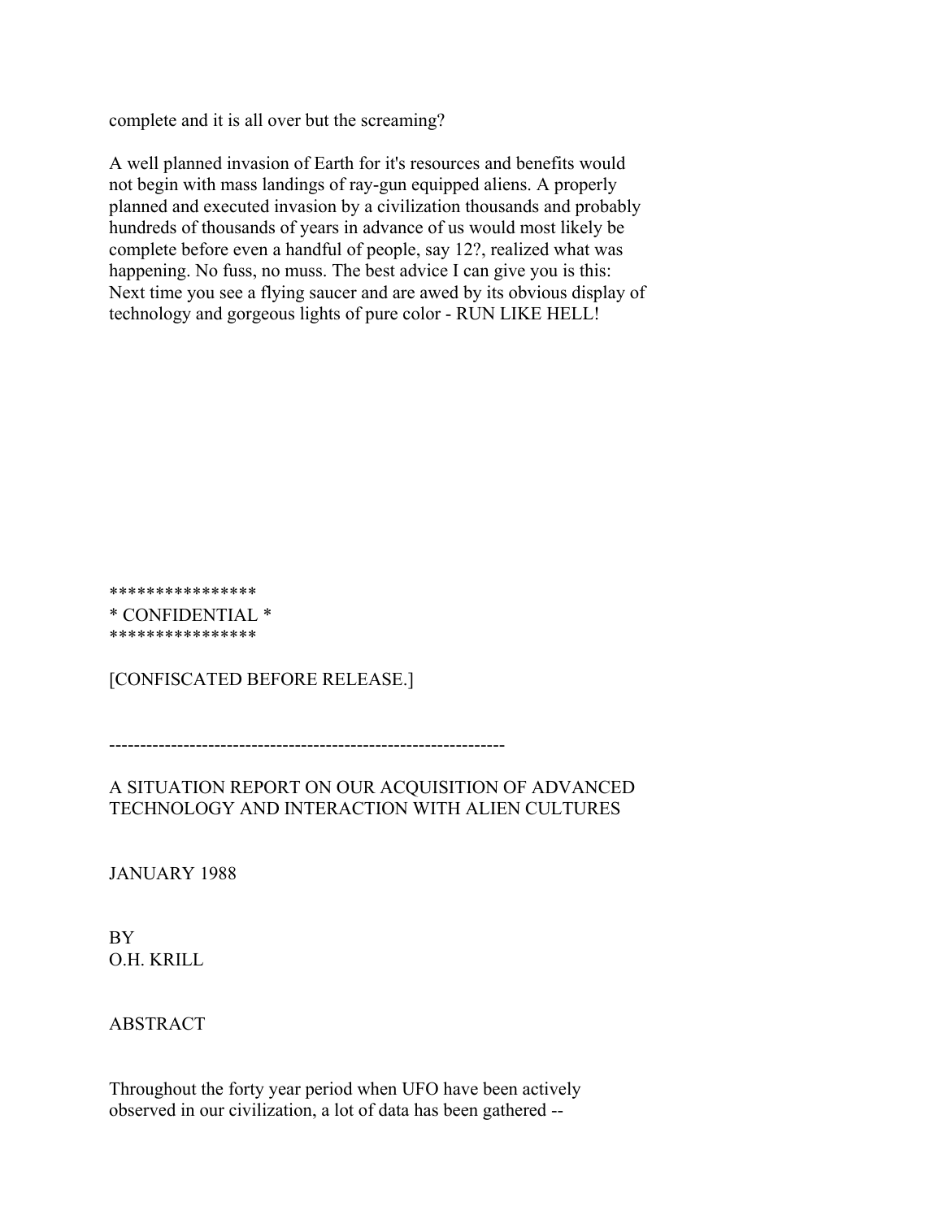complete and it is all over but the screaming?

A well planned invasion of Earth for it's resources and benefits would not begin with mass landings of ray-gun equipped aliens. A properly planned and executed invasion by a civilization thousands and probably hundreds of thousands of years in advance of us would most likely be complete before even a handful of people, say 12?, realized what was happening. No fuss, no muss. The best advice I can give you is this: Next time you see a flying saucer and are awed by its obvious display of technology and gorgeous lights of pure color - RUN LIKE HELL!

****************
* CONFIDENTIAL *
****************

[CONFISCATED BEFORE RELEASE.]

---------------------------------------------------------------

A SITUATION REPORT ON OUR ACQUISITION OF ADVANCED TECHNOLOGY AND INTERACTION WITH ALIEN CULTURES

JANUARY 1988

BY
O.H. KRILL

ABSTRACT

Throughout the forty year period when UFO have been actively observed in our civilization, a lot of data has been gathered --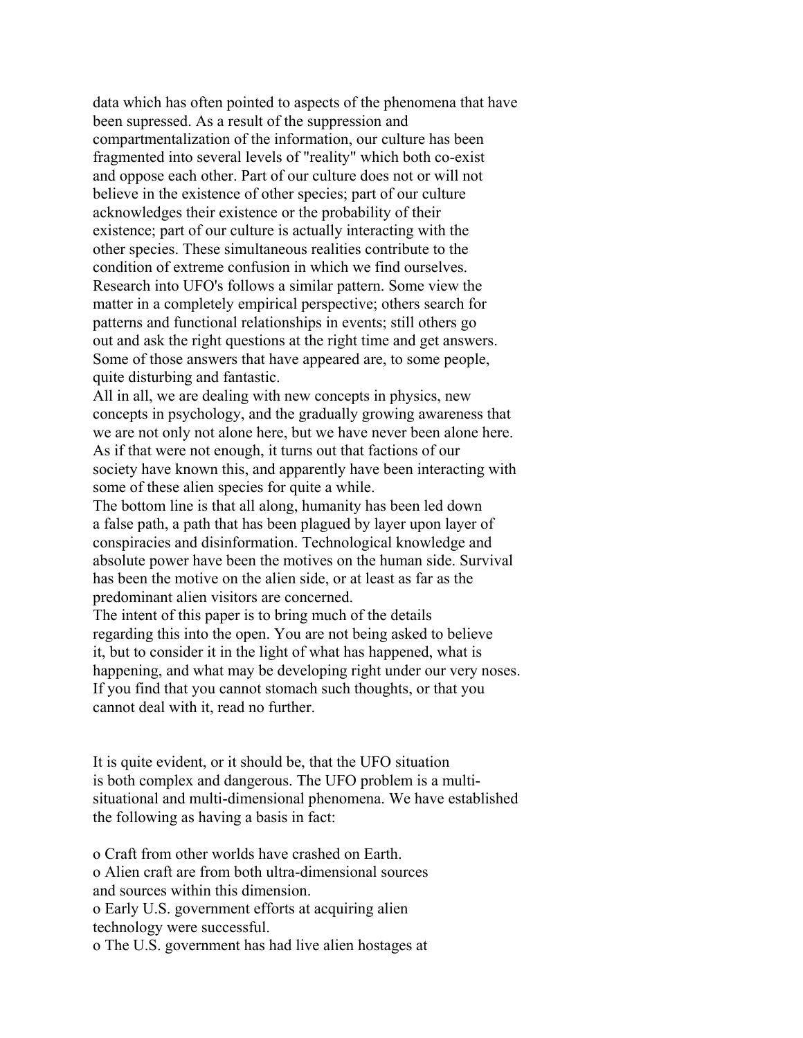data which has often pointed to aspects of the phenomena that have been supressed. As a result of the suppression and compartmentalization of the information, our culture has been fragmented into several levels of "reality" which both co-exist and oppose each other. Part of our culture does not or will not believe in the existence of other species; part of our culture acknowledges their existence or the probability of their existence; part of our culture is actually interacting with the other species. These simultaneous realities contribute to the condition of extreme confusion in which we find ourselves. Research into UFO's follows a similar pattern. Some view the matter in a completely empirical perspective; others search for patterns and functional relationships in events; still others go out and ask the right questions at the right time and get answers. Some of those answers that have appeared are, to some people, quite disturbing and fantastic.

All in all, we are dealing with new concepts in physics, new concepts in psychology, and the gradually growing awareness that we are not only not alone here, but we have never been alone here. As if that were not enough, it turns out that factions of our society have known this, and apparently have been interacting with some of these alien species for quite a while.

The bottom line is that all along, humanity has been led down a false path, a path that has been plagued by layer upon layer of conspiracies and disinformation. Technological knowledge and absolute power have been the motives on the human side. Survival has been the motive on the alien side, or at least as far as the predominant alien visitors are concerned.

The intent of this paper is to bring much of the details regarding this into the open. You are not being asked to believe it, but to consider it in the light of what has happened, what is happening, and what may be developing right under our very noses. If you find that you cannot stomach such thoughts, or that you cannot deal with it, read no further.

It is quite evident, or it should be, that the UFO situation is both complex and dangerous. The UFO problem is a multi-situational and multi-dimensional phenomena. We have established the following as having a basis in fact:

- Craft from other worlds have crashed on Earth.
- Alien craft are from both ultra-dimensional sources and sources within this dimension.
- Early U.S. government efforts at acquiring alien technology were successful.
- The U.S. government has had live alien hostages at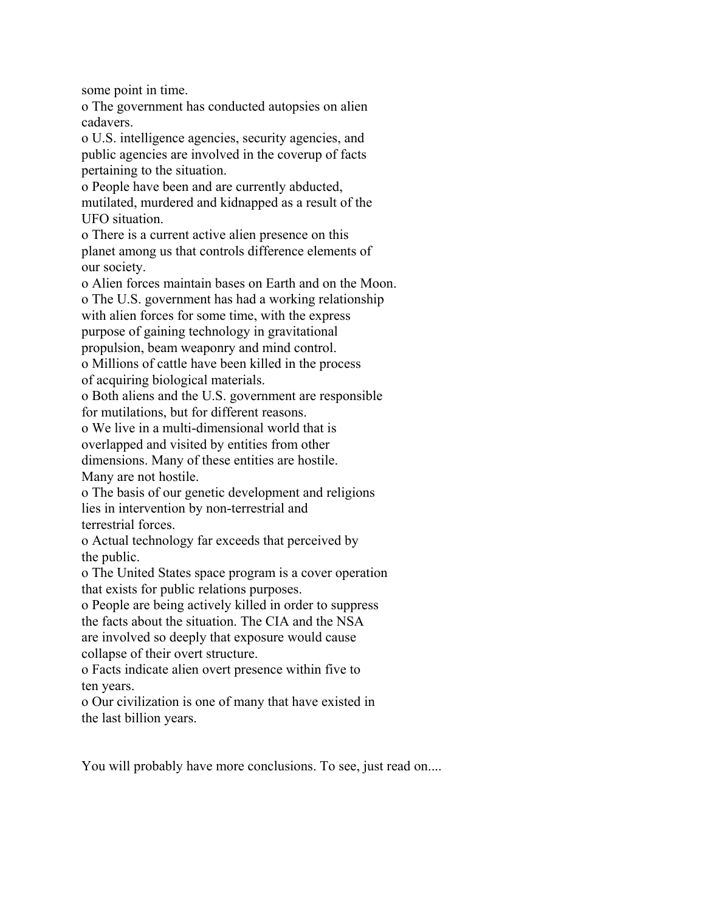some point in time.

- The government has conducted autopsies on alien cadavers.
- U.S. intelligence agencies, security agencies, and public agencies are involved in the coverup of facts pertaining to the situation.
- People have been and are currently abducted, mutilated, murdered and kidnapped as a result of the UFO situation.
- There is a current active alien presence on this planet among us that controls difference elements of our society.
- Alien forces maintain bases on Earth and on the Moon.
- The U.S. government has had a working relationship with alien forces for some time, with the express purpose of gaining technology in gravitational propulsion, beam weaponry and mind control.
- Millions of cattle have been killed in the process of acquiring biological materials.
- Both aliens and the U.S. government are responsible for mutilations, but for different reasons.
- We live in a multi-dimensional world that is overlapped and visited by entities from other dimensions. Many of these entities are hostile. Many are not hostile.
- The basis of our genetic development and religions lies in intervention by non-terrestrial and terrestrial forces.
- Actual technology far exceeds that perceived by the public.
- The United States space program is a cover operation that exists for public relations purposes.
- People are being actively killed in order to suppress the facts about the situation. The CIA and the NSA are involved so deeply that exposure would cause collapse of their overt structure.
- Facts indicate alien overt presence within five to ten years.
- Our civilization is one of many that have existed in the last billion years.

You will probably have more conclusions. To see, just read on....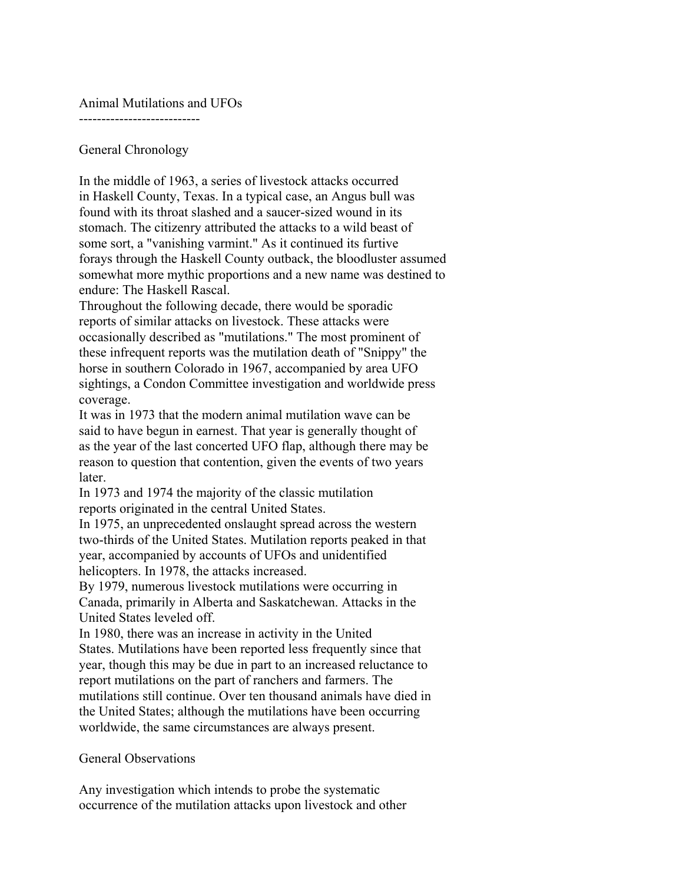# Animal Mutilations and UFOs

## General Chronology

In the middle of 1963, a series of livestock attacks occurred in Haskell County, Texas. In a typical case, an Angus bull was found with its throat slashed and a saucer-sized wound in its stomach. The citizenry attributed the attacks to a wild beast of some sort, a "vanishing varmint." As it continued its furtive forays through the Haskell County outback, the bloodluster assumed somewhat more mythic proportions and a new name was destined to endure: The Haskell Rascal.

Throughout the following decade, there would be sporadic reports of similar attacks on livestock. These attacks were occasionally described as "mutilations." The most prominent of these infrequent reports was the mutilation death of "Snippy" the horse in southern Colorado in 1967, accompanied by area UFO sightings, a Condon Committee investigation and worldwide press coverage.

It was in 1973 that the modern animal mutilation wave can be said to have begun in earnest. That year is generally thought of as the year of the last concerted UFO flap, although there may be reason to question that contention, given the events of two years later.

In 1973 and 1974 the majority of the classic mutilation reports originated in the central United States.

In 1975, an unprecedented onslaught spread across the western two-thirds of the United States. Mutilation reports peaked in that year, accompanied by accounts of UFOs and unidentified helicopters. In 1978, the attacks increased.

By 1979, numerous livestock mutilations were occurring in Canada, primarily in Alberta and Saskatchewan. Attacks in the United States leveled off.

In 1980, there was an increase in activity in the United States. Mutilations have been reported less frequently since that year, though this may be due in part to an increased reluctance to report mutilations on the part of ranchers and farmers. The mutilations still continue. Over ten thousand animals have died in the United States; although the mutilations have been occurring worldwide, the same circumstances are always present.

## General Observations

Any investigation which intends to probe the systematic occurrence of the mutilation attacks upon livestock and other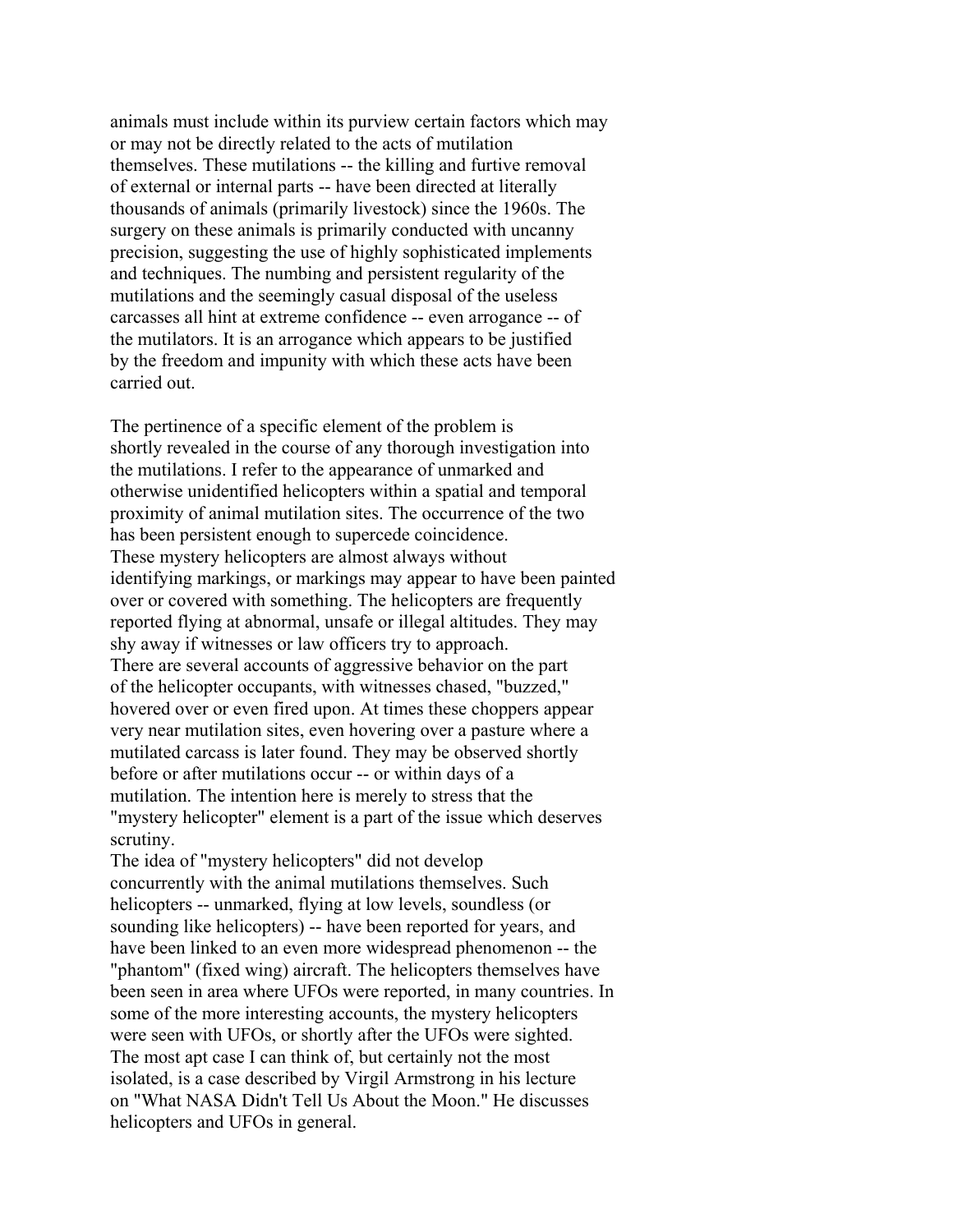animals must include within its purview certain factors which may or may not be directly related to the acts of mutilation themselves. These mutilations -- the killing and furtive removal of external or internal parts -- have been directed at literally thousands of animals (primarily livestock) since the 1960s. The surgery on these animals is primarily conducted with uncanny precision, suggesting the use of highly sophisticated implements and techniques. The numbing and persistent regularity of the mutilations and the seemingly casual disposal of the useless carcasses all hint at extreme confidence -- even arrogance -- of the mutilators. It is an arrogance which appears to be justified by the freedom and impunity with which these acts have been carried out.

The pertinence of a specific element of the problem is shortly revealed in the course of any thorough investigation into the mutilations. I refer to the appearance of unmarked and otherwise unidentified helicopters within a spatial and temporal proximity of animal mutilation sites. The occurrence of the two has been persistent enough to supercede coincidence.
These mystery helicopters are almost always without identifying markings, or markings may appear to have been painted over or covered with something. The helicopters are frequently reported flying at abnormal, unsafe or illegal altitudes. They may shy away if witnesses or law officers try to approach.
There are several accounts of aggressive behavior on the part of the helicopter occupants, with witnesses chased, "buzzed," hovered over or even fired upon. At times these choppers appear very near mutilation sites, even hovering over a pasture where a mutilated carcass is later found. They may be observed shortly before or after mutilations occur -- or within days of a mutilation. The intention here is merely to stress that the "mystery helicopter" element is a part of the issue which deserves scrutiny.
The idea of "mystery helicopters" did not develop concurrently with the animal mutilations themselves. Such helicopters -- unmarked, flying at low levels, soundless (or sounding like helicopters) -- have been reported for years, and have been linked to an even more widespread phenomenon -- the "phantom" (fixed wing) aircraft. The helicopters themselves have been seen in area where UFOs were reported, in many countries. In some of the more interesting accounts, the mystery helicopters were seen with UFOs, or shortly after the UFOs were sighted.
The most apt case I can think of, but certainly not the most isolated, is a case described by Virgil Armstrong in his lecture on "What NASA Didn't Tell Us About the Moon." He discusses helicopters and UFOs in general.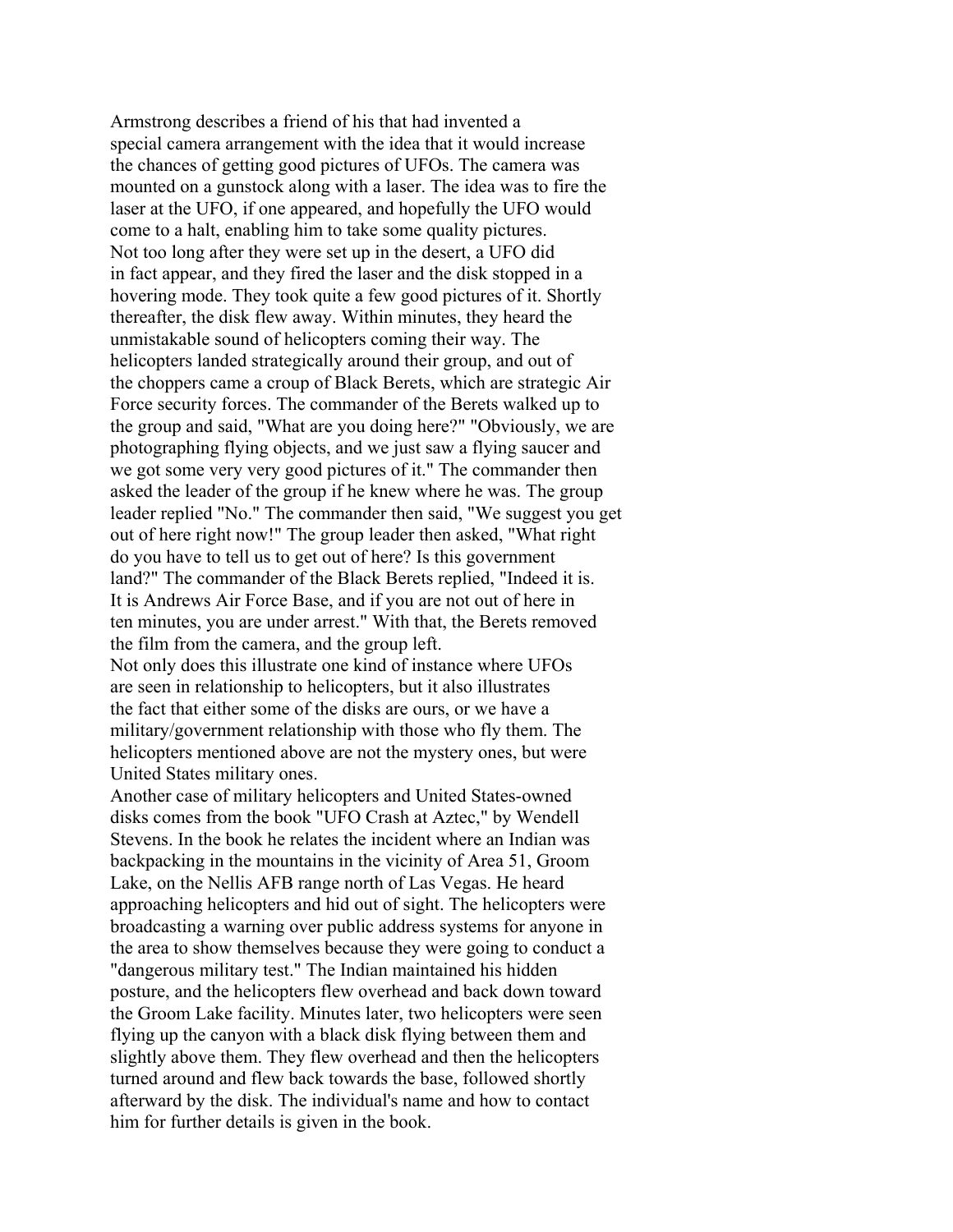Armstrong describes a friend of his that had invented a special camera arrangement with the idea that it would increase the chances of getting good pictures of UFOs. The camera was mounted on a gunstock along with a laser. The idea was to fire the laser at the UFO, if one appeared, and hopefully the UFO would come to a halt, enabling him to take some quality pictures.

Not too long after they were set up in the desert, a UFO did in fact appear, and they fired the laser and the disk stopped in a hovering mode. They took quite a few good pictures of it. Shortly thereafter, the disk flew away. Within minutes, they heard the unmistakable sound of helicopters coming their way. The helicopters landed strategically around their group, and out of the choppers came a croup of Black Berets, which are strategic Air Force security forces. The commander of the Berets walked up to the group and said, "What are you doing here?" "Obviously, we are photographing flying objects, and we just saw a flying saucer and we got some very very good pictures of it." The commander then asked the leader of the group if he knew where he was. The group leader replied "No." The commander then said, "We suggest you get out of here right now!" The group leader then asked, "What right do you have to tell us to get out of here? Is this government land?" The commander of the Black Berets replied, "Indeed it is. It is Andrews Air Force Base, and if you are not out of here in ten minutes, you are under arrest." With that, the Berets removed the film from the camera, and the group left.

Not only does this illustrate one kind of instance where UFOs are seen in relationship to helicopters, but it also illustrates the fact that either some of the disks are ours, or we have a military/government relationship with those who fly them. The helicopters mentioned above are not the mystery ones, but were United States military ones.

Another case of military helicopters and United States-owned disks comes from the book "UFO Crash at Aztec," by Wendell Stevens. In the book he relates the incident where an Indian was backpacking in the mountains in the vicinity of Area 51, Groom Lake, on the Nellis AFB range north of Las Vegas. He heard approaching helicopters and hid out of sight. The helicopters were broadcasting a warning over public address systems for anyone in the area to show themselves because they were going to conduct a "dangerous military test." The Indian maintained his hidden posture, and the helicopters flew overhead and back down toward the Groom Lake facility. Minutes later, two helicopters were seen flying up the canyon with a black disk flying between them and slightly above them. They flew overhead and then the helicopters turned around and flew back towards the base, followed shortly afterward by the disk. The individual's name and how to contact him for further details is given in the book.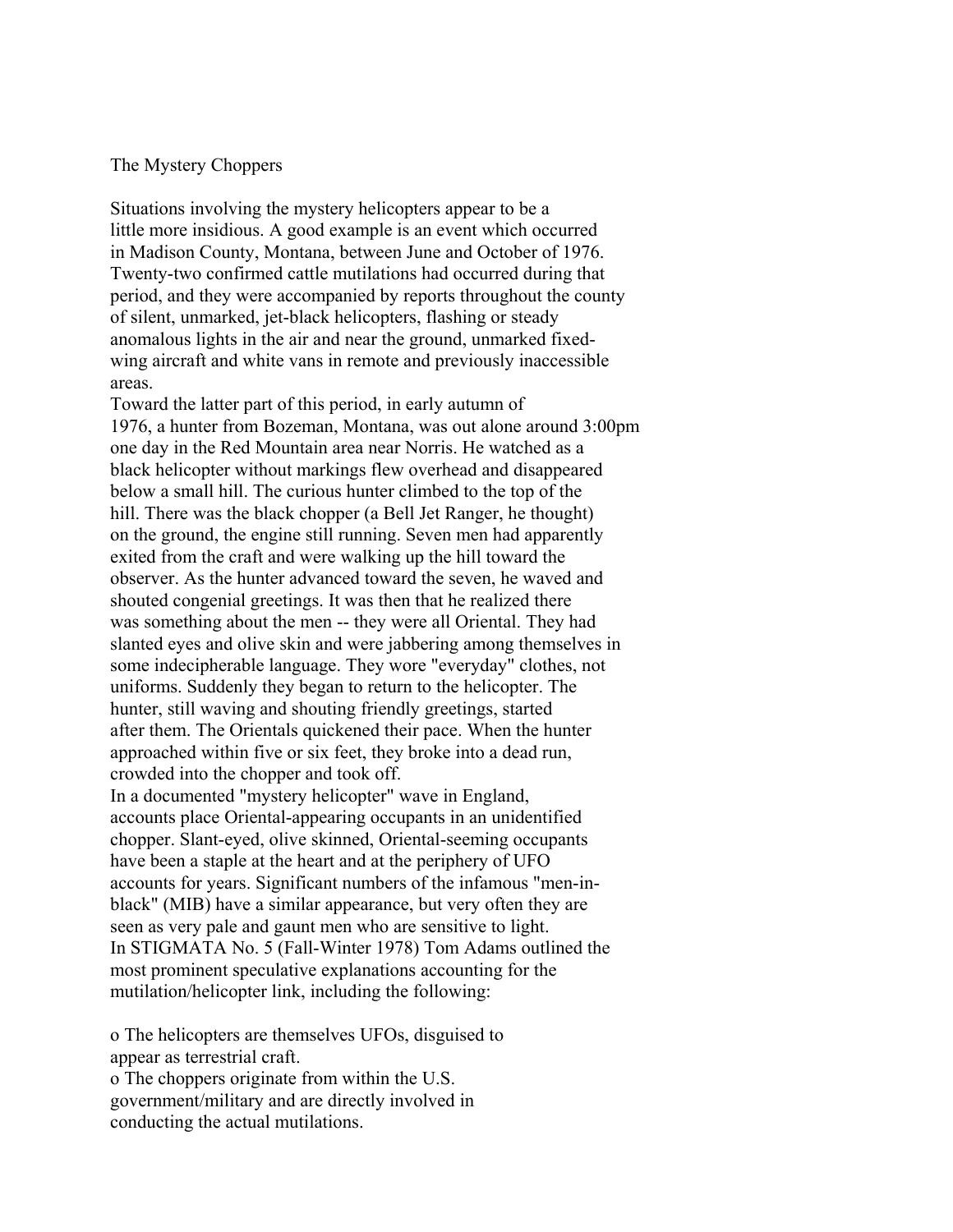## The Mystery Choppers

Situations involving the mystery helicopters appear to be a little more insidious. A good example is an event which occurred in Madison County, Montana, between June and October of 1976. Twenty-two confirmed cattle mutilations had occurred during that period, and they were accompanied by reports throughout the county of silent, unmarked, jet-black helicopters, flashing or steady anomalous lights in the air and near the ground, unmarked fixed-wing aircraft and white vans in remote and previously inaccessible areas.

Toward the latter part of this period, in early autumn of 1976, a hunter from Bozeman, Montana, was out alone around 3:00pm one day in the Red Mountain area near Norris. He watched as a black helicopter without markings flew overhead and disappeared below a small hill. The curious hunter climbed to the top of the hill. There was the black chopper (a Bell Jet Ranger, he thought) on the ground, the engine still running. Seven men had apparently exited from the craft and were walking up the hill toward the observer. As the hunter advanced toward the seven, he waved and shouted congenial greetings. It was then that he realized there was something about the men -- they were all Oriental. They had slanted eyes and olive skin and were jabbering among themselves in some indecipherable language. They wore "everyday" clothes, not uniforms. Suddenly they began to return to the helicopter. The hunter, still waving and shouting friendly greetings, started after them. The Orientals quickened their pace. When the hunter approached within five or six feet, they broke into a dead run, crowded into the chopper and took off.

In a documented "mystery helicopter" wave in England, accounts place Oriental-appearing occupants in an unidentified chopper. Slant-eyed, olive skinned, Oriental-seeming occupants have been a staple at the heart and at the periphery of UFO accounts for years. Significant numbers of the infamous "men-in-black" (MIB) have a similar appearance, but very often they are seen as very pale and gaunt men who are sensitive to light.

In STIGMATA No. 5 (Fall-Winter 1978) Tom Adams outlined the most prominent speculative explanations accounting for the mutilation/helicopter link, including the following:

- The helicopters are themselves UFOs, disguised to appear as terrestrial craft.
- The choppers originate from within the U.S. government/military and are directly involved in conducting the actual mutilations.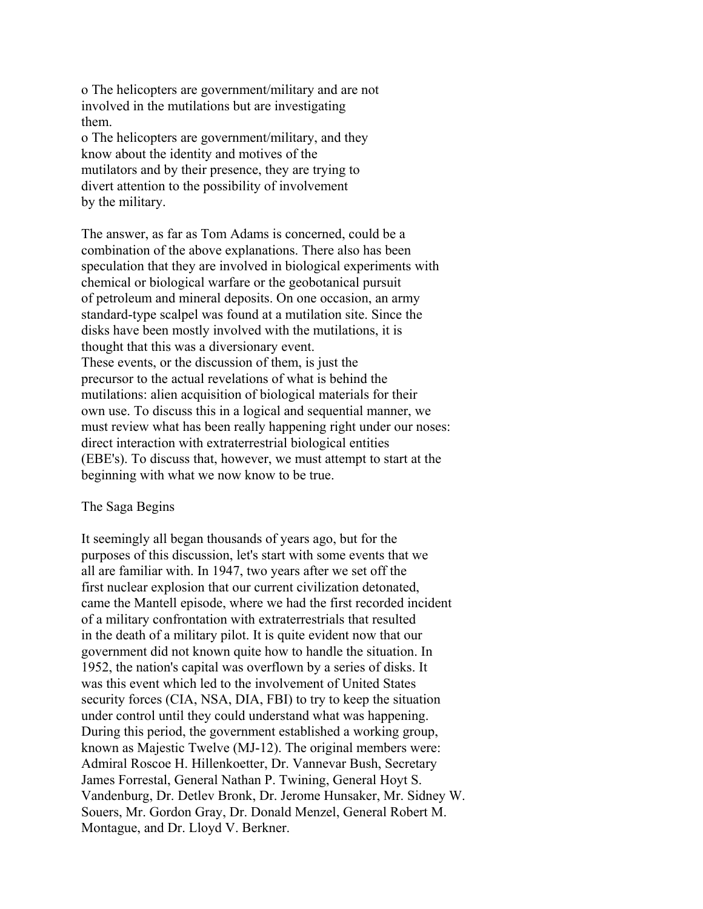- The helicopters are government/military and are not involved in the mutilations but are investigating them.
- The helicopters are government/military, and they know about the identity and motives of the mutilators and by their presence, they are trying to divert attention to the possibility of involvement by the military.

The answer, as far as Tom Adams is concerned, could be a combination of the above explanations. There also has been speculation that they are involved in biological experiments with chemical or biological warfare or the geobotanical pursuit of petroleum and mineral deposits. On one occasion, an army standard-type scalpel was found at a mutilation site. Since the disks have been mostly involved with the mutilations, it is thought that this was a diversionary event.
These events, or the discussion of them, is just the precursor to the actual revelations of what is behind the mutilations: alien acquisition of biological materials for their own use. To discuss this in a logical and sequential manner, we must review what has been really happening right under our noses: direct interaction with extraterrestrial biological entities (EBE's). To discuss that, however, we must attempt to start at the beginning with what we now know to be true.

## The Saga Begins

It seemingly all began thousands of years ago, but for the purposes of this discussion, let's start with some events that we all are familiar with. In 1947, two years after we set off the first nuclear explosion that our current civilization detonated, came the Mantell episode, where we had the first recorded incident of a military confrontation with extraterrestrials that resulted in the death of a military pilot. It is quite evident now that our government did not known quite how to handle the situation. In 1952, the nation's capital was overflown by a series of disks. It was this event which led to the involvement of United States security forces (CIA, NSA, DIA, FBI) to try to keep the situation under control until they could understand what was happening. During this period, the government established a working group, known as Majestic Twelve (MJ-12). The original members were: Admiral Roscoe H. Hillenkoetter, Dr. Vannevar Bush, Secretary James Forrestal, General Nathan P. Twining, General Hoyt S. Vandenburg, Dr. Detlev Bronk, Dr. Jerome Hunsaker, Mr. Sidney W. Souers, Mr. Gordon Gray, Dr. Donald Menzel, General Robert M. Montague, and Dr. Lloyd V. Berkner.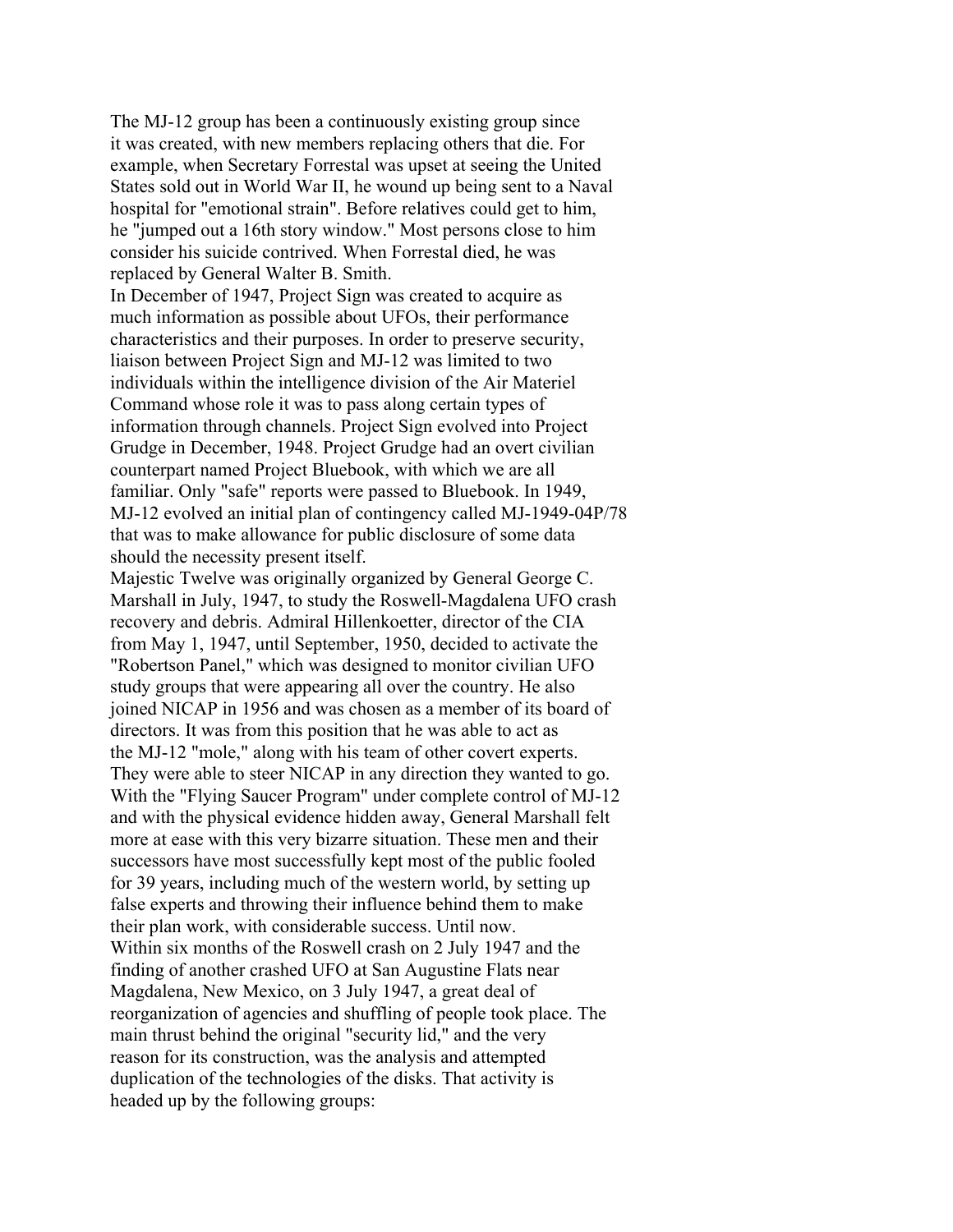The MJ-12 group has been a continuously existing group since it was created, with new members replacing others that die. For example, when Secretary Forrestal was upset at seeing the United States sold out in World War II, he wound up being sent to a Naval hospital for "emotional strain". Before relatives could get to him, he "jumped out a 16th story window." Most persons close to him consider his suicide contrived. When Forrestal died, he was replaced by General Walter B. Smith.

In December of 1947, Project Sign was created to acquire as much information as possible about UFOs, their performance characteristics and their purposes. In order to preserve security, liaison between Project Sign and MJ-12 was limited to two individuals within the intelligence division of the Air Materiel Command whose role it was to pass along certain types of information through channels. Project Sign evolved into Project Grudge in December, 1948. Project Grudge had an overt civilian counterpart named Project Bluebook, with which we are all familiar. Only "safe" reports were passed to Bluebook. In 1949, MJ-12 evolved an initial plan of contingency called MJ-1949-04P/78 that was to make allowance for public disclosure of some data should the necessity present itself.

Majestic Twelve was originally organized by General George C. Marshall in July, 1947, to study the Roswell-Magdalena UFO crash recovery and debris. Admiral Hillenkoetter, director of the CIA from May 1, 1947, until September, 1950, decided to activate the "Robertson Panel," which was designed to monitor civilian UFO study groups that were appearing all over the country. He also joined NICAP in 1956 and was chosen as a member of its board of directors. It was from this position that he was able to act as the MJ-12 "mole," along with his team of other covert experts. They were able to steer NICAP in any direction they wanted to go. With the "Flying Saucer Program" under complete control of MJ-12 and with the physical evidence hidden away, General Marshall felt more at ease with this very bizarre situation. These men and their successors have most successfully kept most of the public fooled for 39 years, including much of the western world, by setting up false experts and throwing their influence behind them to make their plan work, with considerable success. Until now.

Within six months of the Roswell crash on 2 July 1947 and the finding of another crashed UFO at San Augustine Flats near Magdalena, New Mexico, on 3 July 1947, a great deal of reorganization of agencies and shuffling of people took place. The main thrust behind the original "security lid," and the very reason for its construction, was the analysis and attempted duplication of the technologies of the disks. That activity is headed up by the following groups: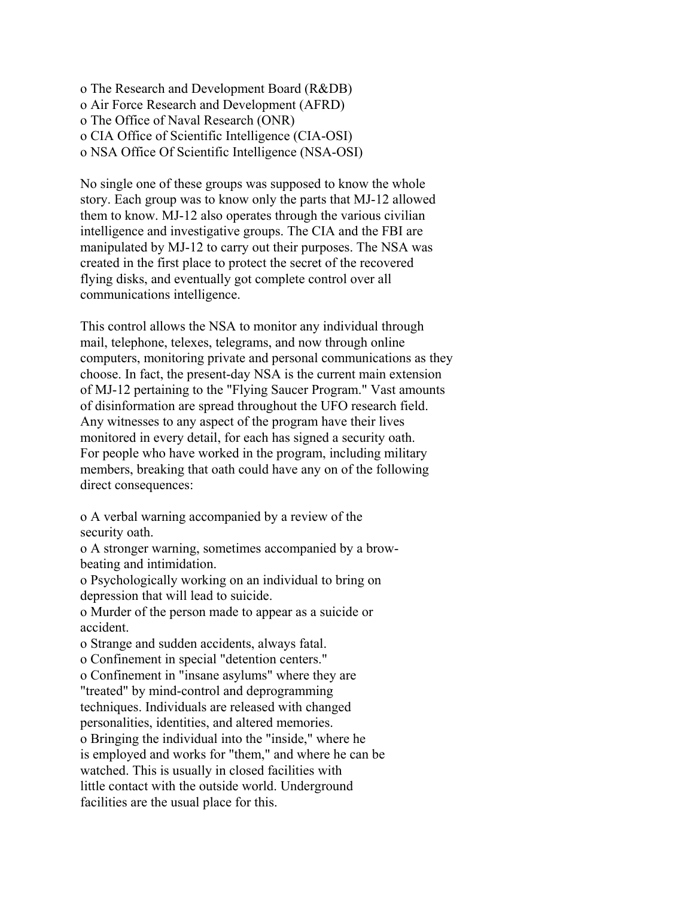- The Research and Development Board (R&DB)
- Air Force Research and Development (AFRD)
- The Office of Naval Research (ONR)
- CIA Office of Scientific Intelligence (CIA-OSI)
- NSA Office Of Scientific Intelligence (NSA-OSI)

No single one of these groups was supposed to know the whole story. Each group was to know only the parts that MJ-12 allowed them to know. MJ-12 also operates through the various civilian intelligence and investigative groups. The CIA and the FBI are manipulated by MJ-12 to carry out their purposes. The NSA was created in the first place to protect the secret of the recovered flying disks, and eventually got complete control over all communications intelligence.

This control allows the NSA to monitor any individual through mail, telephone, telexes, telegrams, and now through online computers, monitoring private and personal communications as they choose. In fact, the present-day NSA is the current main extension of MJ-12 pertaining to the "Flying Saucer Program." Vast amounts of disinformation are spread throughout the UFO research field. Any witnesses to any aspect of the program have their lives monitored in every detail, for each has signed a security oath. For people who have worked in the program, including military members, breaking that oath could have any on of the following direct consequences:

- A verbal warning accompanied by a review of the security oath.
- A stronger warning, sometimes accompanied by a brow-beating and intimidation.
- Psychologically working on an individual to bring on depression that will lead to suicide.
- Murder of the person made to appear as a suicide or accident.
- Strange and sudden accidents, always fatal.
- Confinement in special "detention centers."
- Confinement in "insane asylums" where they are "treated" by mind-control and deprogramming techniques. Individuals are released with changed personalities, identities, and altered memories.
- Bringing the individual into the "inside," where he is employed and works for "them," and where he can be watched. This is usually in closed facilities with little contact with the outside world. Underground facilities are the usual place for this.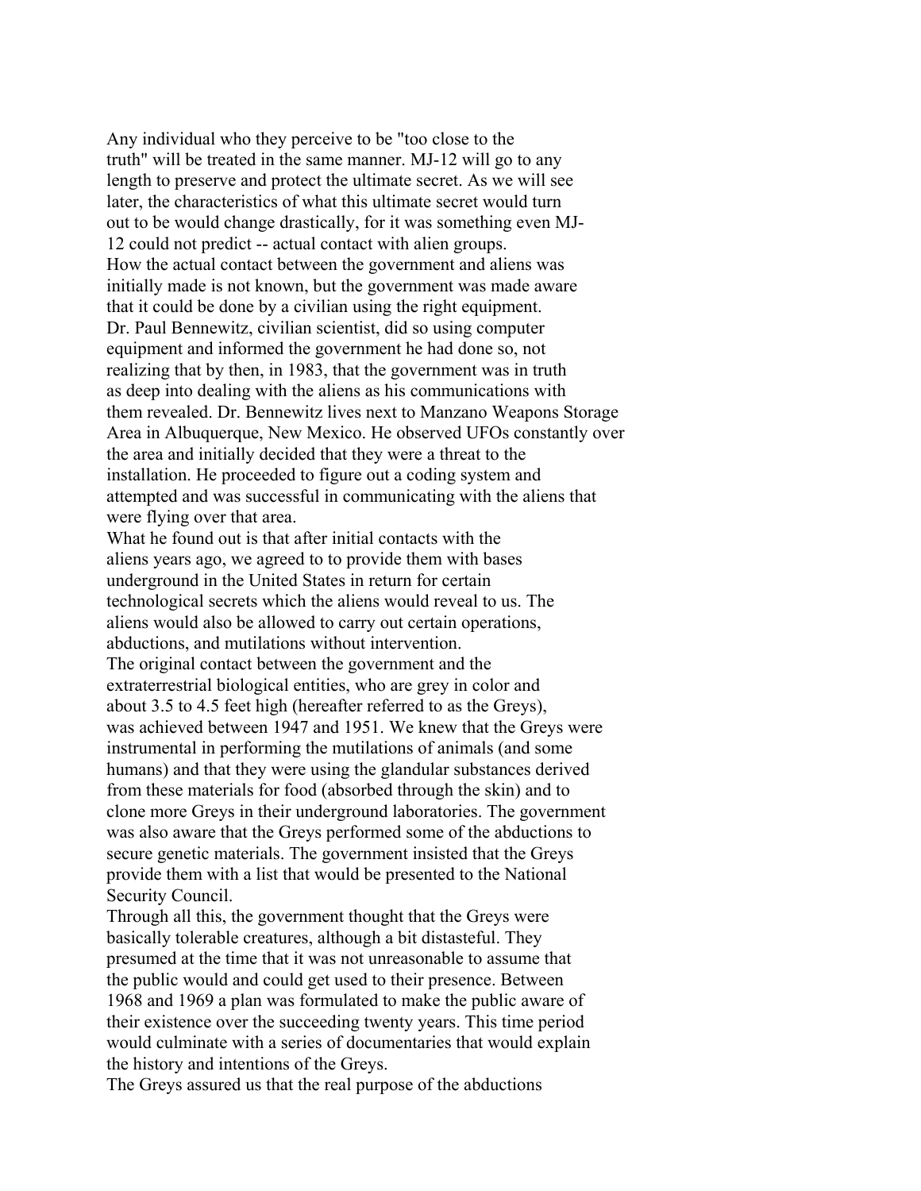Any individual who they perceive to be "too close to the truth" will be treated in the same manner. MJ-12 will go to any length to preserve and protect the ultimate secret. As we will see later, the characteristics of what this ultimate secret would turn out to be would change drastically, for it was something even MJ-12 could not predict -- actual contact with alien groups.

How the actual contact between the government and aliens was initially made is not known, but the government was made aware that it could be done by a civilian using the right equipment. Dr. Paul Bennewitz, civilian scientist, did so using computer equipment and informed the government he had done so, not realizing that by then, in 1983, that the government was in truth as deep into dealing with the aliens as his communications with them revealed. Dr. Bennewitz lives next to Manzano Weapons Storage Area in Albuquerque, New Mexico. He observed UFOs constantly over the area and initially decided that they were a threat to the installation. He proceeded to figure out a coding system and attempted and was successful in communicating with the aliens that were flying over that area.

What he found out is that after initial contacts with the aliens years ago, we agreed to to provide them with bases underground in the United States in return for certain technological secrets which the aliens would reveal to us. The aliens would also be allowed to carry out certain operations, abductions, and mutilations without intervention.

The original contact between the government and the extraterrestrial biological entities, who are grey in color and about 3.5 to 4.5 feet high (hereafter referred to as the Greys), was achieved between 1947 and 1951. We knew that the Greys were instrumental in performing the mutilations of animals (and some humans) and that they were using the glandular substances derived from these materials for food (absorbed through the skin) and to clone more Greys in their underground laboratories. The government was also aware that the Greys performed some of the abductions to secure genetic materials. The government insisted that the Greys provide them with a list that would be presented to the National Security Council.

Through all this, the government thought that the Greys were basically tolerable creatures, although a bit distasteful. They presumed at the time that it was not unreasonable to assume that the public would and could get used to their presence. Between 1968 and 1969 a plan was formulated to make the public aware of their existence over the succeeding twenty years. This time period would culminate with a series of documentaries that would explain the history and intentions of the Greys.

The Greys assured us that the real purpose of the abductions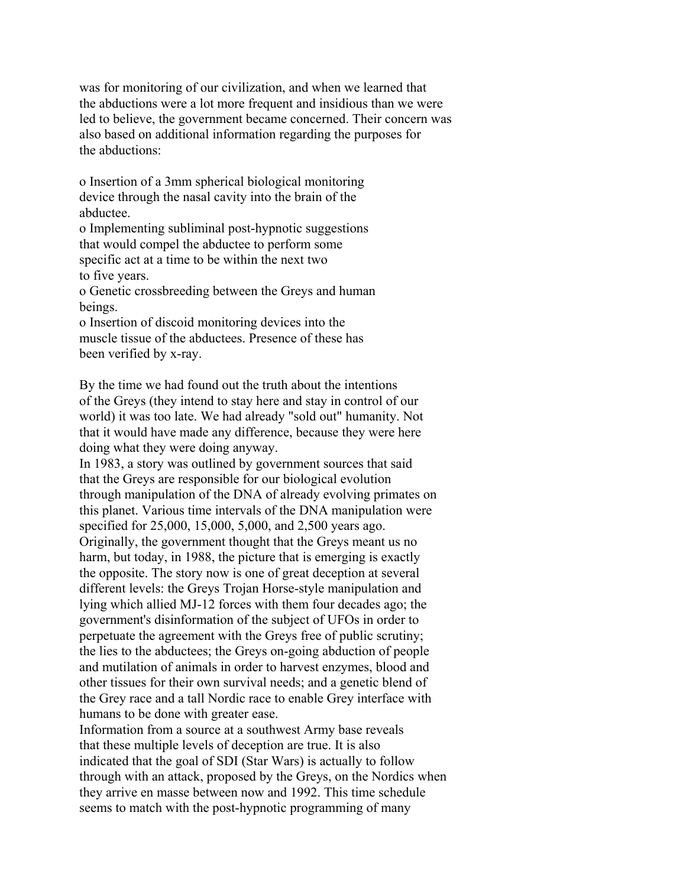was for monitoring of our civilization, and when we learned that the abductions were a lot more frequent and insidious than we were led to believe, the government became concerned. Their concern was also based on additional information regarding the purposes for the abductions:

o Insertion of a 3mm spherical biological monitoring device through the nasal cavity into the brain of the abductee.
o Implementing subliminal post-hypnotic suggestions that would compel the abductee to perform some specific act at a time to be within the next two to five years.
o Genetic crossbreeding between the Greys and human beings.
o Insertion of discoid monitoring devices into the muscle tissue of the abductees. Presence of these has been verified by x-ray.

By the time we had found out the truth about the intentions of the Greys (they intend to stay here and stay in control of our world) it was too late. We had already "sold out" humanity. Not that it would have made any difference, because they were here doing what they were doing anyway.
In 1983, a story was outlined by government sources that said that the Greys are responsible for our biological evolution through manipulation of the DNA of already evolving primates on this planet. Various time intervals of the DNA manipulation were specified for 25,000, 15,000, 5,000, and 2,500 years ago. Originally, the government thought that the Greys meant us no harm, but today, in 1988, the picture that is emerging is exactly the opposite. The story now is one of great deception at several different levels: the Greys Trojan Horse-style manipulation and lying which allied MJ-12 forces with them four decades ago; the government's disinformation of the subject of UFOs in order to perpetuate the agreement with the Greys free of public scrutiny; the lies to the abductees; the Greys on-going abduction of people and mutilation of animals in order to harvest enzymes, blood and other tissues for their own survival needs; and a genetic blend of the Grey race and a tall Nordic race to enable Grey interface with humans to be done with greater ease.
Information from a source at a southwest Army base reveals that these multiple levels of deception are true. It is also indicated that the goal of SDI (Star Wars) is actually to follow through with an attack, proposed by the Greys, on the Nordics when they arrive en masse between now and 1992. This time schedule seems to match with the post-hypnotic programming of many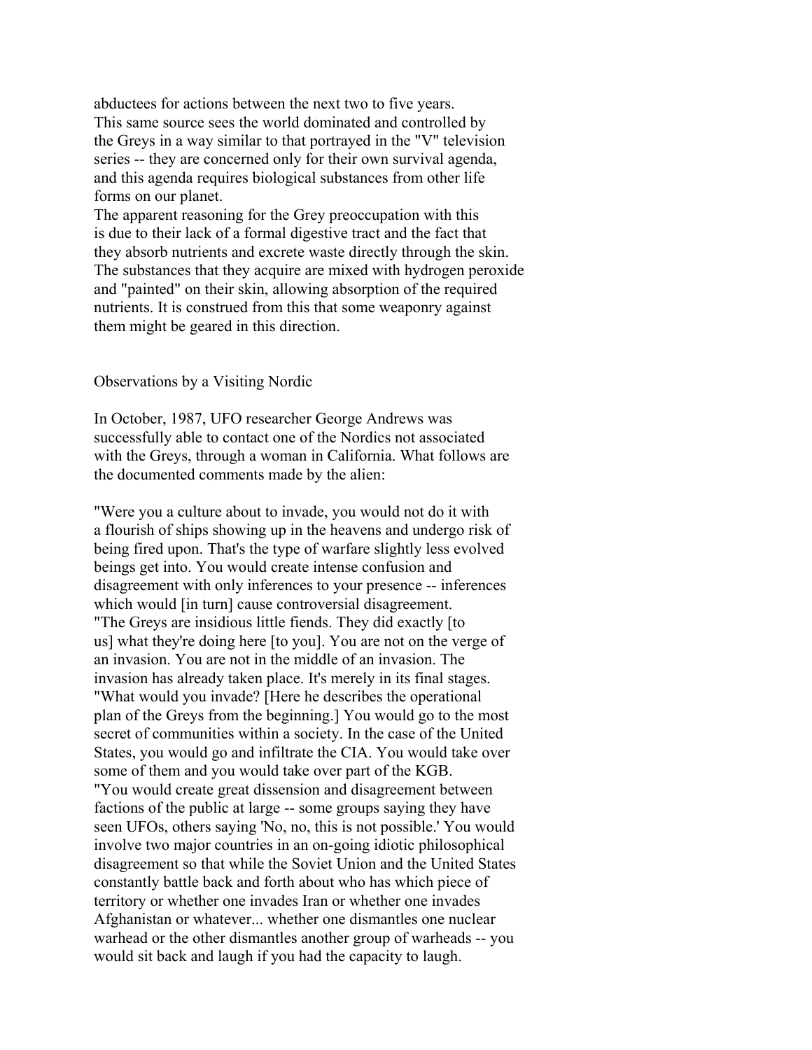abductees for actions between the next two to five years. This same source sees the world dominated and controlled by the Greys in a way similar to that portrayed in the "V" television series -- they are concerned only for their own survival agenda, and this agenda requires biological substances from other life forms on our planet.

The apparent reasoning for the Grey preoccupation with this is due to their lack of a formal digestive tract and the fact that they absorb nutrients and excrete waste directly through the skin. The substances that they acquire are mixed with hydrogen peroxide and "painted" on their skin, allowing absorption of the required nutrients. It is construed from this that some weaponry against them might be geared in this direction.

## Observations by a Visiting Nordic

In October, 1987, UFO researcher George Andrews was successfully able to contact one of the Nordics not associated with the Greys, through a woman in California. What follows are the documented comments made by the alien:

"Were you a culture about to invade, you would not do it with a flourish of ships showing up in the heavens and undergo risk of being fired upon. That's the type of warfare slightly less evolved beings get into. You would create intense confusion and disagreement with only inferences to your presence -- inferences which would [in turn] cause controversial disagreement.

"The Greys are insidious little fiends. They did exactly [to us] what they're doing here [to you]. You are not on the verge of an invasion. You are not in the middle of an invasion. The invasion has already taken place. It's merely in its final stages.

"What would you invade? [Here he describes the operational plan of the Greys from the beginning.] You would go to the most secret of communities within a society. In the case of the United States, you would go and infiltrate the CIA. You would take over some of them and you would take over part of the KGB.

"You would create great dissension and disagreement between factions of the public at large -- some groups saying they have seen UFOs, others saying 'No, no, this is not possible.' You would involve two major countries in an on-going idiotic philosophical disagreement so that while the Soviet Union and the United States constantly battle back and forth about who has which piece of territory or whether one invades Iran or whether one invades Afghanistan or whatever... whether one dismantles one nuclear warhead or the other dismantles another group of warheads -- you would sit back and laugh if you had the capacity to laugh.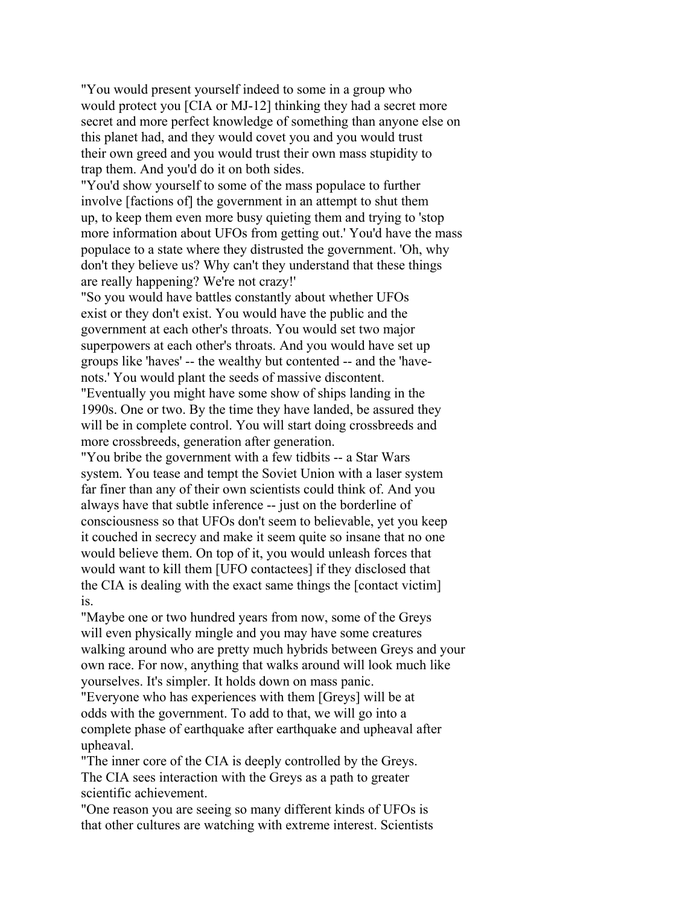"You would present yourself indeed to some in a group who would protect you [CIA or MJ-12] thinking they had a secret more secret and more perfect knowledge of something than anyone else on this planet had, and they would covet you and you would trust their own greed and you would trust their own mass stupidity to trap them. And you'd do it on both sides.

"You'd show yourself to some of the mass populace to further involve [factions of] the government in an attempt to shut them up, to keep them even more busy quieting them and trying to 'stop more information about UFOs from getting out.' You'd have the mass populace to a state where they distrusted the government. 'Oh, why don't they believe us? Why can't they understand that these things are really happening? We're not crazy!'

"So you would have battles constantly about whether UFOs exist or they don't exist. You would have the public and the government at each other's throats. You would set two major superpowers at each other's throats. And you would have set up groups like 'haves' -- the wealthy but contented -- and the 'have-nots.' You would plant the seeds of massive discontent.

"Eventually you might have some show of ships landing in the 1990s. One or two. By the time they have landed, be assured they will be in complete control. You will start doing crossbreeds and more crossbreeds, generation after generation.

"You bribe the government with a few tidbits -- a Star Wars system. You tease and tempt the Soviet Union with a laser system far finer than any of their own scientists could think of. And you always have that subtle inference -- just on the borderline of consciousness so that UFOs don't seem to believable, yet you keep it couched in secrecy and make it seem quite so insane that no one would believe them. On top of it, you would unleash forces that would want to kill them [UFO contactees] if they disclosed that the CIA is dealing with the exact same things the [contact victim] is.

"Maybe one or two hundred years from now, some of the Greys will even physically mingle and you may have some creatures walking around who are pretty much hybrids between Greys and your own race. For now, anything that walks around will look much like yourselves. It's simpler. It holds down on mass panic.

"Everyone who has experiences with them [Greys] will be at odds with the government. To add to that, we will go into a complete phase of earthquake after earthquake and upheaval after upheaval.

"The inner core of the CIA is deeply controlled by the Greys. The CIA sees interaction with the Greys as a path to greater scientific achievement.

"One reason you are seeing so many different kinds of UFOs is that other cultures are watching with extreme interest. Scientists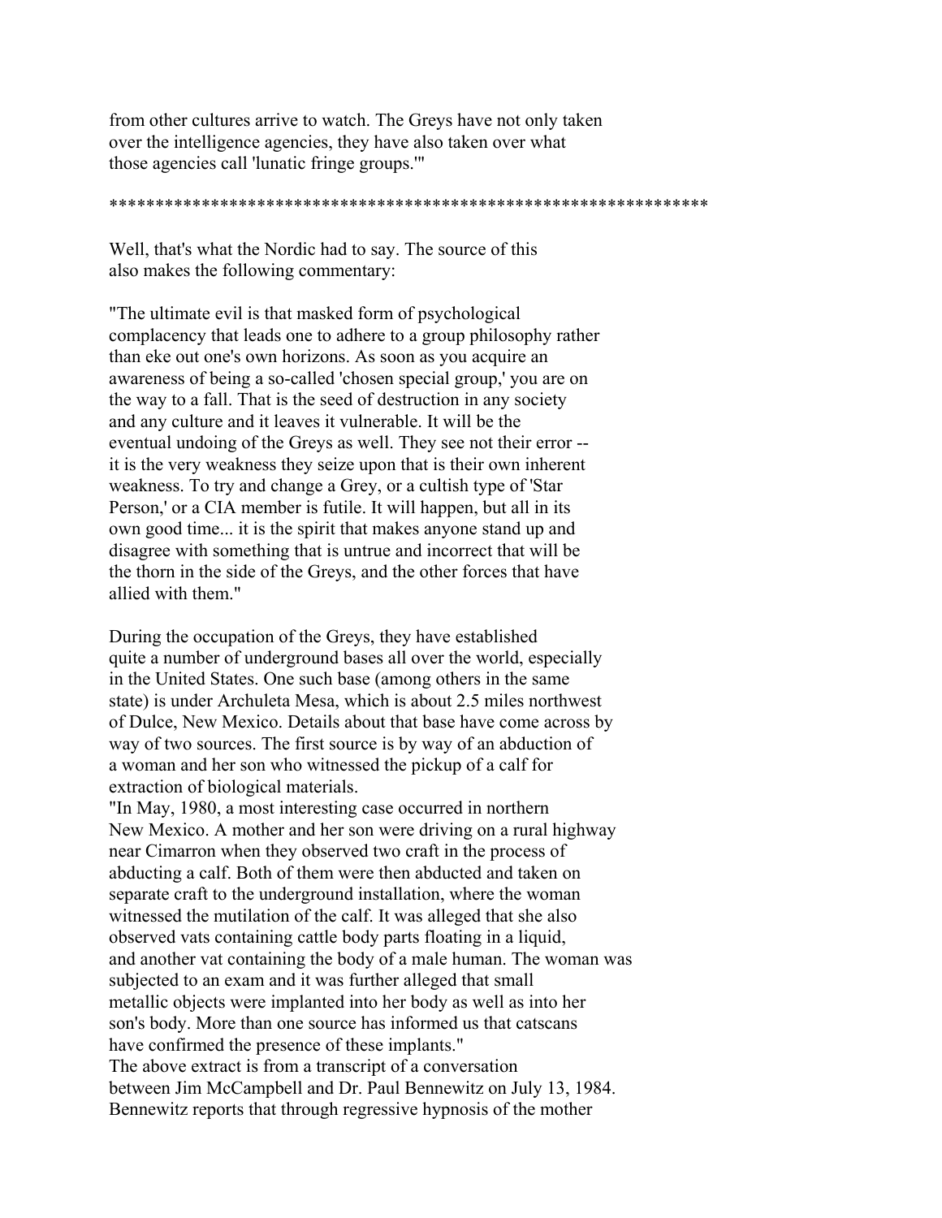from other cultures arrive to watch. The Greys have not only taken over the intelligence agencies, they have also taken over what those agencies call 'lunatic fringe groups.'"

*****************************************************************

Well, that's what the Nordic had to say. The source of this also makes the following commentary:

"The ultimate evil is that masked form of psychological complacency that leads one to adhere to a group philosophy rather than eke out one's own horizons. As soon as you acquire an awareness of being a so-called 'chosen special group,' you are on the way to a fall. That is the seed of destruction in any society and any culture and it leaves it vulnerable. It will be the eventual undoing of the Greys as well. They see not their error -- it is the very weakness they seize upon that is their own inherent weakness. To try and change a Grey, or a cultish type of 'Star Person,' or a CIA member is futile. It will happen, but all in its own good time... it is the spirit that makes anyone stand up and disagree with something that is untrue and incorrect that will be the thorn in the side of the Greys, and the other forces that have allied with them."

During the occupation of the Greys, they have established quite a number of underground bases all over the world, especially in the United States. One such base (among others in the same state) is under Archuleta Mesa, which is about 2.5 miles northwest of Dulce, New Mexico. Details about that base have come across by way of two sources. The first source is by way of an abduction of a woman and her son who witnessed the pickup of a calf for extraction of biological materials.

"In May, 1980, a most interesting case occurred in northern New Mexico. A mother and her son were driving on a rural highway near Cimarron when they observed two craft in the process of abducting a calf. Both of them were then abducted and taken on separate craft to the underground installation, where the woman witnessed the mutilation of the calf. It was alleged that she also observed vats containing cattle body parts floating in a liquid, and another vat containing the body of a male human. The woman was subjected to an exam and it was further alleged that small metallic objects were implanted into her body as well as into her son's body. More than one source has informed us that catscans have confirmed the presence of these implants."

The above extract is from a transcript of a conversation between Jim McCampbell and Dr. Paul Bennewitz on July 13, 1984. Bennewitz reports that through regressive hypnosis of the mother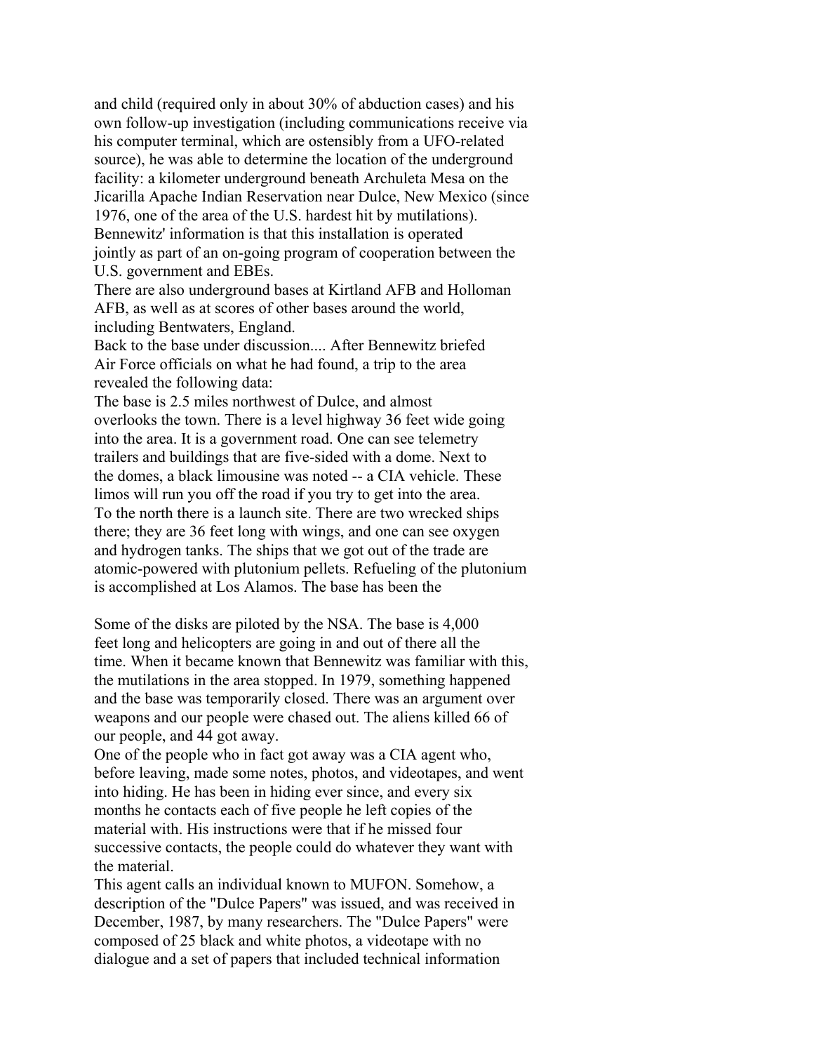and child (required only in about 30% of abduction cases) and his own follow-up investigation (including communications receive via his computer terminal, which are ostensibly from a UFO-related source), he was able to determine the location of the underground facility: a kilometer underground beneath Archuleta Mesa on the Jicarilla Apache Indian Reservation near Dulce, New Mexico (since 1976, one of the area of the U.S. hardest hit by mutilations). Bennewitz' information is that this installation is operated jointly as part of an on-going program of cooperation between the U.S. government and EBEs.

There are also underground bases at Kirtland AFB and Holloman AFB, as well as at scores of other bases around the world, including Bentwaters, England.

Back to the base under discussion.... After Bennewitz briefed Air Force officials on what he had found, a trip to the area revealed the following data:

The base is 2.5 miles northwest of Dulce, and almost overlooks the town. There is a level highway 36 feet wide going into the area. It is a government road. One can see telemetry trailers and buildings that are five-sided with a dome. Next to the domes, a black limousine was noted -- a CIA vehicle. These limos will run you off the road if you try to get into the area. To the north there is a launch site. There are two wrecked ships there; they are 36 feet long with wings, and one can see oxygen and hydrogen tanks. The ships that we got out of the trade are atomic-powered with plutonium pellets. Refueling of the plutonium is accomplished at Los Alamos. The base has been the

Some of the disks are piloted by the NSA. The base is 4,000 feet long and helicopters are going in and out of there all the time. When it became known that Bennewitz was familiar with this, the mutilations in the area stopped. In 1979, something happened and the base was temporarily closed. There was an argument over weapons and our people were chased out. The aliens killed 66 of our people, and 44 got away.

One of the people who in fact got away was a CIA agent who, before leaving, made some notes, photos, and videotapes, and went into hiding. He has been in hiding ever since, and every six months he contacts each of five people he left copies of the material with. His instructions were that if he missed four successive contacts, the people could do whatever they want with the material.

This agent calls an individual known to MUFON. Somehow, a description of the "Dulce Papers" was issued, and was received in December, 1987, by many researchers. The "Dulce Papers" were composed of 25 black and white photos, a videotape with no dialogue and a set of papers that included technical information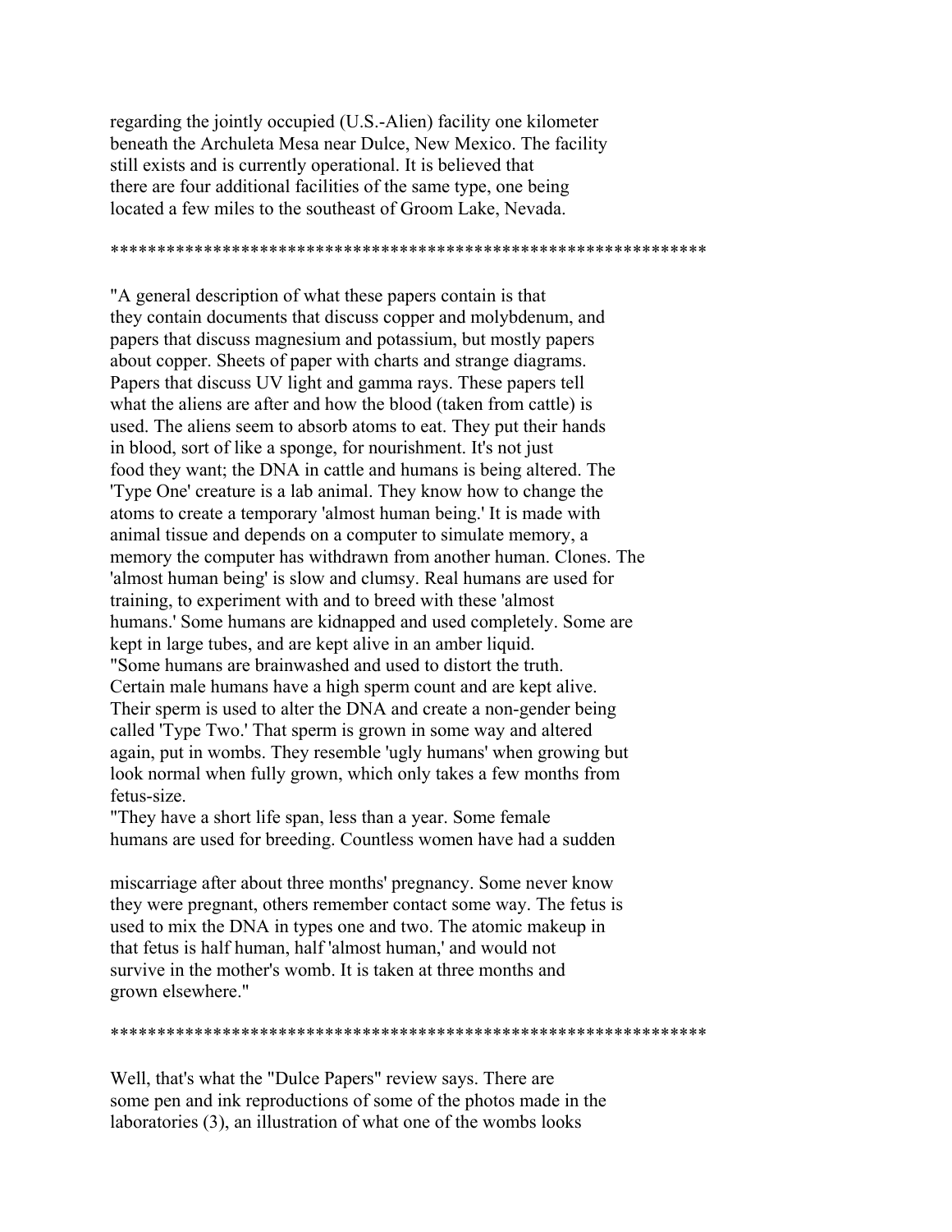regarding the jointly occupied (U.S.-Alien) facility one kilometer beneath the Archuleta Mesa near Dulce, New Mexico. The facility still exists and is currently operational. It is believed that there are four additional facilities of the same type, one being located a few miles to the southeast of Groom Lake, Nevada.

*****************************************************************

"A general description of what these papers contain is that they contain documents that discuss copper and molybdenum, and papers that discuss magnesium and potassium, but mostly papers about copper. Sheets of paper with charts and strange diagrams. Papers that discuss UV light and gamma rays. These papers tell what the aliens are after and how the blood (taken from cattle) is used. The aliens seem to absorb atoms to eat. They put their hands in blood, sort of like a sponge, for nourishment. It's not just food they want; the DNA in cattle and humans is being altered. The 'Type One' creature is a lab animal. They know how to change the atoms to create a temporary 'almost human being.' It is made with animal tissue and depends on a computer to simulate memory, a memory the computer has withdrawn from another human. Clones. The 'almost human being' is slow and clumsy. Real humans are used for training, to experiment with and to breed with these 'almost humans.' Some humans are kidnapped and used completely. Some are kept in large tubes, and are kept alive in an amber liquid.

"Some humans are brainwashed and used to distort the truth. Certain male humans have a high sperm count and are kept alive. Their sperm is used to alter the DNA and create a non-gender being called 'Type Two.' That sperm is grown in some way and altered again, put in wombs. They resemble 'ugly humans' when growing but look normal when fully grown, which only takes a few months from fetus-size.

"They have a short life span, less than a year. Some female humans are used for breeding. Countless women have had a sudden miscarriage after about three months' pregnancy. Some never know they were pregnant, others remember contact some way. The fetus is used to mix the DNA in types one and two. The atomic makeup in that fetus is half human, half 'almost human,' and would not survive in the mother's womb. It is taken at three months and grown elsewhere."

*****************************************************************

Well, that's what the "Dulce Papers" review says. There are some pen and ink reproductions of some of the photos made in the laboratories (3), an illustration of what one of the wombs looks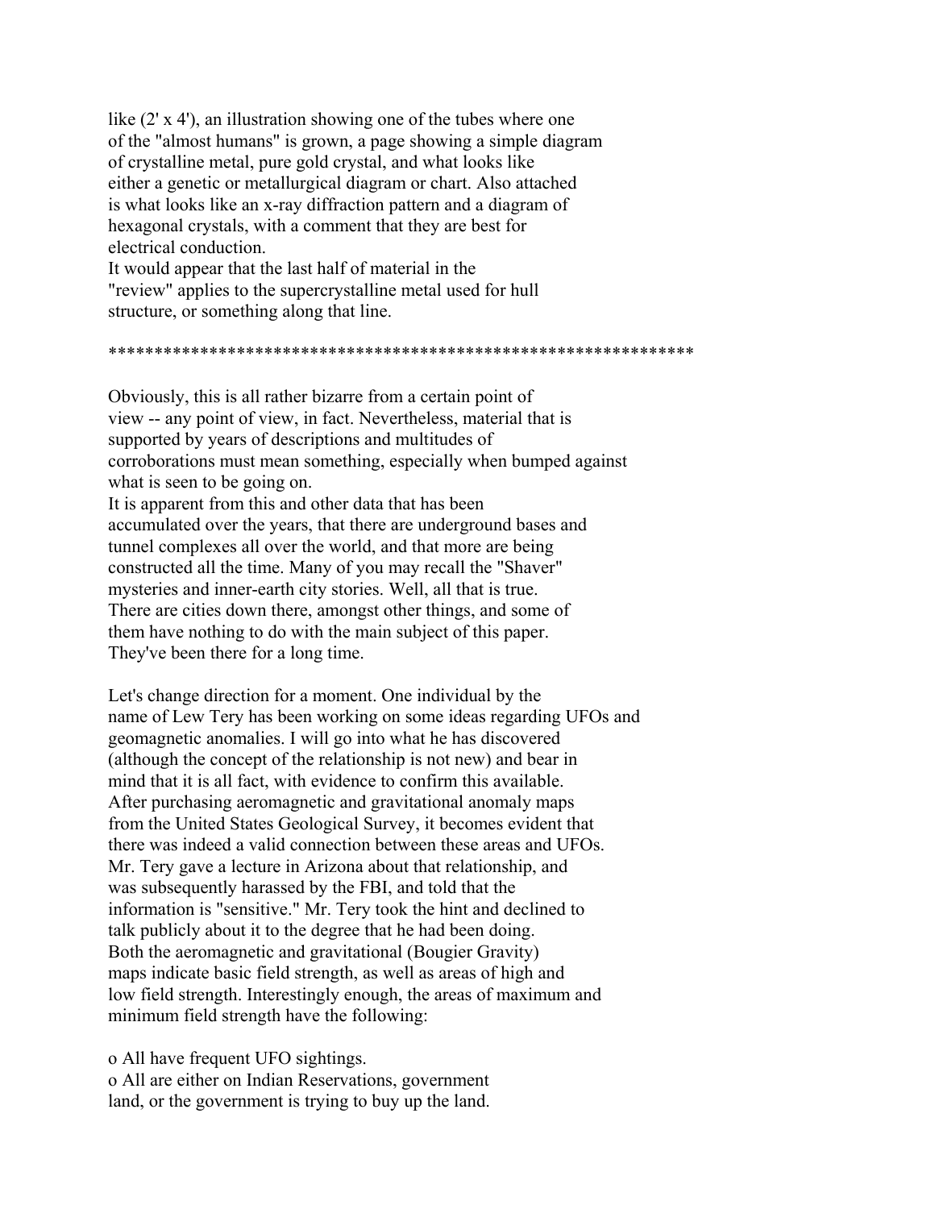like (2' x 4'), an illustration showing one of the tubes where one of the "almost humans" is grown, a page showing a simple diagram of crystalline metal, pure gold crystal, and what looks like either a genetic or metallurgical diagram or chart. Also attached is what looks like an x-ray diffraction pattern and a diagram of hexagonal crystals, with a comment that they are best for electrical conduction.
It would appear that the last half of material in the "review" applies to the supercrystalline metal used for hull structure, or something along that line.

****************************************************************

Obviously, this is all rather bizarre from a certain point of view -- any point of view, in fact. Nevertheless, material that is supported by years of descriptions and multitudes of corroborations must mean something, especially when bumped against what is seen to be going on.
It is apparent from this and other data that has been accumulated over the years, that there are underground bases and tunnel complexes all over the world, and that more are being constructed all the time. Many of you may recall the "Shaver" mysteries and inner-earth city stories. Well, all that is true. There are cities down there, amongst other things, and some of them have nothing to do with the main subject of this paper. They've been there for a long time.

Let's change direction for a moment. One individual by the name of Lew Tery has been working on some ideas regarding UFOs and geomagnetic anomalies. I will go into what he has discovered (although the concept of the relationship is not new) and bear in mind that it is all fact, with evidence to confirm this available.
After purchasing aeromagnetic and gravitational anomaly maps from the United States Geological Survey, it becomes evident that there was indeed a valid connection between these areas and UFOs. Mr. Tery gave a lecture in Arizona about that relationship, and was subsequently harassed by the FBI, and told that the information is "sensitive." Mr. Tery took the hint and declined to talk publicly about it to the degree that he had been doing.
Both the aeromagnetic and gravitational (Bougier Gravity) maps indicate basic field strength, as well as areas of high and low field strength. Interestingly enough, the areas of maximum and minimum field strength have the following:

o All have frequent UFO sightings.
o All are either on Indian Reservations, government land, or the government is trying to buy up the land.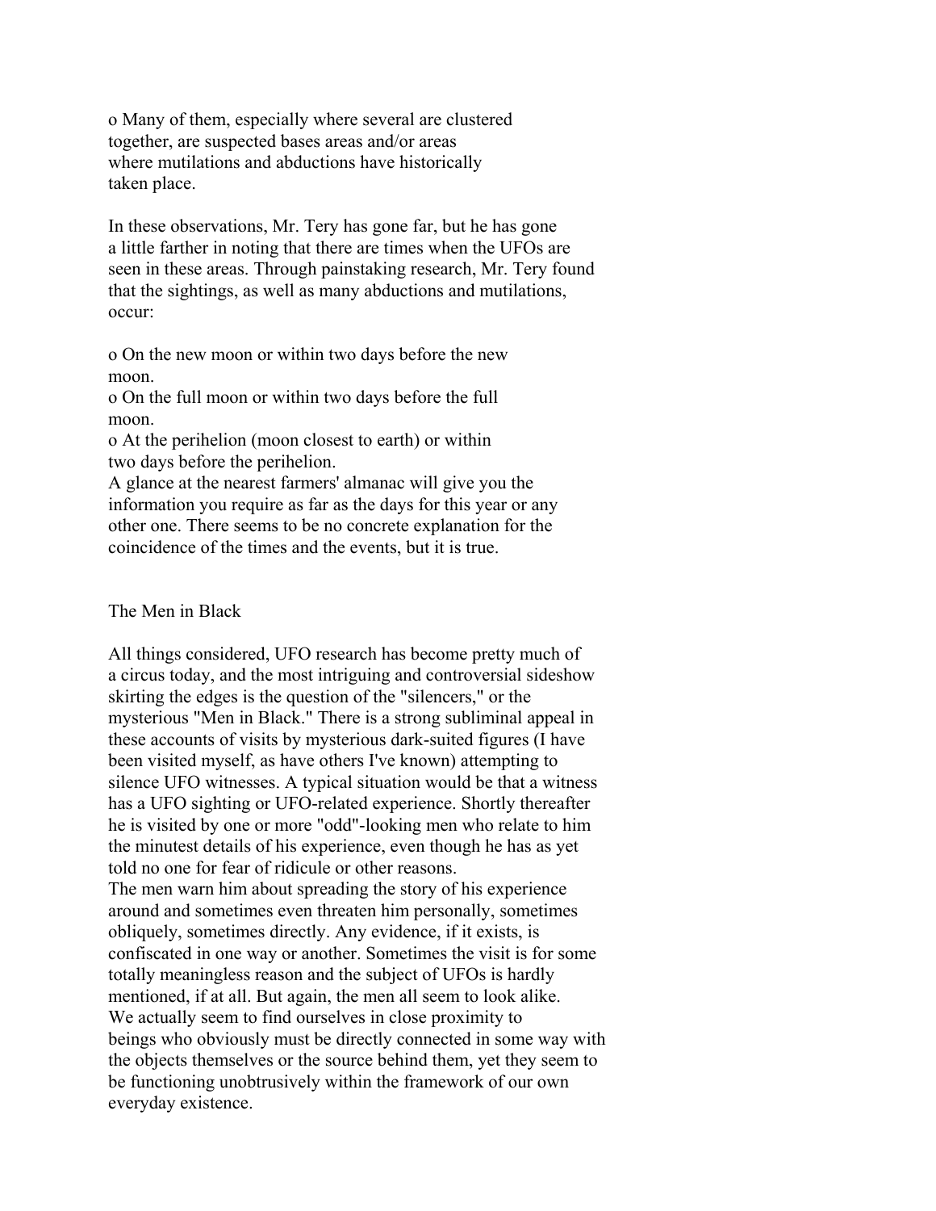o Many of them, especially where several are clustered together, are suspected bases areas and/or areas where mutilations and abductions have historically taken place.

In these observations, Mr. Tery has gone far, but he has gone a little farther in noting that there are times when the UFOs are seen in these areas. Through painstaking research, Mr. Tery found that the sightings, as well as many abductions and mutilations, occur:

o On the new moon or within two days before the new moon.
o On the full moon or within two days before the full moon.
o At the perihelion (moon closest to earth) or within two days before the perihelion.

A glance at the nearest farmers' almanac will give you the information you require as far as the days for this year or any other one. There seems to be no concrete explanation for the coincidence of the times and the events, but it is true.

## The Men in Black

All things considered, UFO research has become pretty much of a circus today, and the most intriguing and controversial sideshow skirting the edges is the question of the "silencers," or the mysterious "Men in Black." There is a strong subliminal appeal in these accounts of visits by mysterious dark-suited figures (I have been visited myself, as have others I've known) attempting to silence UFO witnesses. A typical situation would be that a witness has a UFO sighting or UFO-related experience. Shortly thereafter he is visited by one or more "odd"-looking men who relate to him the minutest details of his experience, even though he has as yet told no one for fear of ridicule or other reasons.

The men warn him about spreading the story of his experience around and sometimes even threaten him personally, sometimes obliquely, sometimes directly. Any evidence, if it exists, is confiscated in one way or another. Sometimes the visit is for some totally meaningless reason and the subject of UFOs is hardly mentioned, if at all. But again, the men all seem to look alike.

We actually seem to find ourselves in close proximity to beings who obviously must be directly connected in some way with the objects themselves or the source behind them, yet they seem to be functioning unobtrusively within the framework of our own everyday existence.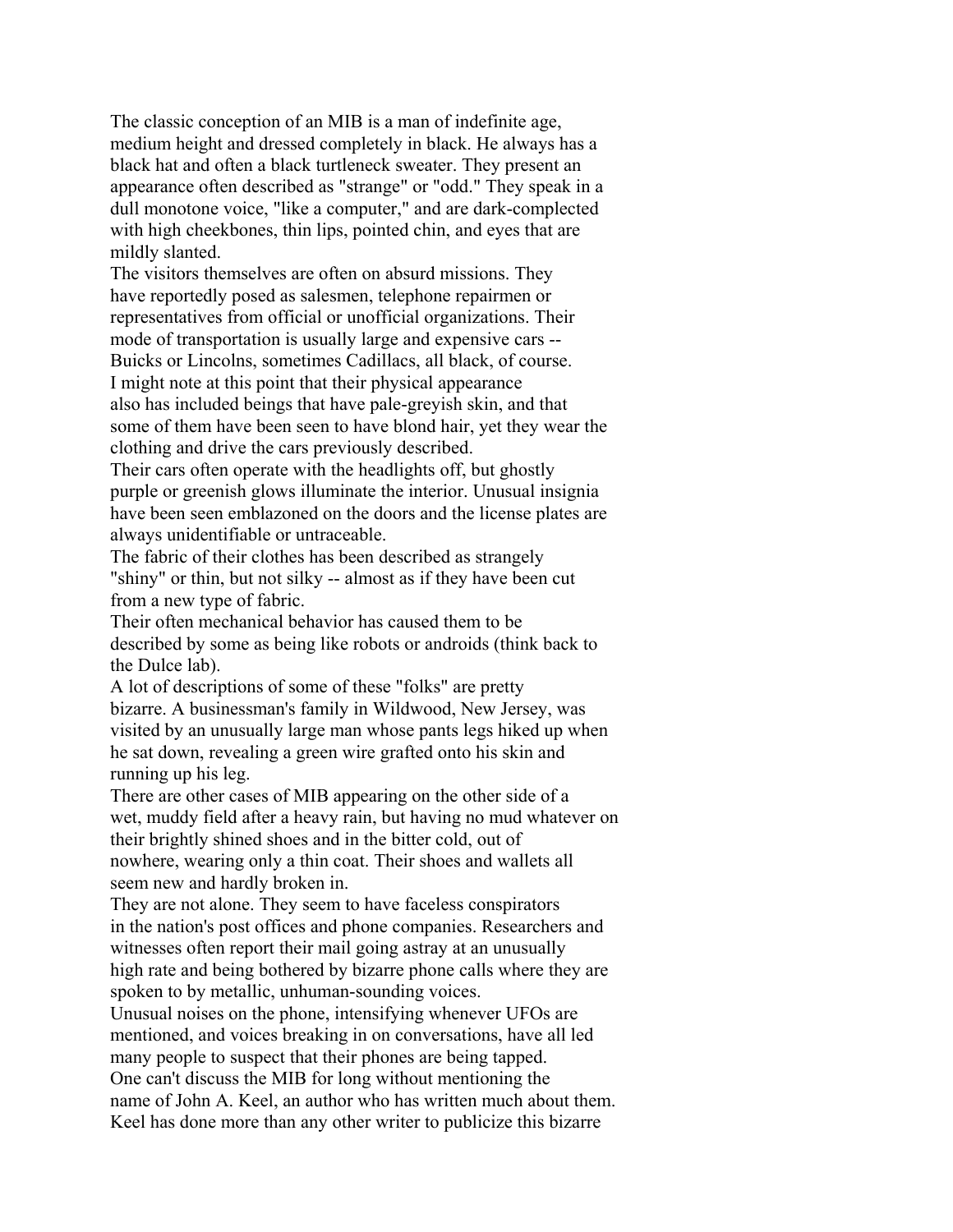The classic conception of an MIB is a man of indefinite age, medium height and dressed completely in black. He always has a black hat and often a black turtleneck sweater. They present an appearance often described as "strange" or "odd." They speak in a dull monotone voice, "like a computer," and are dark-complected with high cheekbones, thin lips, pointed chin, and eyes that are mildly slanted.

The visitors themselves are often on absurd missions. They have reportedly posed as salesmen, telephone repairmen or representatives from official or unofficial organizations. Their mode of transportation is usually large and expensive cars -- Buicks or Lincolns, sometimes Cadillacs, all black, of course.

I might note at this point that their physical appearance also has included beings that have pale-greyish skin, and that some of them have been seen to have blond hair, yet they wear the clothing and drive the cars previously described.

Their cars often operate with the headlights off, but ghostly purple or greenish glows illuminate the interior. Unusual insignia have been seen emblazoned on the doors and the license plates are always unidentifiable or untraceable.

The fabric of their clothes has been described as strangely "shiny" or thin, but not silky -- almost as if they have been cut from a new type of fabric.

Their often mechanical behavior has caused them to be described by some as being like robots or androids (think back to the Dulce lab).

A lot of descriptions of some of these "folks" are pretty bizarre. A businessman's family in Wildwood, New Jersey, was visited by an unusually large man whose pants legs hiked up when he sat down, revealing a green wire grafted onto his skin and running up his leg.

There are other cases of MIB appearing on the other side of a wet, muddy field after a heavy rain, but having no mud whatever on their brightly shined shoes and in the bitter cold, out of nowhere, wearing only a thin coat. Their shoes and wallets all seem new and hardly broken in.

They are not alone. They seem to have faceless conspirators in the nation's post offices and phone companies. Researchers and witnesses often report their mail going astray at an unusually high rate and being bothered by bizarre phone calls where they are spoken to by metallic, unhuman-sounding voices.

Unusual noises on the phone, intensifying whenever UFOs are mentioned, and voices breaking in on conversations, have all led many people to suspect that their phones are being tapped.

One can't discuss the MIB for long without mentioning the name of John A. Keel, an author who has written much about them. Keel has done more than any other writer to publicize this bizarre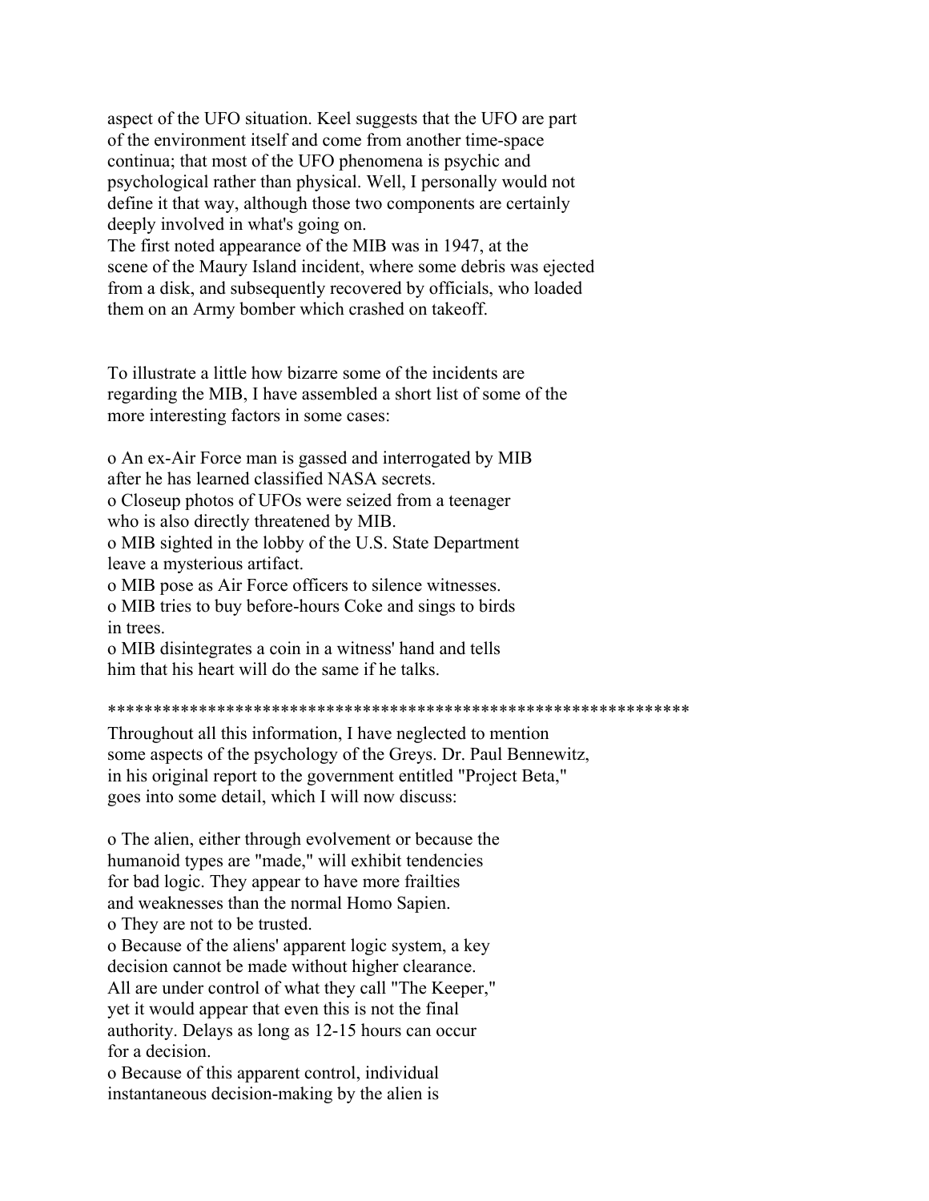aspect of the UFO situation. Keel suggests that the UFO are part of the environment itself and come from another time-space continua; that most of the UFO phenomena is psychic and psychological rather than physical. Well, I personally would not define it that way, although those two components are certainly deeply involved in what's going on.

The first noted appearance of the MIB was in 1947, at the scene of the Maury Island incident, where some debris was ejected from a disk, and subsequently recovered by officials, who loaded them on an Army bomber which crashed on takeoff.

To illustrate a little how bizarre some of the incidents are regarding the MIB, I have assembled a short list of some of the more interesting factors in some cases:

o An ex-Air Force man is gassed and interrogated by MIB after he has learned classified NASA secrets.
o Closeup photos of UFOs were seized from a teenager who is also directly threatened by MIB.
o MIB sighted in the lobby of the U.S. State Department leave a mysterious artifact.
o MIB pose as Air Force officers to silence witnesses.
o MIB tries to buy before-hours Coke and sings to birds in trees.
o MIB disintegrates a coin in a witness' hand and tells him that his heart will do the same if he talks.

****************************************************************

Throughout all this information, I have neglected to mention some aspects of the psychology of the Greys. Dr. Paul Bennewitz, in his original report to the government entitled "Project Beta," goes into some detail, which I will now discuss:

o The alien, either through evolvement or because the humanoid types are "made," will exhibit tendencies for bad logic. They appear to have more frailties and weaknesses than the normal Homo Sapien.
o They are not to be trusted.
o Because of the aliens' apparent logic system, a key decision cannot be made without higher clearance. All are under control of what they call "The Keeper," yet it would appear that even this is not the final authority. Delays as long as 12-15 hours can occur for a decision.
o Because of this apparent control, individual instantaneous decision-making by the alien is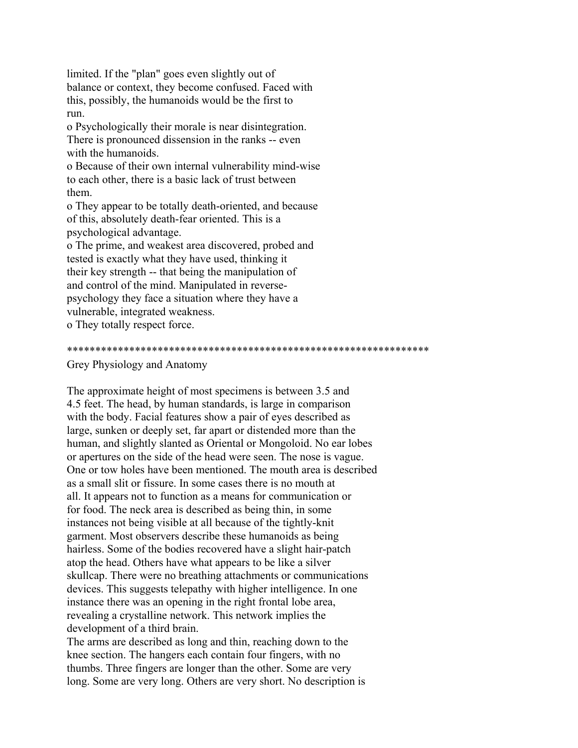limited. If the "plan" goes even slightly out of balance or context, they become confused. Faced with this, possibly, the humanoids would be the first to run.

o Psychologically their morale is near disintegration. There is pronounced dissension in the ranks -- even with the humanoids.

o Because of their own internal vulnerability mind-wise to each other, there is a basic lack of trust between them.

o They appear to be totally death-oriented, and because of this, absolutely death-fear oriented. This is a psychological advantage.

o The prime, and weakest area discovered, probed and tested is exactly what they have used, thinking it their key strength -- that being the manipulation of and control of the mind. Manipulated in reverse-psychology they face a situation where they have a vulnerable, integrated weakness.

o They totally respect force.

****************************************************************

Grey Physiology and Anatomy

The approximate height of most specimens is between 3.5 and 4.5 feet. The head, by human standards, is large in comparison with the body. Facial features show a pair of eyes described as large, sunken or deeply set, far apart or distended more than the human, and slightly slanted as Oriental or Mongoloid. No ear lobes or apertures on the side of the head were seen. The nose is vague. One or tow holes have been mentioned. The mouth area is described as a small slit or fissure. In some cases there is no mouth at all. It appears not to function as a means for communication or for food. The neck area is described as being thin, in some instances not being visible at all because of the tightly-knit garment. Most observers describe these humanoids as being hairless. Some of the bodies recovered have a slight hair-patch atop the head. Others have what appears to be like a silver skullcap. There were no breathing attachments or communications devices. This suggests telepathy with higher intelligence. In one instance there was an opening in the right frontal lobe area, revealing a crystalline network. This network implies the development of a third brain.

The arms are described as long and thin, reaching down to the knee section. The hangers each contain four fingers, with no thumbs. Three fingers are longer than the other. Some are very long. Some are very long. Others are very short. No description is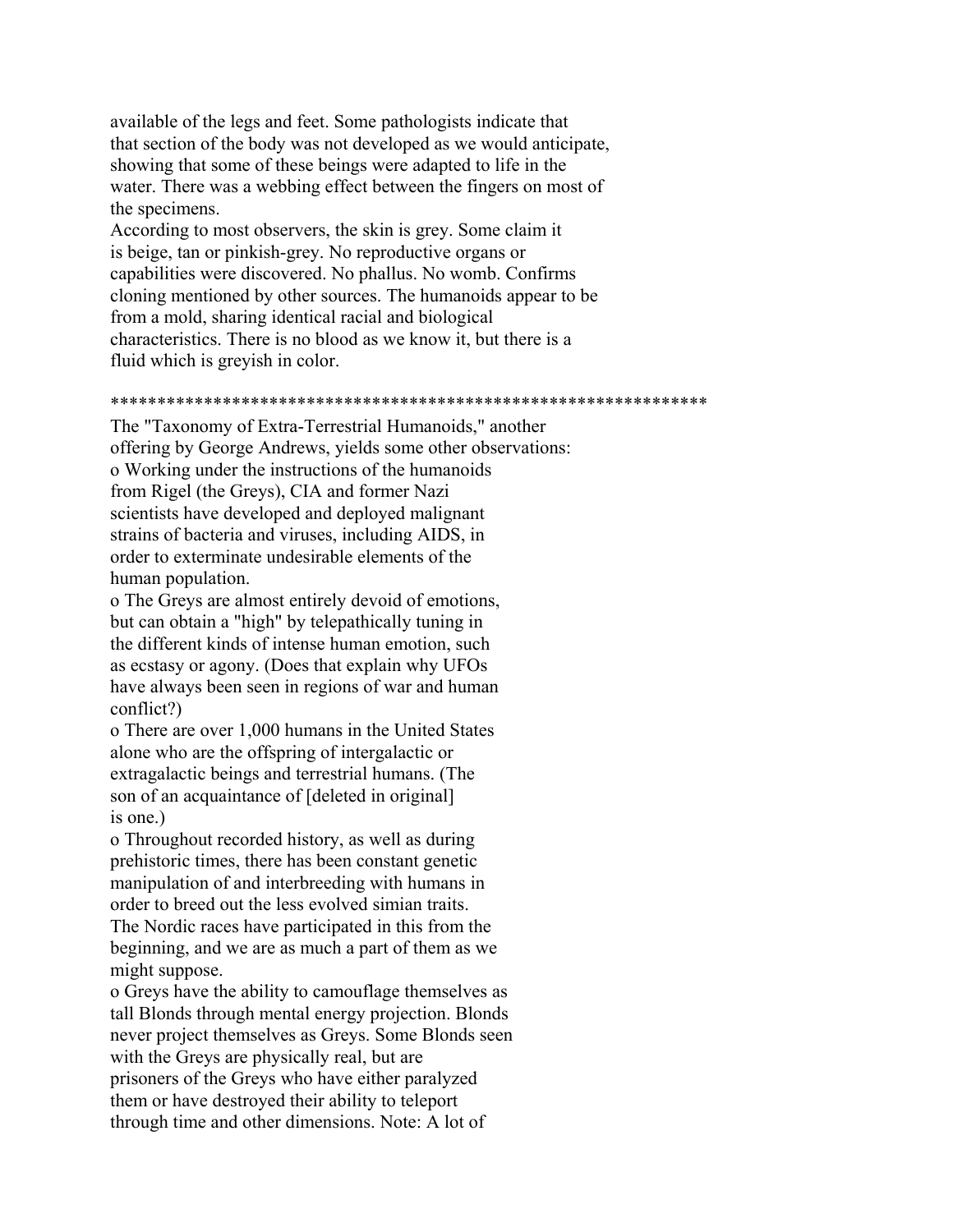available of the legs and feet. Some pathologists indicate that that section of the body was not developed as we would anticipate, showing that some of these beings were adapted to life in the water. There was a webbing effect between the fingers on most of the specimens.

According to most observers, the skin is grey. Some claim it is beige, tan or pinkish-grey. No reproductive organs or capabilities were discovered. No phallus. No womb. Confirms cloning mentioned by other sources. The humanoids appear to be from a mold, sharing identical racial and biological characteristics. There is no blood as we know it, but there is a fluid which is greyish in color.

****************************************************************

The "Taxonomy of Extra-Terrestrial Humanoids," another offering by George Andrews, yields some other observations:

o Working under the instructions of the humanoids from Rigel (the Greys), CIA and former Nazi scientists have developed and deployed malignant strains of bacteria and viruses, including AIDS, in order to exterminate undesirable elements of the human population.

o The Greys are almost entirely devoid of emotions, but can obtain a "high" by telepathically tuning in the different kinds of intense human emotion, such as ecstasy or agony. (Does that explain why UFOs have always been seen in regions of war and human conflict?)

o There are over 1,000 humans in the United States alone who are the offspring of intergalactic or extragalactic beings and terrestrial humans. (The son of an acquaintance of [deleted in original] is one.)

o Throughout recorded history, as well as during prehistoric times, there has been constant genetic manipulation of and interbreeding with humans in order to breed out the less evolved simian traits. The Nordic races have participated in this from the beginning, and we are as much a part of them as we might suppose.

o Greys have the ability to camouflage themselves as tall Blonds through mental energy projection. Blonds never project themselves as Greys. Some Blonds seen with the Greys are physically real, but are prisoners of the Greys who have either paralyzed them or have destroyed their ability to teleport through time and other dimensions. Note: A lot of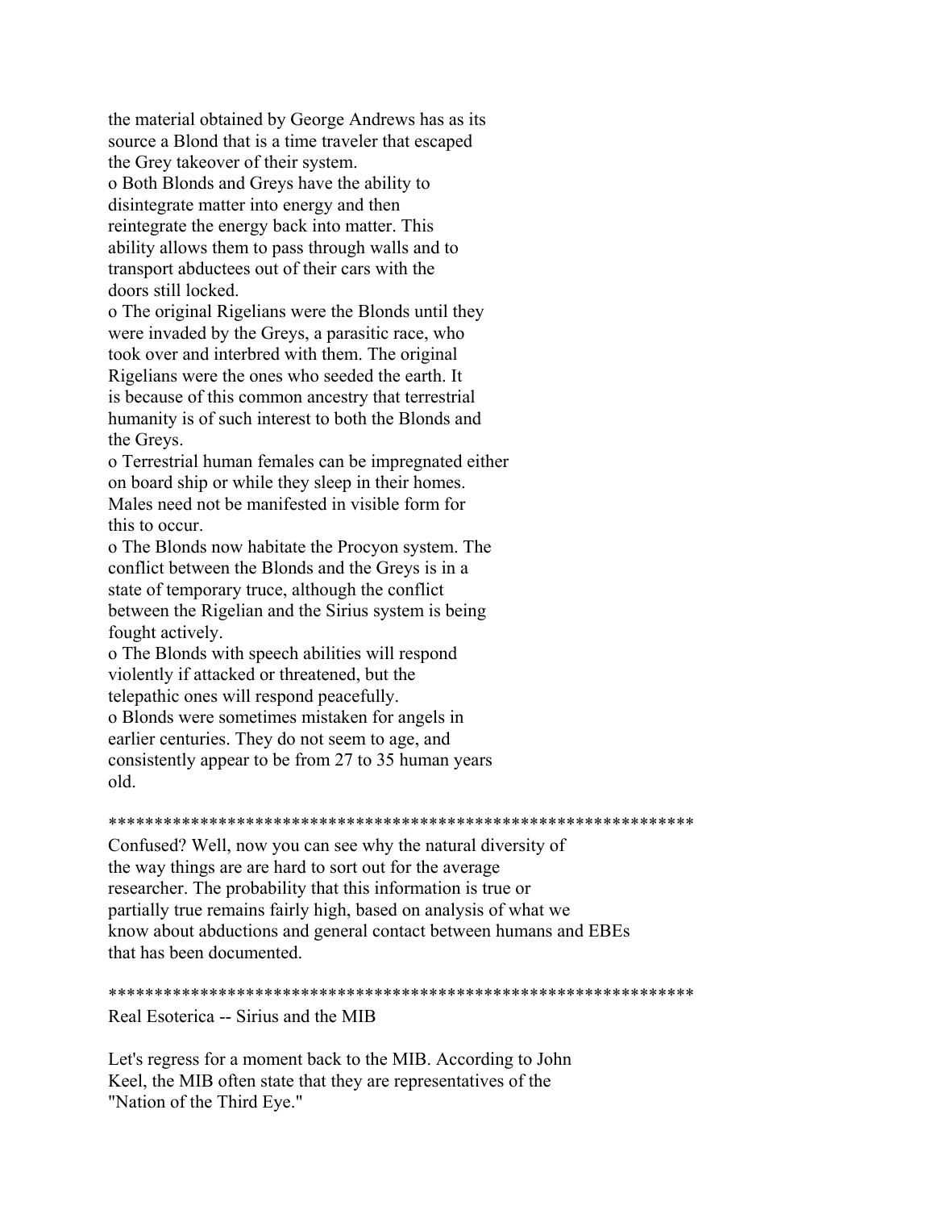the material obtained by George Andrews has as its source a Blond that is a time traveler that escaped the Grey takeover of their system.

o Both Blonds and Greys have the ability to disintegrate matter into energy and then reintegrate the energy back into matter. This ability allows them to pass through walls and to transport abductees out of their cars with the doors still locked.

o The original Rigelians were the Blonds until they were invaded by the Greys, a parasitic race, who took over and interbred with them. The original Rigelians were the ones who seeded the earth. It is because of this common ancestry that terrestrial humanity is of such interest to both the Blonds and the Greys.

o Terrestrial human females can be impregnated either on board ship or while they sleep in their homes. Males need not be manifested in visible form for this to occur.

o The Blonds now habitate the Procyon system. The conflict between the Blonds and the Greys is in a state of temporary truce, although the conflict between the Rigelian and the Sirius system is being fought actively.

o The Blonds with speech abilities will respond violently if attacked or threatened, but the telepathic ones will respond peacefully.

o Blonds were sometimes mistaken for angels in earlier centuries. They do not seem to age, and consistently appear to be from 27 to 35 human years old.

*****************************************************************

Confused? Well, now you can see why the natural diversity of the way things are are hard to sort out for the average researcher. The probability that this information is true or partially true remains fairly high, based on analysis of what we know about abductions and general contact between humans and EBEs that has been documented.

*****************************************************************

Real Esoterica -- Sirius and the MIB

Let's regress for a moment back to the MIB. According to John Keel, the MIB often state that they are representatives of the "Nation of the Third Eye."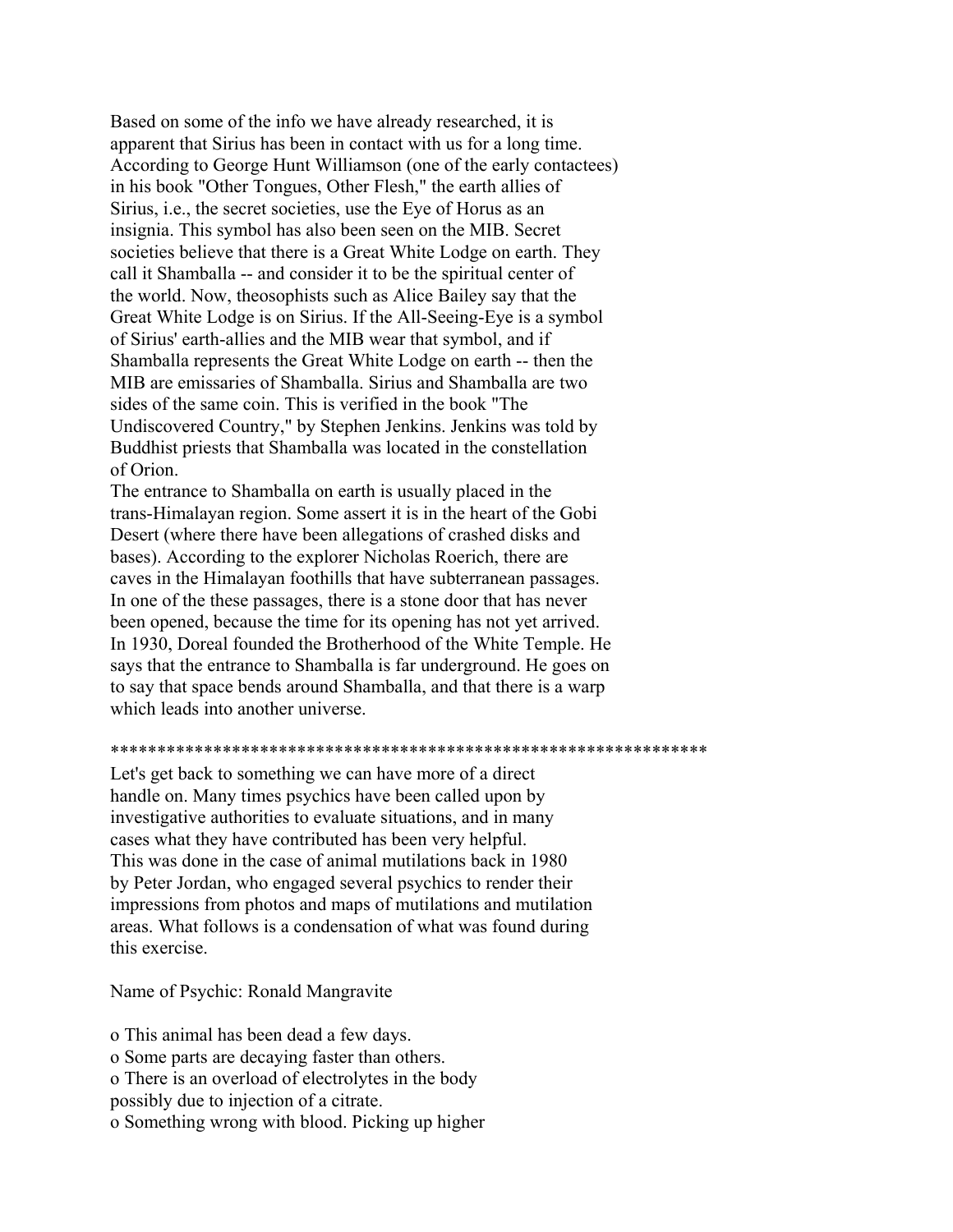Based on some of the info we have already researched, it is apparent that Sirius has been in contact with us for a long time. According to George Hunt Williamson (one of the early contactees) in his book "Other Tongues, Other Flesh," the earth allies of Sirius, i.e., the secret societies, use the Eye of Horus as an insignia. This symbol has also been seen on the MIB. Secret societies believe that there is a Great White Lodge on earth. They call it Shamballa -- and consider it to be the spiritual center of the world. Now, theosophists such as Alice Bailey say that the Great White Lodge is on Sirius. If the All-Seeing-Eye is a symbol of Sirius' earth-allies and the MIB wear that symbol, and if Shamballa represents the Great White Lodge on earth -- then the MIB are emissaries of Shamballa. Sirius and Shamballa are two sides of the same coin. This is verified in the book "The Undiscovered Country," by Stephen Jenkins. Jenkins was told by Buddhist priests that Shamballa was located in the constellation of Orion.

The entrance to Shamballa on earth is usually placed in the trans-Himalayan region. Some assert it is in the heart of the Gobi Desert (where there have been allegations of crashed disks and bases). According to the explorer Nicholas Roerich, there are caves in the Himalayan foothills that have subterranean passages. In one of the these passages, there is a stone door that has never been opened, because the time for its opening has not yet arrived. In 1930, Doreal founded the Brotherhood of the White Temple. He says that the entrance to Shamballa is far underground. He goes on to say that space bends around Shamballa, and that there is a warp which leads into another universe.

******************************************************************

Let's get back to something we can have more of a direct handle on. Many times psychics have been called upon by investigative authorities to evaluate situations, and in many cases what they have contributed has been very helpful. This was done in the case of animal mutilations back in 1980 by Peter Jordan, who engaged several psychics to render their impressions from photos and maps of mutilations and mutilation areas. What follows is a condensation of what was found during this exercise.

Name of Psychic: Ronald Mangravite

o This animal has been dead a few days.
o Some parts are decaying faster than others.
o There is an overload of electrolytes in the body possibly due to injection of a citrate.
o Something wrong with blood. Picking up higher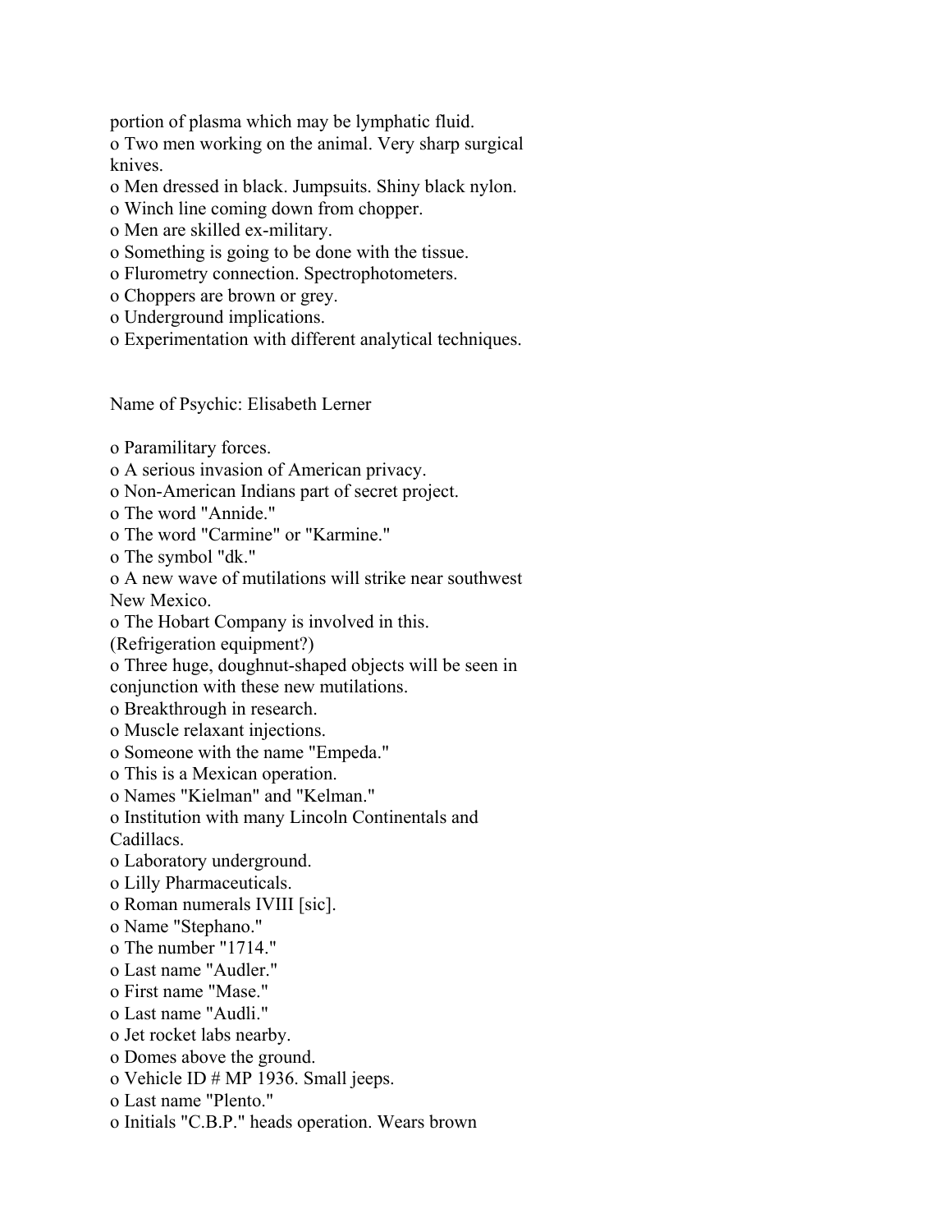portion of plasma which may be lymphatic fluid.

- Two men working on the animal. Very sharp surgical knives.
- Men dressed in black. Jumpsuits. Shiny black nylon.
- Winch line coming down from chopper.
- Men are skilled ex-military.
- Something is going to be done with the tissue.
- Flurometry connection. Spectrophotometers.
- Choppers are brown or grey.
- Underground implications.
- Experimentation with different analytical techniques.

Name of Psychic: Elisabeth Lerner

- Paramilitary forces.
- A serious invasion of American privacy.
- Non-American Indians part of secret project.
- The word "Annide."
- The word "Carmine" or "Karmine."
- The symbol "dk."
- A new wave of mutilations will strike near southwest New Mexico.
- The Hobart Company is involved in this. (Refrigeration equipment?)
- Three huge, doughnut-shaped objects will be seen in conjunction with these new mutilations.
- Breakthrough in research.
- Muscle relaxant injections.
- Someone with the name "Empeda."
- This is a Mexican operation.
- Names "Kielman" and "Kelman."
- Institution with many Lincoln Continentals and Cadillacs.
- Laboratory underground.
- Lilly Pharmaceuticals.
- Roman numerals IVIII [sic].
- Name "Stephano."
- The number "1714."
- Last name "Audler."
- First name "Mase."
- Last name "Audli."
- Jet rocket labs nearby.
- Domes above the ground.
- Vehicle ID # MP 1936. Small jeeps.
- Last name "Plento."
- Initials "C.B.P." heads operation. Wears brown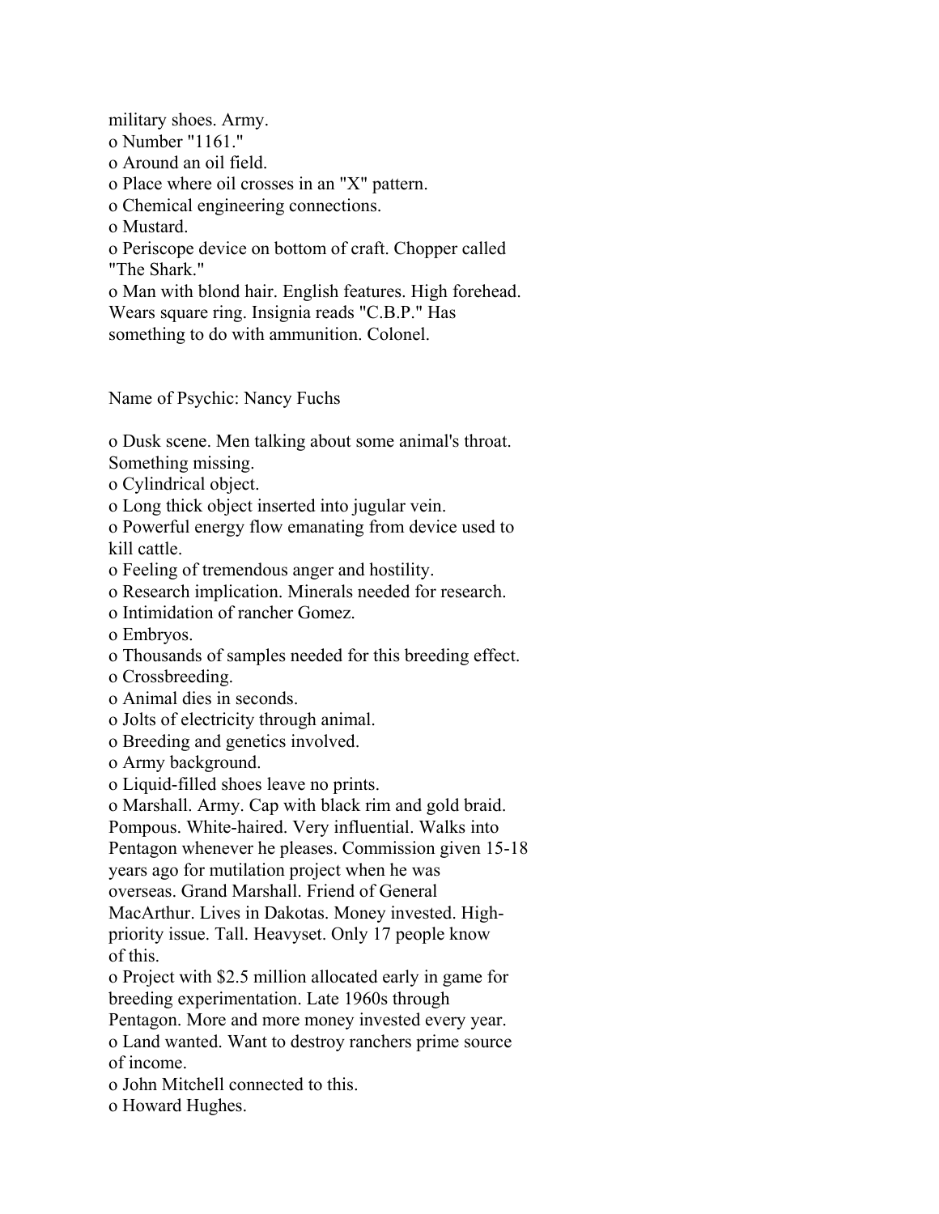military shoes. Army.

- Number "1161."
- Around an oil field.
- Place where oil crosses in an "X" pattern.
- Chemical engineering connections.
- Mustard.
- Periscope device on bottom of craft. Chopper called "The Shark."
- Man with blond hair. English features. High forehead. Wears square ring. Insignia reads "C.B.P." Has something to do with ammunition. Colonel.

Name of Psychic: Nancy Fuchs

- Dusk scene. Men talking about some animal's throat. Something missing.
- Cylindrical object.
- Long thick object inserted into jugular vein.
- Powerful energy flow emanating from device used to kill cattle.
- Feeling of tremendous anger and hostility.
- Research implication. Minerals needed for research.
- Intimidation of rancher Gomez.
- Embryos.
- Thousands of samples needed for this breeding effect.
- Crossbreeding.
- Animal dies in seconds.
- Jolts of electricity through animal.
- Breeding and genetics involved.
- Army background.
- Liquid-filled shoes leave no prints.
- Marshall. Army. Cap with black rim and gold braid. Pompous. White-haired. Very influential. Walks into Pentagon whenever he pleases. Commission given 15-18 years ago for mutilation project when he was overseas. Grand Marshall. Friend of General MacArthur. Lives in Dakotas. Money invested. High-priority issue. Tall. Heavyset. Only 17 people know of this.
- Project with $2.5 million allocated early in game for breeding experimentation. Late 1960s through Pentagon. More and more money invested every year.
- Land wanted. Want to destroy ranchers prime source of income.
- John Mitchell connected to this.
- Howard Hughes.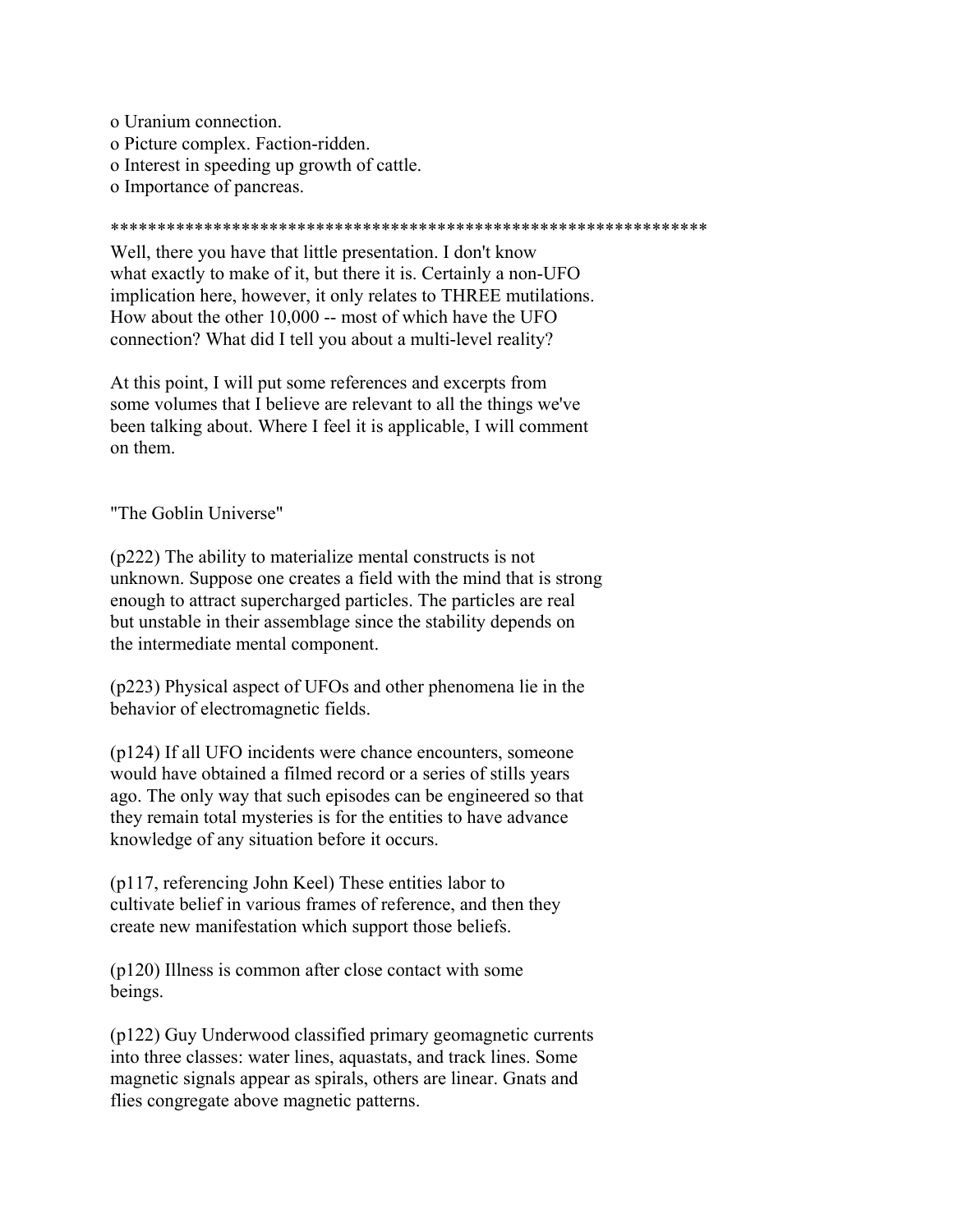o Uranium connection.
o Picture complex. Faction-ridden.
o Interest in speeding up growth of cattle.
o Importance of pancreas.

*****************************************************************

Well, there you have that little presentation. I don't know what exactly to make of it, but there it is. Certainly a non-UFO implication here, however, it only relates to THREE mutilations. How about the other 10,000 -- most of which have the UFO connection? What did I tell you about a multi-level reality?

At this point, I will put some references and excerpts from some volumes that I believe are relevant to all the things we've been talking about. Where I feel it is applicable, I will comment on them.

"The Goblin Universe"

(p222) The ability to materialize mental constructs is not unknown. Suppose one creates a field with the mind that is strong enough to attract supercharged particles. The particles are real but unstable in their assemblage since the stability depends on the intermediate mental component.

(p223) Physical aspect of UFOs and other phenomena lie in the behavior of electromagnetic fields.

(p124) If all UFO incidents were chance encounters, someone would have obtained a filmed record or a series of stills years ago. The only way that such episodes can be engineered so that they remain total mysteries is for the entities to have advance knowledge of any situation before it occurs.

(p117, referencing John Keel) These entities labor to cultivate belief in various frames of reference, and then they create new manifestation which support those beliefs.

(p120) Illness is common after close contact with some beings.

(p122) Guy Underwood classified primary geomagnetic currents into three classes: water lines, aquastats, and track lines. Some magnetic signals appear as spirals, others are linear. Gnats and flies congregate above magnetic patterns.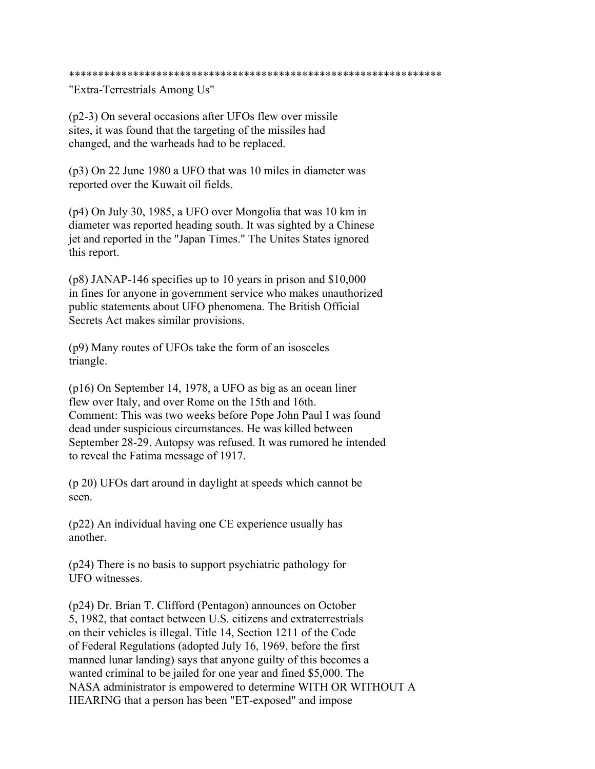****************************************************************

"Extra-Terrestrials Among Us"

(p2-3) On several occasions after UFOs flew over missile sites, it was found that the targeting of the missiles had changed, and the warheads had to be replaced.

(p3) On 22 June 1980 a UFO that was 10 miles in diameter was reported over the Kuwait oil fields.

(p4) On July 30, 1985, a UFO over Mongolia that was 10 km in diameter was reported heading south. It was sighted by a Chinese jet and reported in the "Japan Times." The Unites States ignored this report.

(p8) JANAP-146 specifies up to 10 years in prison and $10,000 in fines for anyone in government service who makes unauthorized public statements about UFO phenomena. The British Official Secrets Act makes similar provisions.

(p9) Many routes of UFOs take the form of an isosceles triangle.

(p16) On September 14, 1978, a UFO as big as an ocean liner flew over Italy, and over Rome on the 15th and 16th.
Comment: This was two weeks before Pope John Paul I was found dead under suspicious circumstances. He was killed between September 28-29. Autopsy was refused. It was rumored he intended to reveal the Fatima message of 1917.

(p 20) UFOs dart around in daylight at speeds which cannot be seen.

(p22) An individual having one CE experience usually has another.

(p24) There is no basis to support psychiatric pathology for UFO witnesses.

(p24) Dr. Brian T. Clifford (Pentagon) announces on October 5, 1982, that contact between U.S. citizens and extraterrestrials on their vehicles is illegal. Title 14, Section 1211 of the Code of Federal Regulations (adopted July 16, 1969, before the first manned lunar landing) says that anyone guilty of this becomes a wanted criminal to be jailed for one year and fined $5,000. The NASA administrator is empowered to determine WITH OR WITHOUT A HEARING that a person has been "ET-exposed" and impose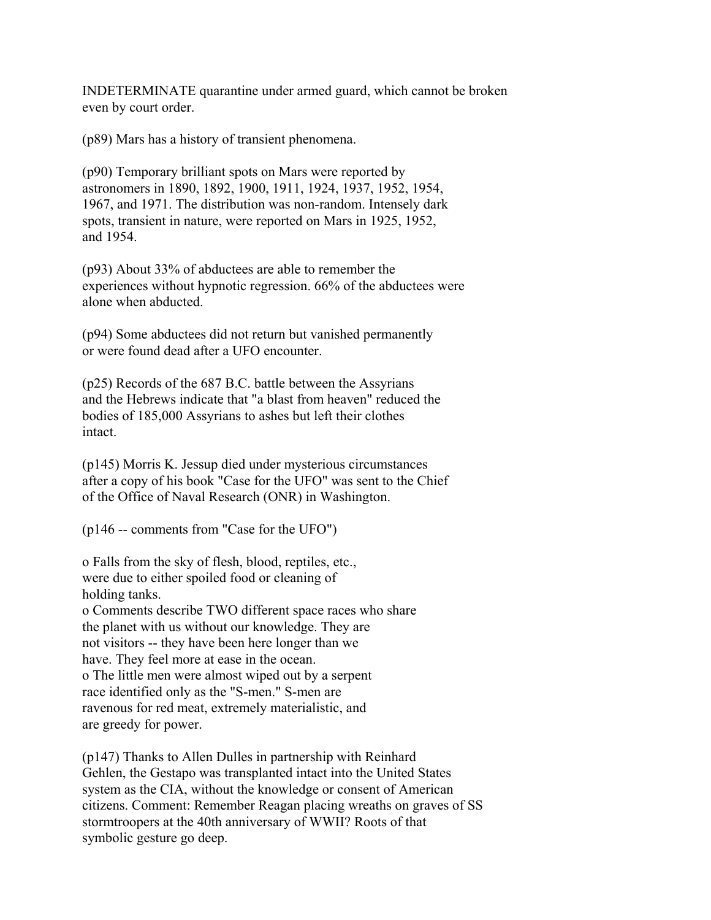INDETERMINATE quarantine under armed guard, which cannot be broken even by court order.

(p89) Mars has a history of transient phenomena.

(p90) Temporary brilliant spots on Mars were reported by astronomers in 1890, 1892, 1900, 1911, 1924, 1937, 1952, 1954, 1967, and 1971. The distribution was non-random. Intensely dark spots, transient in nature, were reported on Mars in 1925, 1952, and 1954.

(p93) About 33% of abductees are able to remember the experiences without hypnotic regression. 66% of the abductees were alone when abducted.

(p94) Some abductees did not return but vanished permanently or were found dead after a UFO encounter.

(p25) Records of the 687 B.C. battle between the Assyrians and the Hebrews indicate that "a blast from heaven" reduced the bodies of 185,000 Assyrians to ashes but left their clothes intact.

(p145) Morris K. Jessup died under mysterious circumstances after a copy of his book "Case for the UFO" was sent to the Chief of the Office of Naval Research (ONR) in Washington.

(p146 -- comments from "Case for the UFO")

o Falls from the sky of flesh, blood, reptiles, etc., were due to either spoiled food or cleaning of holding tanks.
o Comments describe TWO different space races who share the planet with us without our knowledge. They are not visitors -- they have been here longer than we have. They feel more at ease in the ocean.
o The little men were almost wiped out by a serpent race identified only as the "S-men." S-men are ravenous for red meat, extremely materialistic, and are greedy for power.

(p147) Thanks to Allen Dulles in partnership with Reinhard Gehlen, the Gestapo was transplanted intact into the United States system as the CIA, without the knowledge or consent of American citizens. Comment: Remember Reagan placing wreaths on graves of SS stormtroopers at the 40th anniversary of WWII? Roots of that symbolic gesture go deep.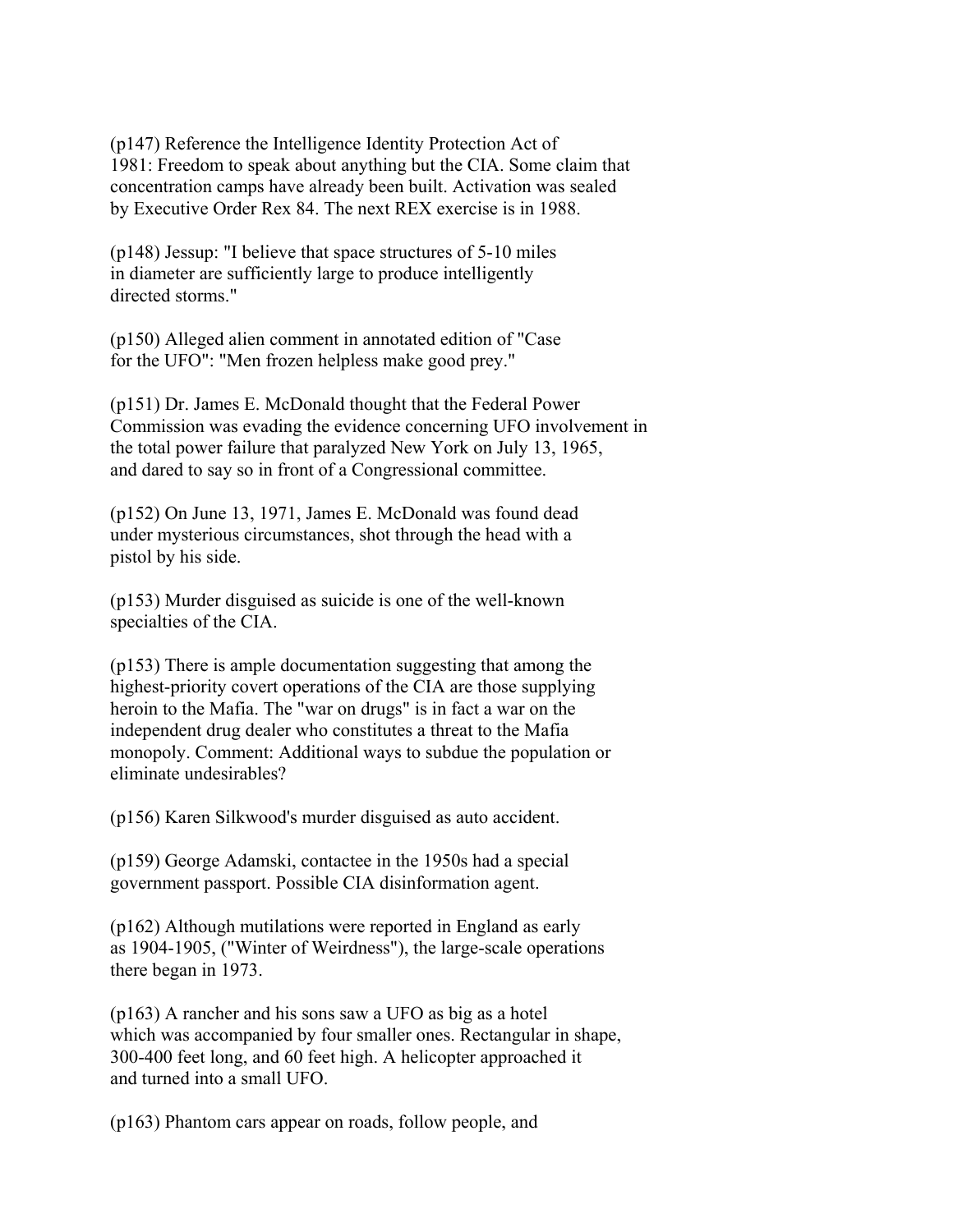(p147) Reference the Intelligence Identity Protection Act of 1981: Freedom to speak about anything but the CIA. Some claim that concentration camps have already been built. Activation was sealed by Executive Order Rex 84. The next REX exercise is in 1988.

(p148) Jessup: "I believe that space structures of 5-10 miles in diameter are sufficiently large to produce intelligently directed storms."

(p150) Alleged alien comment in annotated edition of "Case for the UFO": "Men frozen helpless make good prey."

(p151) Dr. James E. McDonald thought that the Federal Power Commission was evading the evidence concerning UFO involvement in the total power failure that paralyzed New York on July 13, 1965, and dared to say so in front of a Congressional committee.

(p152) On June 13, 1971, James E. McDonald was found dead under mysterious circumstances, shot through the head with a pistol by his side.

(p153) Murder disguised as suicide is one of the well-known specialties of the CIA.

(p153) There is ample documentation suggesting that among the highest-priority covert operations of the CIA are those supplying heroin to the Mafia. The "war on drugs" is in fact a war on the independent drug dealer who constitutes a threat to the Mafia monopoly. Comment: Additional ways to subdue the population or eliminate undesirables?

(p156) Karen Silkwood's murder disguised as auto accident.

(p159) George Adamski, contactee in the 1950s had a special government passport. Possible CIA disinformation agent.

(p162) Although mutilations were reported in England as early as 1904-1905, ("Winter of Weirdness"), the large-scale operations there began in 1973.

(p163) A rancher and his sons saw a UFO as big as a hotel which was accompanied by four smaller ones. Rectangular in shape, 300-400 feet long, and 60 feet high. A helicopter approached it and turned into a small UFO.

(p163) Phantom cars appear on roads, follow people, and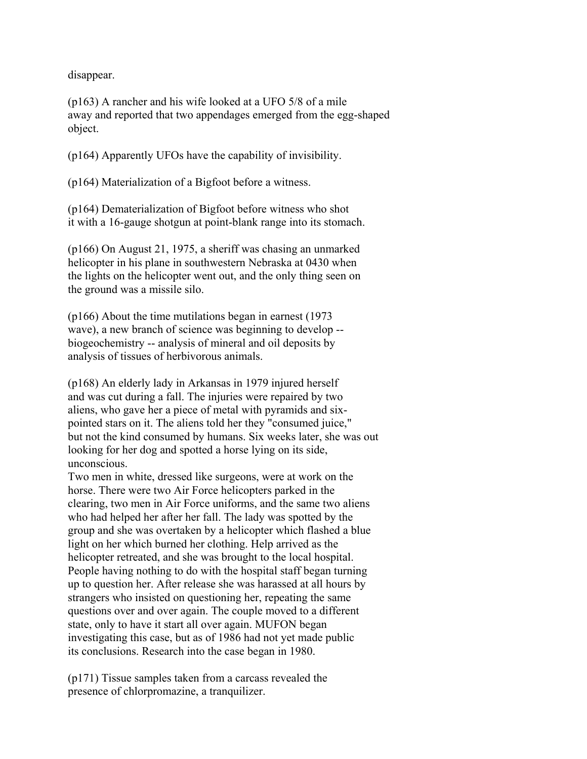disappear.

(p163) A rancher and his wife looked at a UFO 5/8 of a mile away and reported that two appendages emerged from the egg-shaped object.

(p164) Apparently UFOs have the capability of invisibility.

(p164) Materialization of a Bigfoot before a witness.

(p164) Dematerialization of Bigfoot before witness who shot it with a 16-gauge shotgun at point-blank range into its stomach.

(p166) On August 21, 1975, a sheriff was chasing an unmarked helicopter in his plane in southwestern Nebraska at 0430 when the lights on the helicopter went out, and the only thing seen on the ground was a missile silo.

(p166) About the time mutilations began in earnest (1973 wave), a new branch of science was beginning to develop -- biogeochemistry -- analysis of mineral and oil deposits by analysis of tissues of herbivorous animals.

(p168) An elderly lady in Arkansas in 1979 injured herself and was cut during a fall. The injuries were repaired by two aliens, who gave her a piece of metal with pyramids and six-pointed stars on it. The aliens told her they "consumed juice," but not the kind consumed by humans. Six weeks later, she was out looking for her dog and spotted a horse lying on its side, unconscious.
Two men in white, dressed like surgeons, were at work on the horse. There were two Air Force helicopters parked in the clearing, two men in Air Force uniforms, and the same two aliens who had helped her after her fall. The lady was spotted by the group and she was overtaken by a helicopter which flashed a blue light on her which burned her clothing. Help arrived as the helicopter retreated, and she was brought to the local hospital. People having nothing to do with the hospital staff began turning up to question her. After release she was harassed at all hours by strangers who insisted on questioning her, repeating the same questions over and over again. The couple moved to a different state, only to have it start all over again. MUFON began investigating this case, but as of 1986 had not yet made public its conclusions. Research into the case began in 1980.

(p171) Tissue samples taken from a carcass revealed the presence of chlorpromazine, a tranquilizer.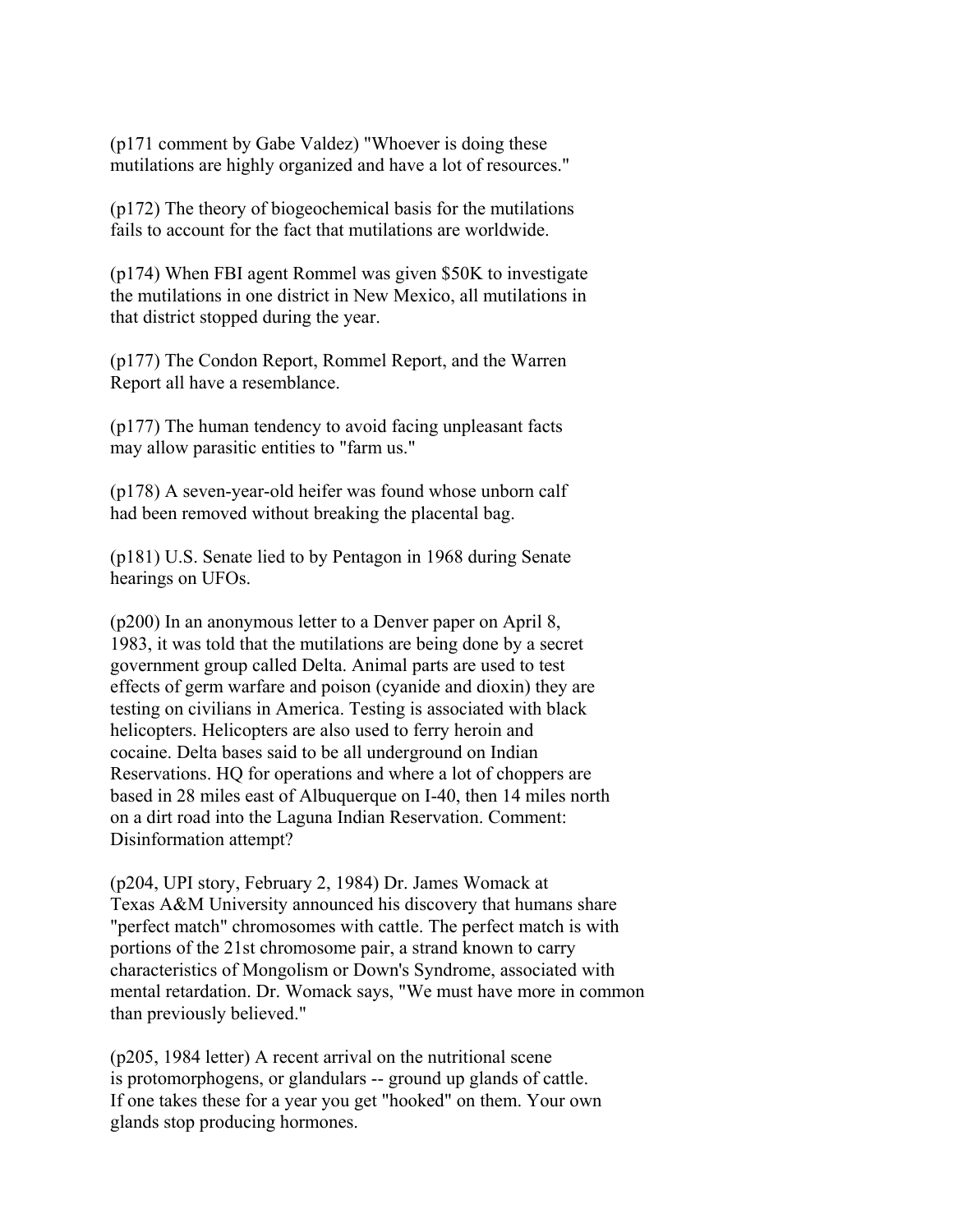(p171 comment by Gabe Valdez) "Whoever is doing these mutilations are highly organized and have a lot of resources."

(p172) The theory of biogeochemical basis for the mutilations fails to account for the fact that mutilations are worldwide.

(p174) When FBI agent Rommel was given $50K to investigate the mutilations in one district in New Mexico, all mutilations in that district stopped during the year.

(p177) The Condon Report, Rommel Report, and the Warren Report all have a resemblance.

(p177) The human tendency to avoid facing unpleasant facts may allow parasitic entities to "farm us."

(p178) A seven-year-old heifer was found whose unborn calf had been removed without breaking the placental bag.

(p181) U.S. Senate lied to by Pentagon in 1968 during Senate hearings on UFOs.

(p200) In an anonymous letter to a Denver paper on April 8, 1983, it was told that the mutilations are being done by a secret government group called Delta. Animal parts are used to test effects of germ warfare and poison (cyanide and dioxin) they are testing on civilians in America. Testing is associated with black helicopters. Helicopters are also used to ferry heroin and cocaine. Delta bases said to be all underground on Indian Reservations. HQ for operations and where a lot of choppers are based in 28 miles east of Albuquerque on I-40, then 14 miles north on a dirt road into the Laguna Indian Reservation. Comment: Disinformation attempt?

(p204, UPI story, February 2, 1984) Dr. James Womack at Texas A&M University announced his discovery that humans share "perfect match" chromosomes with cattle. The perfect match is with portions of the 21st chromosome pair, a strand known to carry characteristics of Mongolism or Down's Syndrome, associated with mental retardation. Dr. Womack says, "We must have more in common than previously believed."

(p205, 1984 letter) A recent arrival on the nutritional scene is protomorphogens, or glandulars -- ground up glands of cattle. If one takes these for a year you get "hooked" on them. Your own glands stop producing hormones.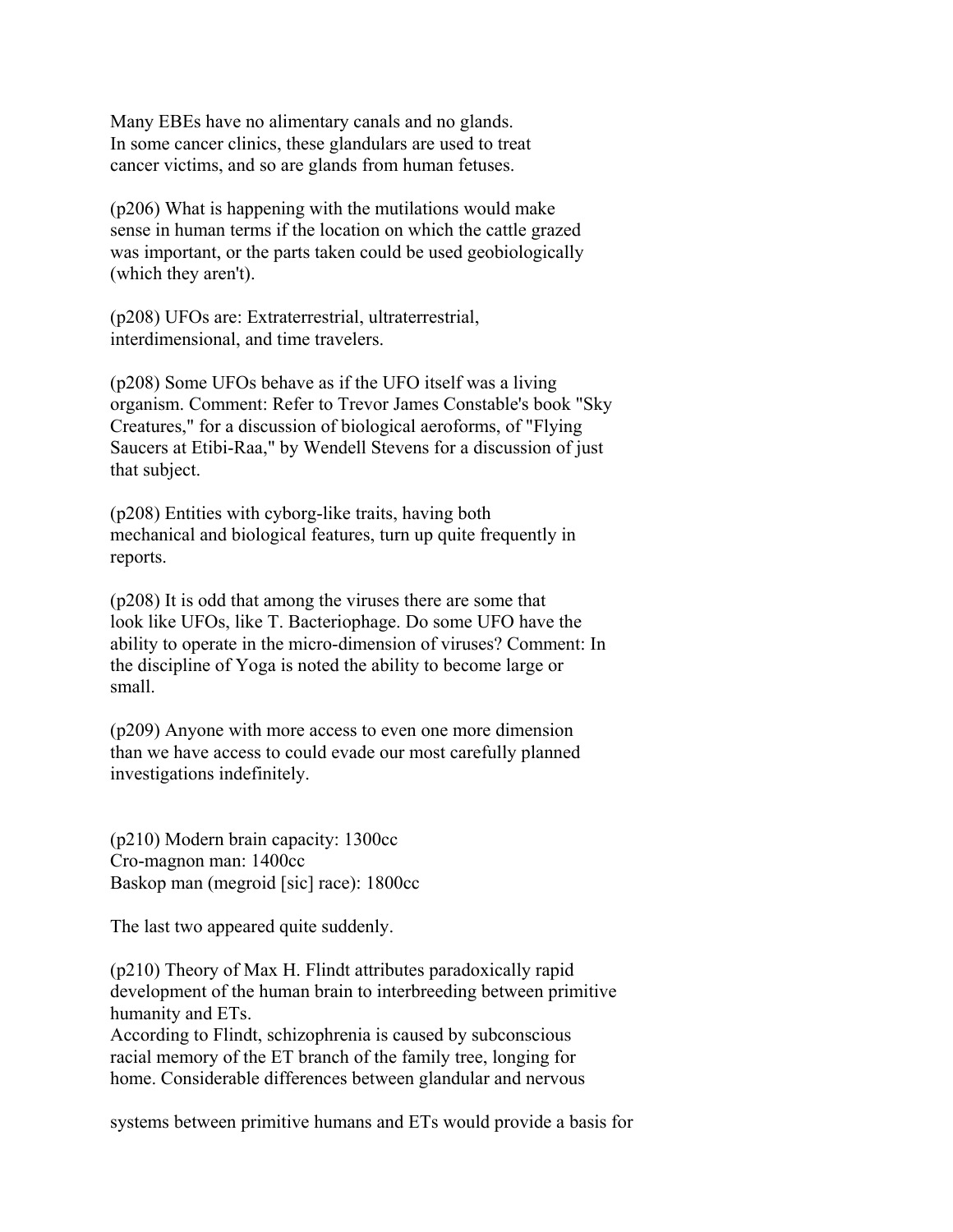Many EBEs have no alimentary canals and no glands. In some cancer clinics, these glandulars are used to treat cancer victims, and so are glands from human fetuses.

(p206) What is happening with the mutilations would make sense in human terms if the location on which the cattle grazed was important, or the parts taken could be used geobiologically (which they aren't).

(p208) UFOs are: Extraterrestrial, ultraterrestrial, interdimensional, and time travelers.

(p208) Some UFOs behave as if the UFO itself was a living organism. Comment: Refer to Trevor James Constable's book "Sky Creatures," for a discussion of biological aeroforms, of "Flying Saucers at Etibi-Raa," by Wendell Stevens for a discussion of just that subject.

(p208) Entities with cyborg-like traits, having both mechanical and biological features, turn up quite frequently in reports.

(p208) It is odd that among the viruses there are some that look like UFOs, like T. Bacteriophage. Do some UFO have the ability to operate in the micro-dimension of viruses? Comment: In the discipline of Yoga is noted the ability to become large or small.

(p209) Anyone with more access to even one more dimension than we have access to could evade our most carefully planned investigations indefinitely.

(p210) Modern brain capacity: 1300cc
Cro-magnon man: 1400cc
Baskop man (megroid [sic] race): 1800cc

The last two appeared quite suddenly.

(p210) Theory of Max H. Flindt attributes paradoxically rapid development of the human brain to interbreeding between primitive humanity and ETs.
According to Flindt, schizophrenia is caused by subconscious racial memory of the ET branch of the family tree, longing for home. Considerable differences between glandular and nervous systems between primitive humans and ETs would provide a basis for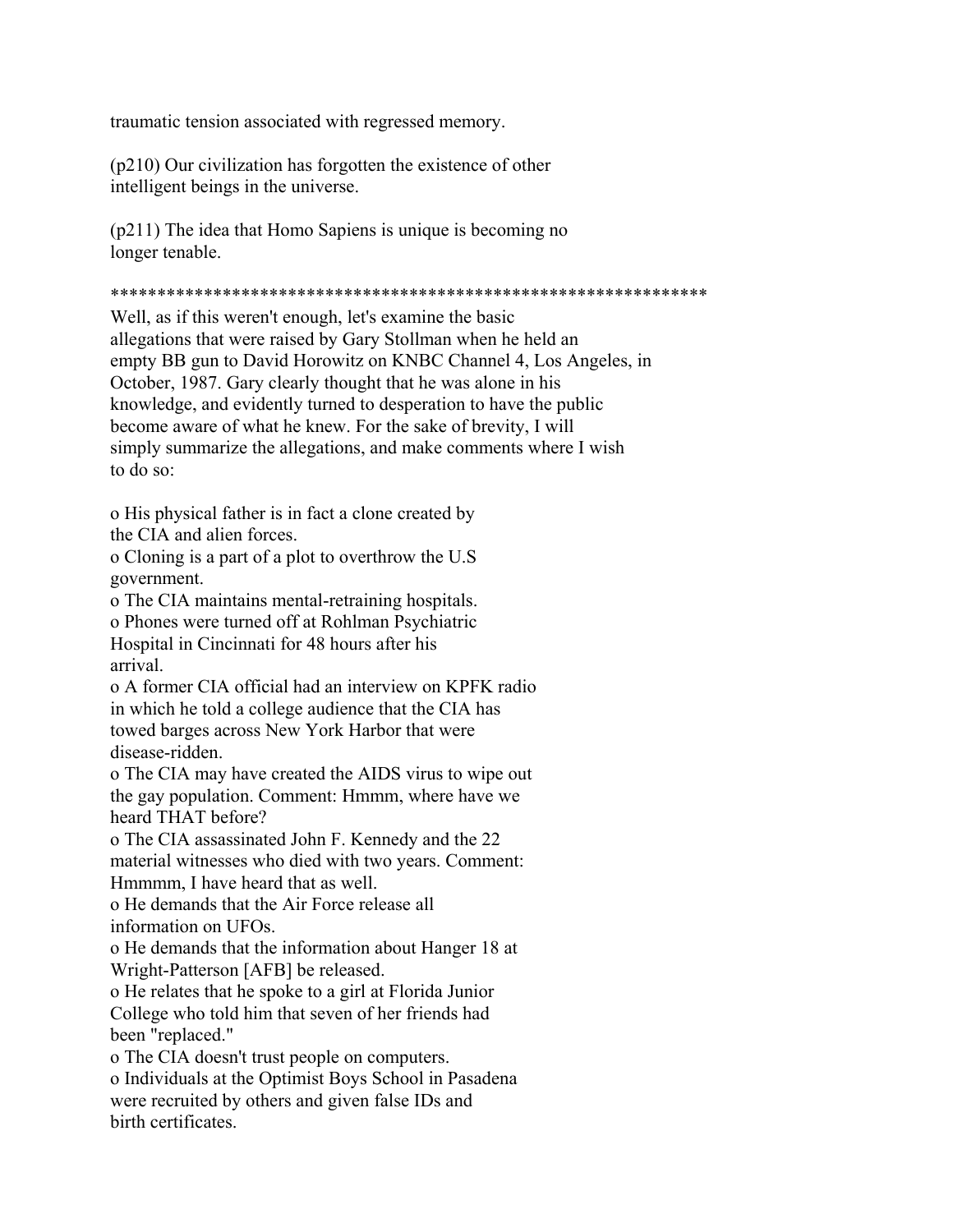traumatic tension associated with regressed memory.

(p210) Our civilization has forgotten the existence of other intelligent beings in the universe.

(p211) The idea that Homo Sapiens is unique is becoming no longer tenable.

****************************************************************

Well, as if this weren't enough, let's examine the basic allegations that were raised by Gary Stollman when he held an empty BB gun to David Horowitz on KNBC Channel 4, Los Angeles, in October, 1987. Gary clearly thought that he was alone in his knowledge, and evidently turned to desperation to have the public become aware of what he knew. For the sake of brevity, I will simply summarize the allegations, and make comments where I wish to do so:

o His physical father is in fact a clone created by the CIA and alien forces.
o Cloning is a part of a plot to overthrow the U.S government.
o The CIA maintains mental-retraining hospitals.
o Phones were turned off at Rohlman Psychiatric Hospital in Cincinnati for 48 hours after his arrival.
o A former CIA official had an interview on KPFK radio in which he told a college audience that the CIA has towed barges across New York Harbor that were disease-ridden.
o The CIA may have created the AIDS virus to wipe out the gay population. Comment: Hmmm, where have we heard THAT before?
o The CIA assassinated John F. Kennedy and the 22 material witnesses who died with two years. Comment: Hmmmm, I have heard that as well.
o He demands that the Air Force release all information on UFOs.
o He demands that the information about Hanger 18 at Wright-Patterson [AFB] be released.
o He relates that he spoke to a girl at Florida Junior College who told him that seven of her friends had been "replaced."
o The CIA doesn't trust people on computers.
o Individuals at the Optimist Boys School in Pasadena were recruited by others and given false IDs and birth certificates.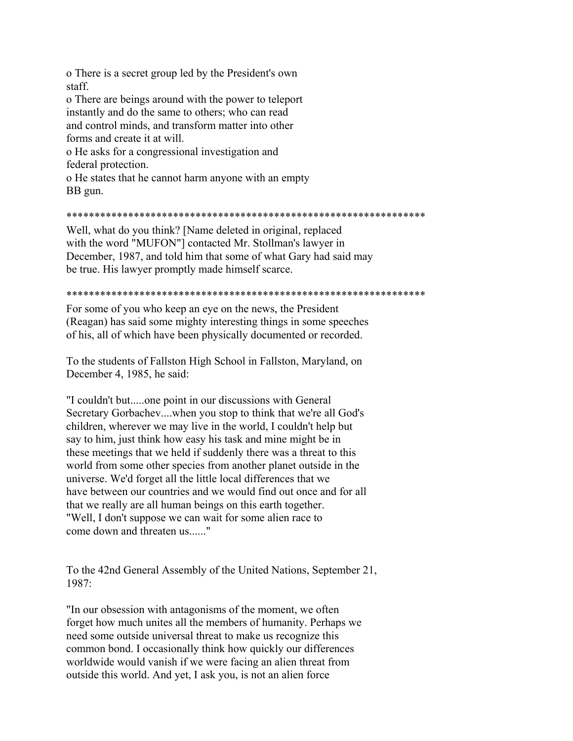o There is a secret group led by the President's own staff.
o There are beings around with the power to teleport instantly and do the same to others; who can read and control minds, and transform matter into other forms and create it at will.
o He asks for a congressional investigation and federal protection.
o He states that he cannot harm anyone with an empty BB gun.

****************************************************************

Well, what do you think? [Name deleted in original, replaced with the word "MUFON"] contacted Mr. Stollman's lawyer in December, 1987, and told him that some of what Gary had said may be true. His lawyer promptly made himself scarce.

****************************************************************

For some of you who keep an eye on the news, the President (Reagan) has said some mighty interesting things in some speeches of his, all of which have been physically documented or recorded.

To the students of Fallston High School in Fallston, Maryland, on December 4, 1985, he said:

"I couldn't but.....one point in our discussions with General Secretary Gorbachev....when you stop to think that we're all God's children, wherever we may live in the world, I couldn't help but say to him, just think how easy his task and mine might be in these meetings that we held if suddenly there was a threat to this world from some other species from another planet outside in the universe. We'd forget all the little local differences that we have between our countries and we would find out once and for all that we really are all human beings on this earth together.
"Well, I don't suppose we can wait for some alien race to come down and threaten us......"

To the 42nd General Assembly of the United Nations, September 21, 1987:

"In our obsession with antagonisms of the moment, we often forget how much unites all the members of humanity. Perhaps we need some outside universal threat to make us recognize this common bond. I occasionally think how quickly our differences worldwide would vanish if we were facing an alien threat from outside this world. And yet, I ask you, is not an alien force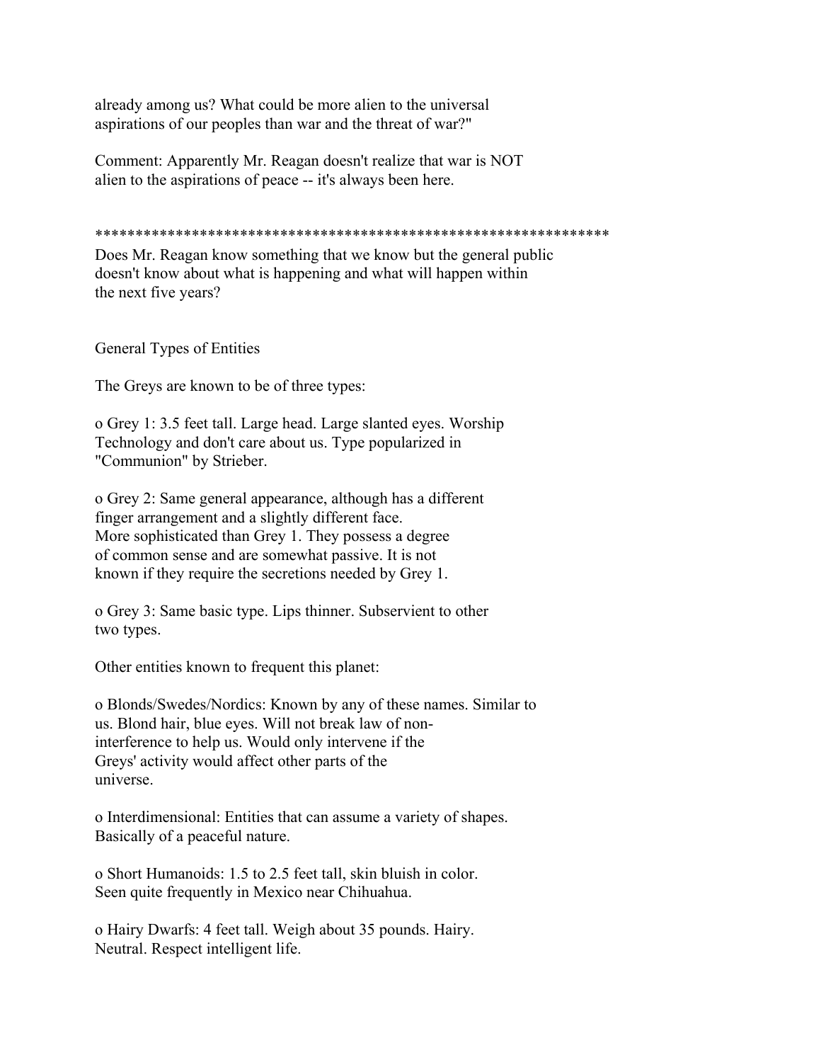already among us? What could be more alien to the universal aspirations of our peoples than war and the threat of war?"

Comment: Apparently Mr. Reagan doesn't realize that war is NOT alien to the aspirations of peace -- it's always been here.

****************************************************************

Does Mr. Reagan know something that we know but the general public doesn't know about what is happening and what will happen within the next five years?

General Types of Entities

The Greys are known to be of three types:

o Grey 1: 3.5 feet tall. Large head. Large slanted eyes. Worship Technology and don't care about us. Type popularized in "Communion" by Strieber.

o Grey 2: Same general appearance, although has a different finger arrangement and a slightly different face. More sophisticated than Grey 1. They possess a degree of common sense and are somewhat passive. It is not known if they require the secretions needed by Grey 1.

o Grey 3: Same basic type. Lips thinner. Subservient to other two types.

Other entities known to frequent this planet:

o Blonds/Swedes/Nordics: Known by any of these names. Similar to us. Blond hair, blue eyes. Will not break law of non-interference to help us. Would only intervene if the Greys' activity would affect other parts of the universe.

o Interdimensional: Entities that can assume a variety of shapes. Basically of a peaceful nature.

o Short Humanoids: 1.5 to 2.5 feet tall, skin bluish in color. Seen quite frequently in Mexico near Chihuahua.

o Hairy Dwarfs: 4 feet tall. Weigh about 35 pounds. Hairy. Neutral. Respect intelligent life.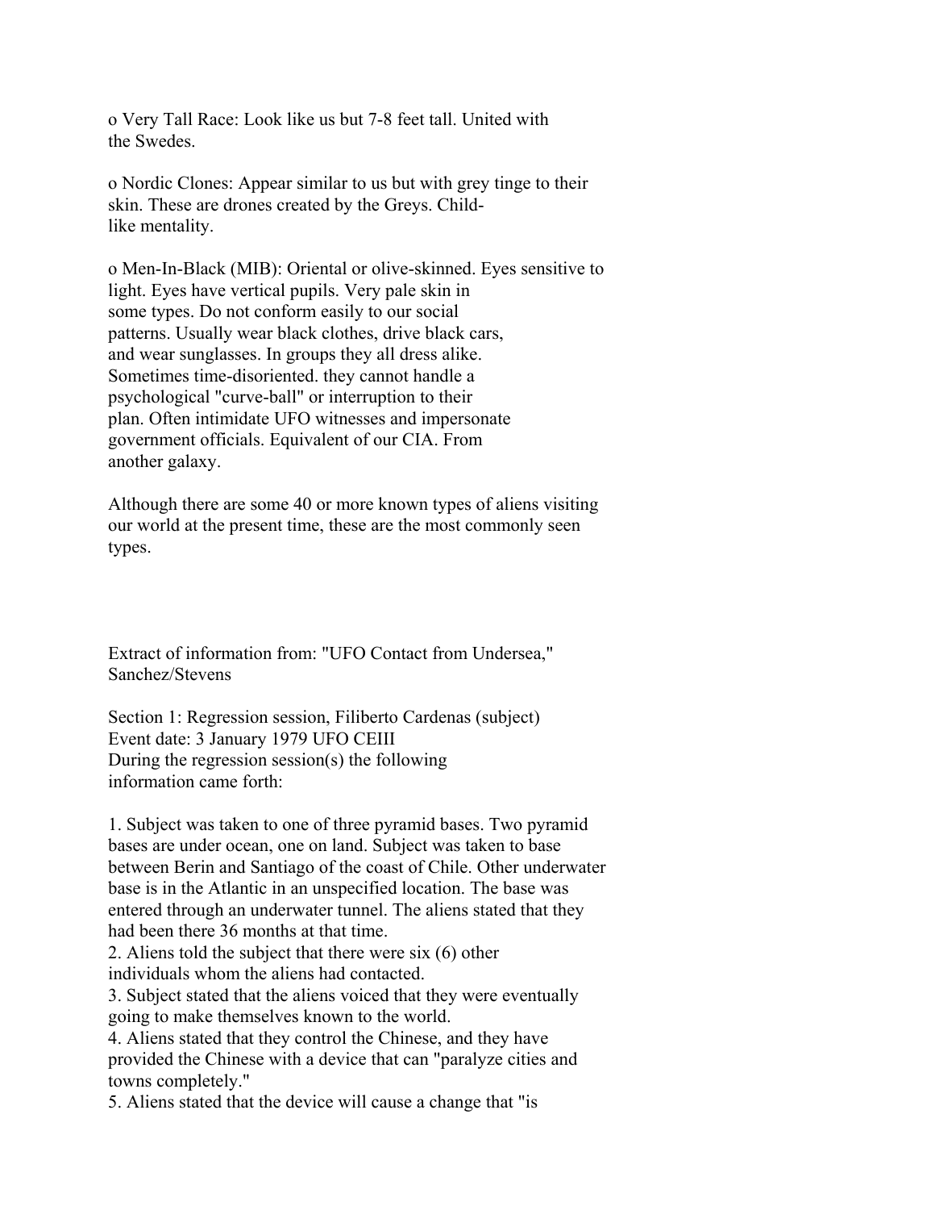o Very Tall Race: Look like us but 7-8 feet tall. United with the Swedes.

o Nordic Clones: Appear similar to us but with grey tinge to their skin. These are drones created by the Greys. Child-like mentality.

o Men-In-Black (MIB): Oriental or olive-skinned. Eyes sensitive to light. Eyes have vertical pupils. Very pale skin in some types. Do not conform easily to our social patterns. Usually wear black clothes, drive black cars, and wear sunglasses. In groups they all dress alike. Sometimes time-disoriented. they cannot handle a psychological "curve-ball" or interruption to their plan. Often intimidate UFO witnesses and impersonate government officials. Equivalent of our CIA. From another galaxy.

Although there are some 40 or more known types of aliens visiting our world at the present time, these are the most commonly seen types.

Extract of information from: "UFO Contact from Undersea," Sanchez/Stevens

Section 1: Regression session, Filiberto Cardenas (subject)
Event date: 3 January 1979 UFO CEIII
During the regression session(s) the following information came forth:

1. Subject was taken to one of three pyramid bases. Two pyramid bases are under ocean, one on land. Subject was taken to base between Berin and Santiago of the coast of Chile. Other underwater base is in the Atlantic in an unspecified location. The base was entered through an underwater tunnel. The aliens stated that they had been there 36 months at that time.
2. Aliens told the subject that there were six (6) other individuals whom the aliens had contacted.
3. Subject stated that the aliens voiced that they were eventually going to make themselves known to the world.
4. Aliens stated that they control the Chinese, and they have provided the Chinese with a device that can "paralyze cities and towns completely."
5. Aliens stated that the device will cause a change that "is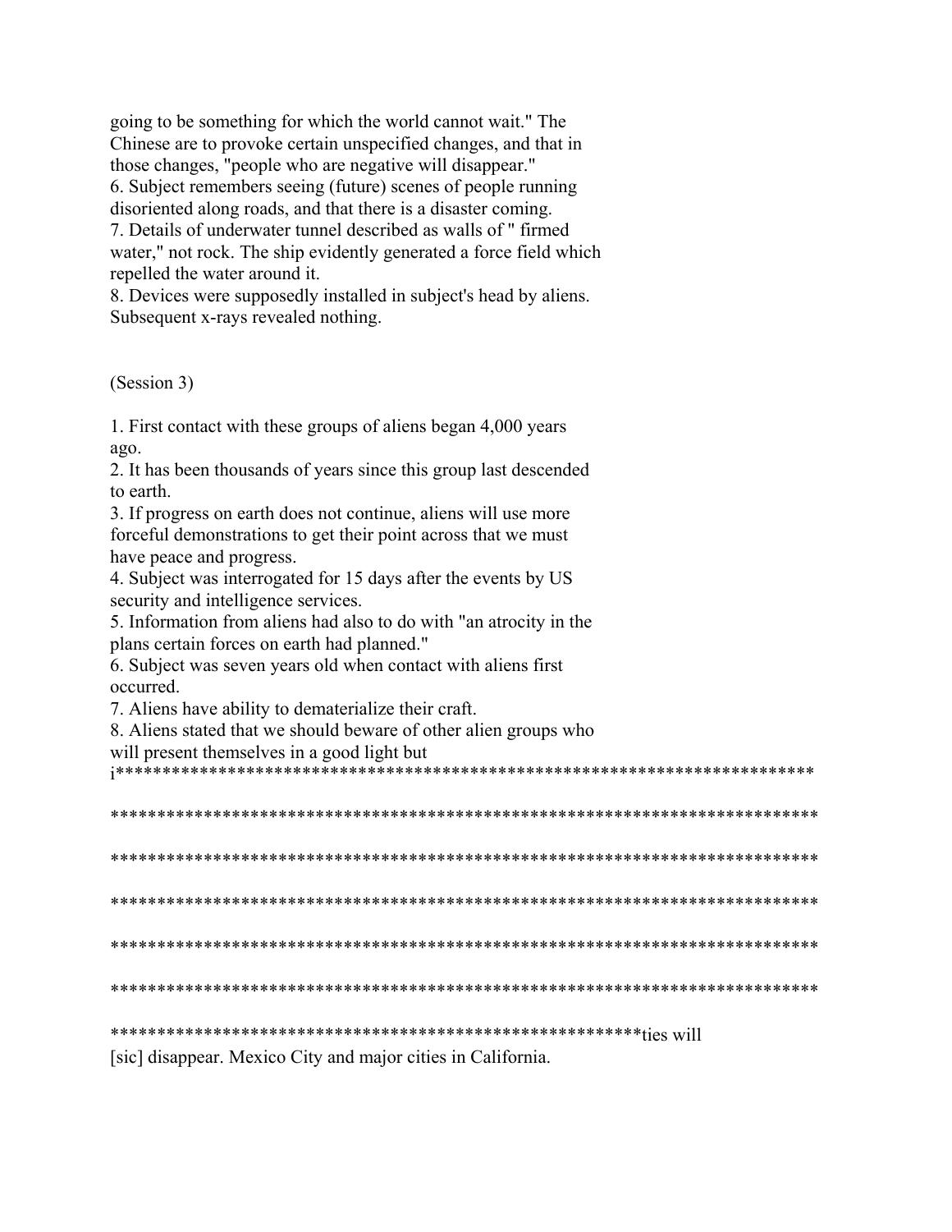going to be something for which the world cannot wait." The Chinese are to provoke certain unspecified changes, and that in those changes, "people who are negative will disappear."

6. Subject remembers seeing (future) scenes of people running disoriented along roads, and that there is a disaster coming.

7. Details of underwater tunnel described as walls of " firmed water," not rock. The ship evidently generated a force field which repelled the water around it.

8. Devices were supposedly installed in subject's head by aliens. Subsequent x-rays revealed nothing.

(Session 3)

1. First contact with these groups of aliens began 4,000 years ago.

2. It has been thousands of years since this group last descended to earth.

3. If progress on earth does not continue, aliens will use more forceful demonstrations to get their point across that we must have peace and progress.

4. Subject was interrogated for 15 days after the events by US security and intelligence services.

5. Information from aliens had also to do with "an atrocity in the plans certain forces on earth had planned."

6. Subject was seven years old when contact with aliens first occurred.

7. Aliens have ability to dematerialize their craft.

8. Aliens stated that we should beware of other alien groups who will present themselves in a good light but

i******************************************************************************

********************************************************************************

********************************************************************************

********************************************************************************

********************************************************************************

********************************************************************************

************************************************************ties will

[sic] disappear. Mexico City and major cities in California.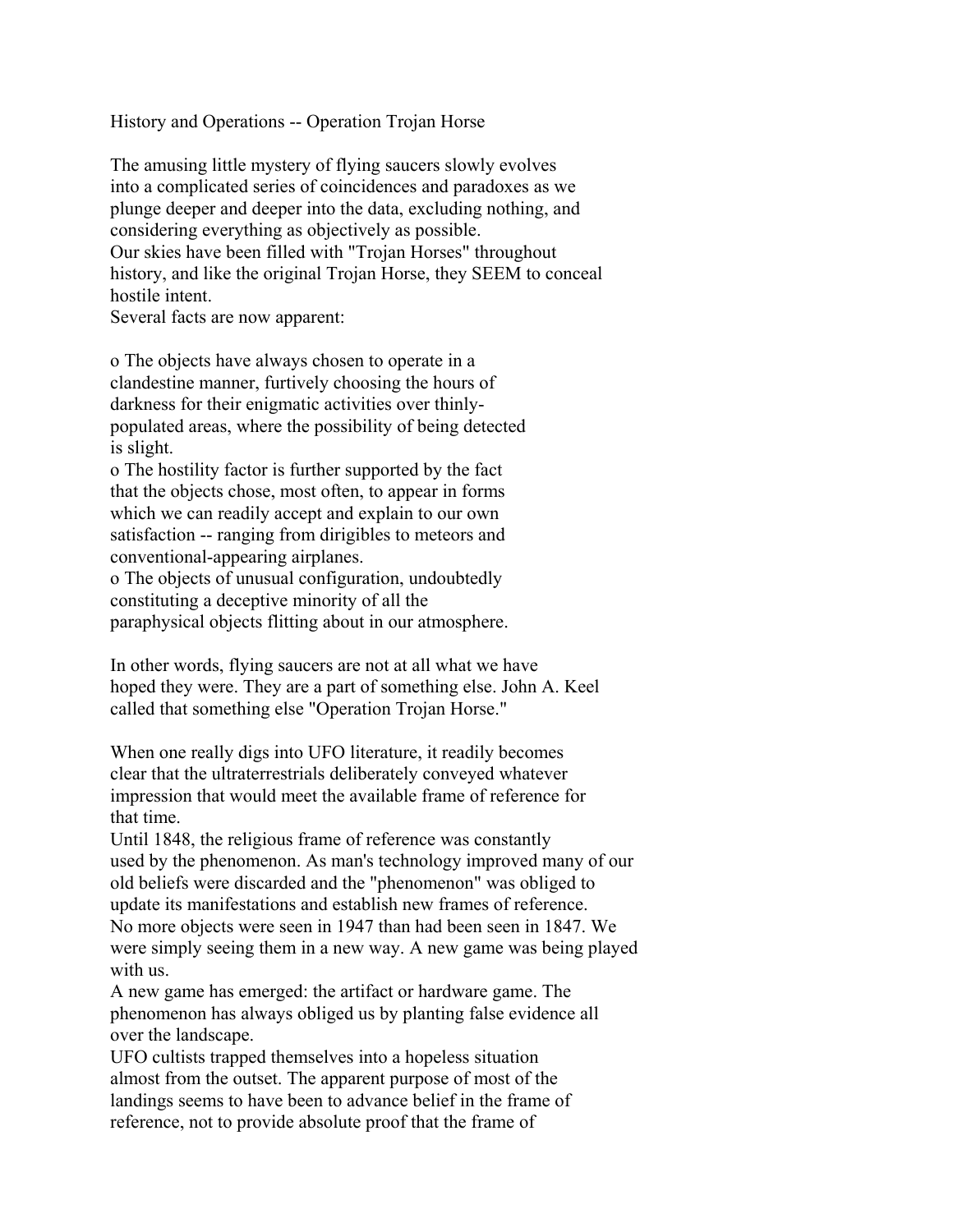History and Operations -- Operation Trojan Horse

The amusing little mystery of flying saucers slowly evolves into a complicated series of coincidences and paradoxes as we plunge deeper and deeper into the data, excluding nothing, and considering everything as objectively as possible.
Our skies have been filled with "Trojan Horses" throughout history, and like the original Trojan Horse, they SEEM to conceal hostile intent.
Several facts are now apparent:

- The objects have always chosen to operate in a clandestine manner, furtively choosing the hours of darkness for their enigmatic activities over thinly-populated areas, where the possibility of being detected is slight.
- The hostility factor is further supported by the fact that the objects chose, most often, to appear in forms which we can readily accept and explain to our own satisfaction -- ranging from dirigibles to meteors and conventional-appearing airplanes.
- The objects of unusual configuration, undoubtedly constituting a deceptive minority of all the paraphysical objects flitting about in our atmosphere.

In other words, flying saucers are not at all what we have hoped they were. They are a part of something else. John A. Keel called that something else "Operation Trojan Horse."

When one really digs into UFO literature, it readily becomes clear that the ultraterrestrials deliberately conveyed whatever impression that would meet the available frame of reference for that time.
Until 1848, the religious frame of reference was constantly used by the phenomenon. As man's technology improved many of our old beliefs were discarded and the "phenomenon" was obliged to update its manifestations and establish new frames of reference.
No more objects were seen in 1947 than had been seen in 1847. We were simply seeing them in a new way. A new game was being played with us.
A new game has emerged: the artifact or hardware game. The phenomenon has always obliged us by planting false evidence all over the landscape.
UFO cultists trapped themselves into a hopeless situation almost from the outset. The apparent purpose of most of the landings seems to have been to advance belief in the frame of reference, not to provide absolute proof that the frame of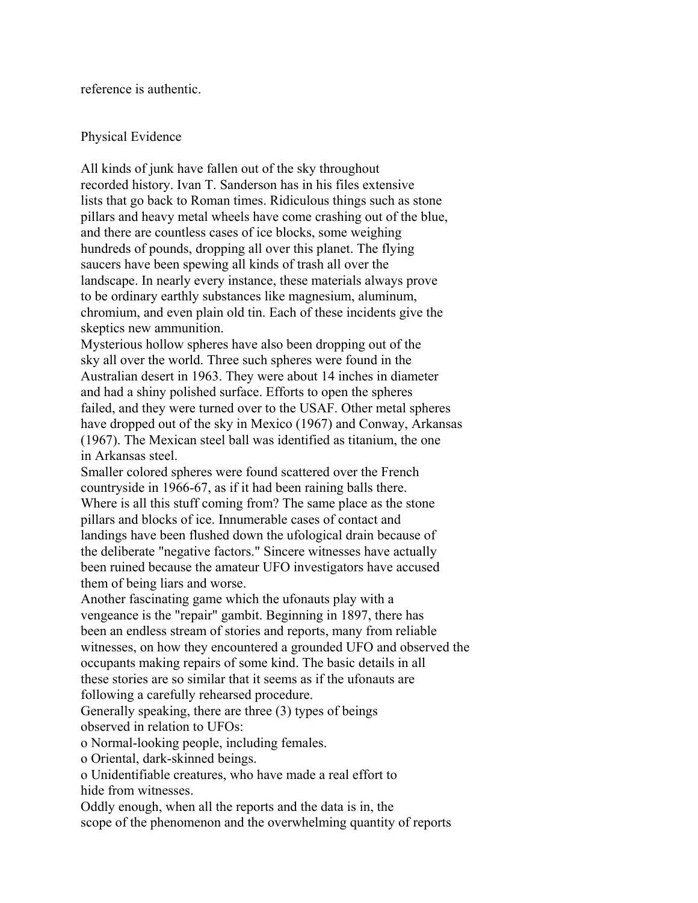reference is authentic.

## Physical Evidence

All kinds of junk have fallen out of the sky throughout recorded history. Ivan T. Sanderson has in his files extensive lists that go back to Roman times. Ridiculous things such as stone pillars and heavy metal wheels have come crashing out of the blue, and there are countless cases of ice blocks, some weighing hundreds of pounds, dropping all over this planet. The flying saucers have been spewing all kinds of trash all over the landscape. In nearly every instance, these materials always prove to be ordinary earthly substances like magnesium, aluminum, chromium, and even plain old tin. Each of these incidents give the skeptics new ammunition.

Mysterious hollow spheres have also been dropping out of the sky all over the world. Three such spheres were found in the Australian desert in 1963. They were about 14 inches in diameter and had a shiny polished surface. Efforts to open the spheres failed, and they were turned over to the USAF. Other metal spheres have dropped out of the sky in Mexico (1967) and Conway, Arkansas (1967). The Mexican steel ball was identified as titanium, the one in Arkansas steel.

Smaller colored spheres were found scattered over the French countryside in 1966-67, as if it had been raining balls there. Where is all this stuff coming from? The same place as the stone pillars and blocks of ice. Innumerable cases of contact and landings have been flushed down the ufological drain because of the deliberate "negative factors." Sincere witnesses have actually been ruined because the amateur UFO investigators have accused them of being liars and worse.

Another fascinating game which the ufonauts play with a vengeance is the "repair" gambit. Beginning in 1897, there has been an endless stream of stories and reports, many from reliable witnesses, on how they encountered a grounded UFO and observed the occupants making repairs of some kind. The basic details in all these stories are so similar that it seems as if the ufonauts are following a carefully rehearsed procedure.

Generally speaking, there are three (3) types of beings observed in relation to UFOs:

- Normal-looking people, including females.
- Oriental, dark-skinned beings.
- Unidentifiable creatures, who have made a real effort to hide from witnesses.

Oddly enough, when all the reports and the data is in, the scope of the phenomenon and the overwhelming quantity of reports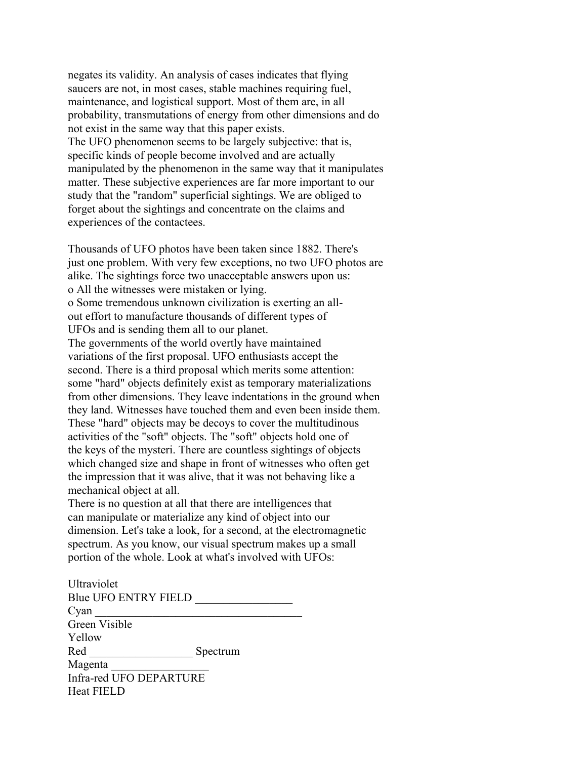negates its validity. An analysis of cases indicates that flying saucers are not, in most cases, stable machines requiring fuel, maintenance, and logistical support. Most of them are, in all probability, transmutations of energy from other dimensions and do not exist in the same way that this paper exists.

The UFO phenomenon seems to be largely subjective: that is, specific kinds of people become involved and are actually manipulated by the phenomenon in the same way that it manipulates matter. These subjective experiences are far more important to our study that the "random" superficial sightings. We are obliged to forget about the sightings and concentrate on the claims and experiences of the contactees.

Thousands of UFO photos have been taken since 1882. There's just one problem. With very few exceptions, no two UFO photos are alike. The sightings force two unacceptable answers upon us:

o All the witnesses were mistaken or lying.

o Some tremendous unknown civilization is exerting an all-out effort to manufacture thousands of different types of UFOs and is sending them all to our planet.

The governments of the world overtly have maintained variations of the first proposal. UFO enthusiasts accept the second. There is a third proposal which merits some attention: some "hard" objects definitely exist as temporary materializations from other dimensions. They leave indentations in the ground when they land. Witnesses have touched them and even been inside them. These "hard" objects may be decoys to cover the multitudinous activities of the "soft" objects. The "soft" objects hold one of the keys of the mysteri. There are countless sightings of objects which changed size and shape in front of witnesses who often get the impression that it was alive, that it was not behaving like a mechanical object at all.

There is no question at all that there are intelligences that can manipulate or materialize any kind of object into our dimension. Let's take a look, for a second, at the electromagnetic spectrum. As you know, our visual spectrum makes up a small portion of the whole. Look at what's involved with UFOs:

Ultraviolet
Blue UFO ENTRY FIELD _________________
Cyan ____________________________________
Green Visible
Yellow
Red __________________ Spectrum
Magenta _________________
Infra-red UFO DEPARTURE
Heat FIELD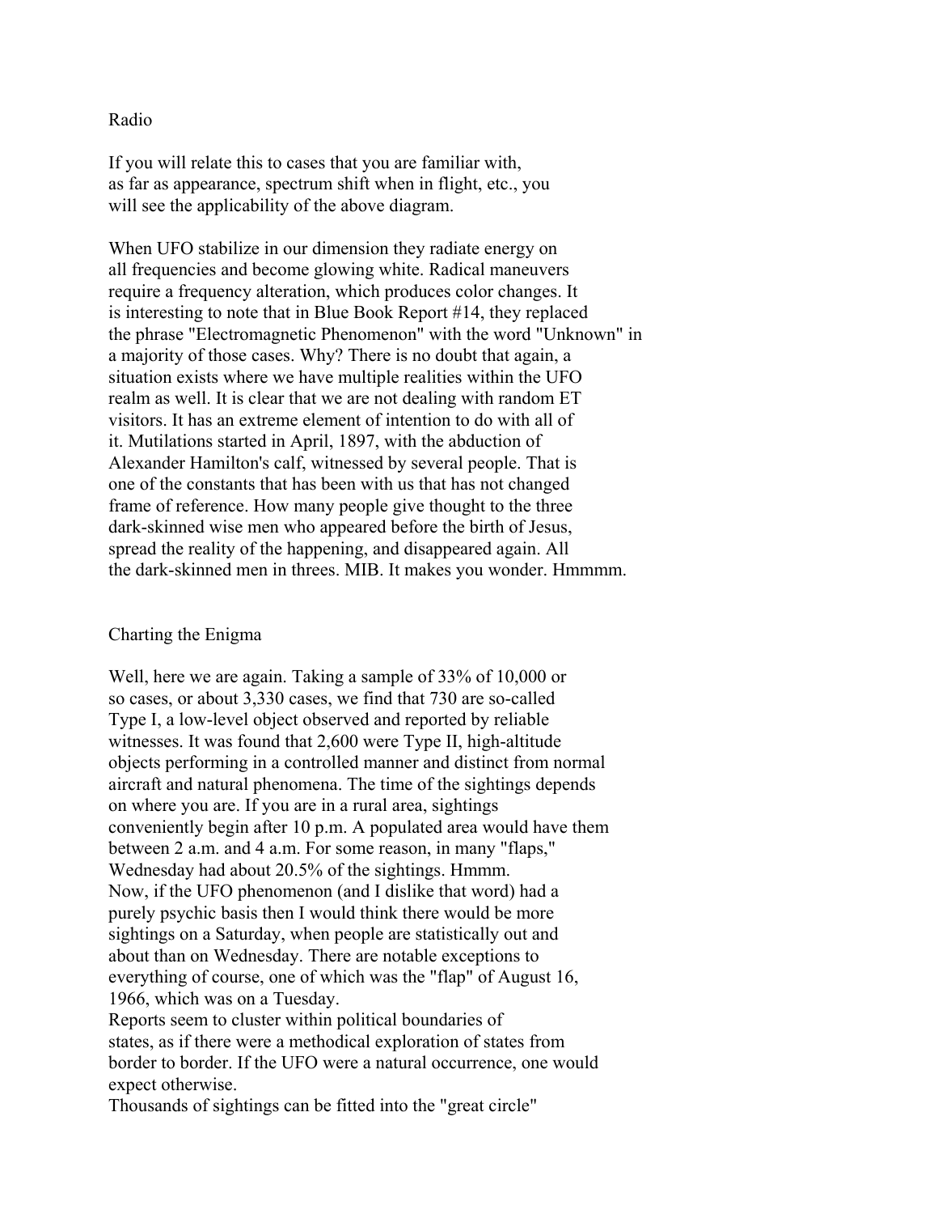Radio

If you will relate this to cases that you are familiar with, as far as appearance, spectrum shift when in flight, etc., you will see the applicability of the above diagram.

When UFO stabilize in our dimension they radiate energy on all frequencies and become glowing white. Radical maneuvers require a frequency alteration, which produces color changes. It is interesting to note that in Blue Book Report #14, they replaced the phrase "Electromagnetic Phenomenon" with the word "Unknown" in a majority of those cases. Why? There is no doubt that again, a situation exists where we have multiple realities within the UFO realm as well. It is clear that we are not dealing with random ET visitors. It has an extreme element of intention to do with all of it. Mutilations started in April, 1897, with the abduction of Alexander Hamilton's calf, witnessed by several people. That is one of the constants that has been with us that has not changed frame of reference. How many people give thought to the three dark-skinned wise men who appeared before the birth of Jesus, spread the reality of the happening, and disappeared again. All the dark-skinned men in threes. MIB. It makes you wonder. Hmmmm.

## Charting the Enigma

Well, here we are again. Taking a sample of 33% of 10,000 or so cases, or about 3,330 cases, we find that 730 are so-called Type I, a low-level object observed and reported by reliable witnesses. It was found that 2,600 were Type II, high-altitude objects performing in a controlled manner and distinct from normal aircraft and natural phenomena. The time of the sightings depends on where you are. If you are in a rural area, sightings conveniently begin after 10 p.m. A populated area would have them between 2 a.m. and 4 a.m. For some reason, in many "flaps," Wednesday had about 20.5% of the sightings. Hmmm.
Now, if the UFO phenomenon (and I dislike that word) had a purely psychic basis then I would think there would be more sightings on a Saturday, when people are statistically out and about than on Wednesday. There are notable exceptions to everything of course, one of which was the "flap" of August 16, 1966, which was on a Tuesday.
Reports seem to cluster within political boundaries of states, as if there were a methodical exploration of states from border to border. If the UFO were a natural occurrence, one would expect otherwise.
Thousands of sightings can be fitted into the "great circle"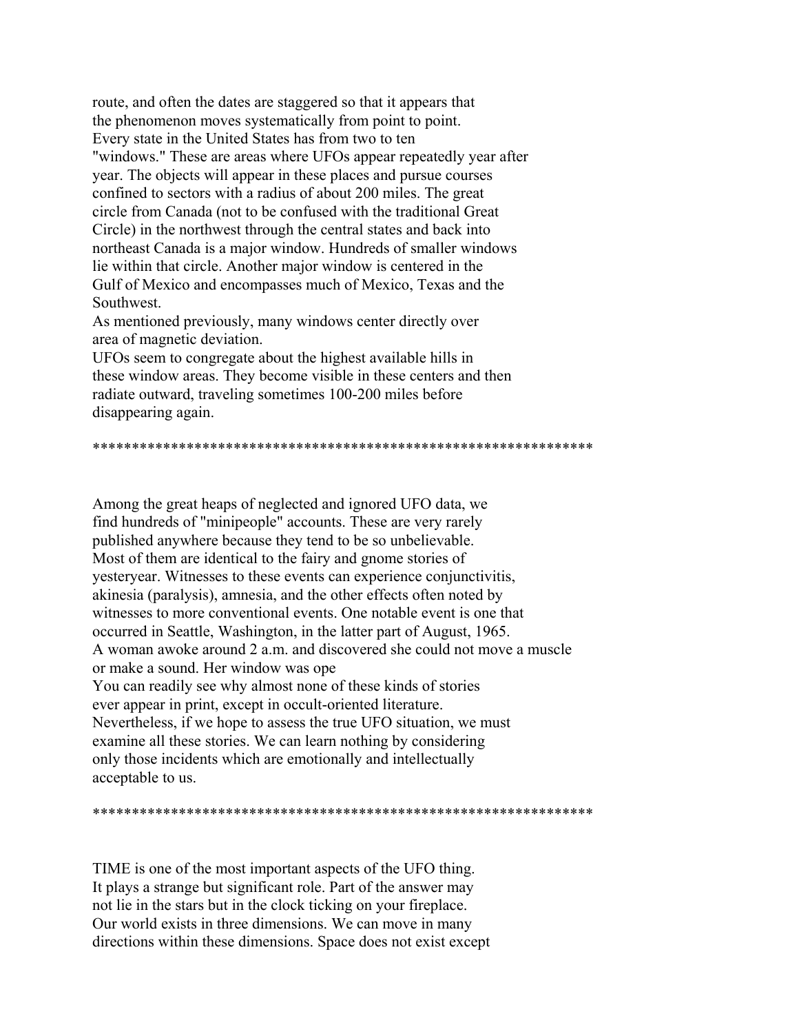route, and often the dates are staggered so that it appears that the phenomenon moves systematically from point to point.

Every state in the United States has from two to ten "windows." These are areas where UFOs appear repeatedly year after year. The objects will appear in these places and pursue courses confined to sectors with a radius of about 200 miles. The great circle from Canada (not to be confused with the traditional Great Circle) in the northwest through the central states and back into northeast Canada is a major window. Hundreds of smaller windows lie within that circle. Another major window is centered in the Gulf of Mexico and encompasses much of Mexico, Texas and the Southwest.

As mentioned previously, many windows center directly over area of magnetic deviation.

UFOs seem to congregate about the highest available hills in these window areas. They become visible in these centers and then radiate outward, traveling sometimes 100-200 miles before disappearing again.

****************************************************************

Among the great heaps of neglected and ignored UFO data, we find hundreds of "minipeople" accounts. These are very rarely published anywhere because they tend to be so unbelievable. Most of them are identical to the fairy and gnome stories of yesteryear. Witnesses to these events can experience conjunctivitis, akinesia (paralysis), amnesia, and the other effects often noted by witnesses to more conventional events. One notable event is one that occurred in Seattle, Washington, in the latter part of August, 1965. A woman awoke around 2 a.m. and discovered she could not move a muscle or make a sound. Her window was ope

You can readily see why almost none of these kinds of stories ever appear in print, except in occult-oriented literature. Nevertheless, if we hope to assess the true UFO situation, we must examine all these stories. We can learn nothing by considering only those incidents which are emotionally and intellectually acceptable to us.

****************************************************************

TIME is one of the most important aspects of the UFO thing. It plays a strange but significant role. Part of the answer may not lie in the stars but in the clock ticking on your fireplace.

Our world exists in three dimensions. We can move in many directions within these dimensions. Space does not exist except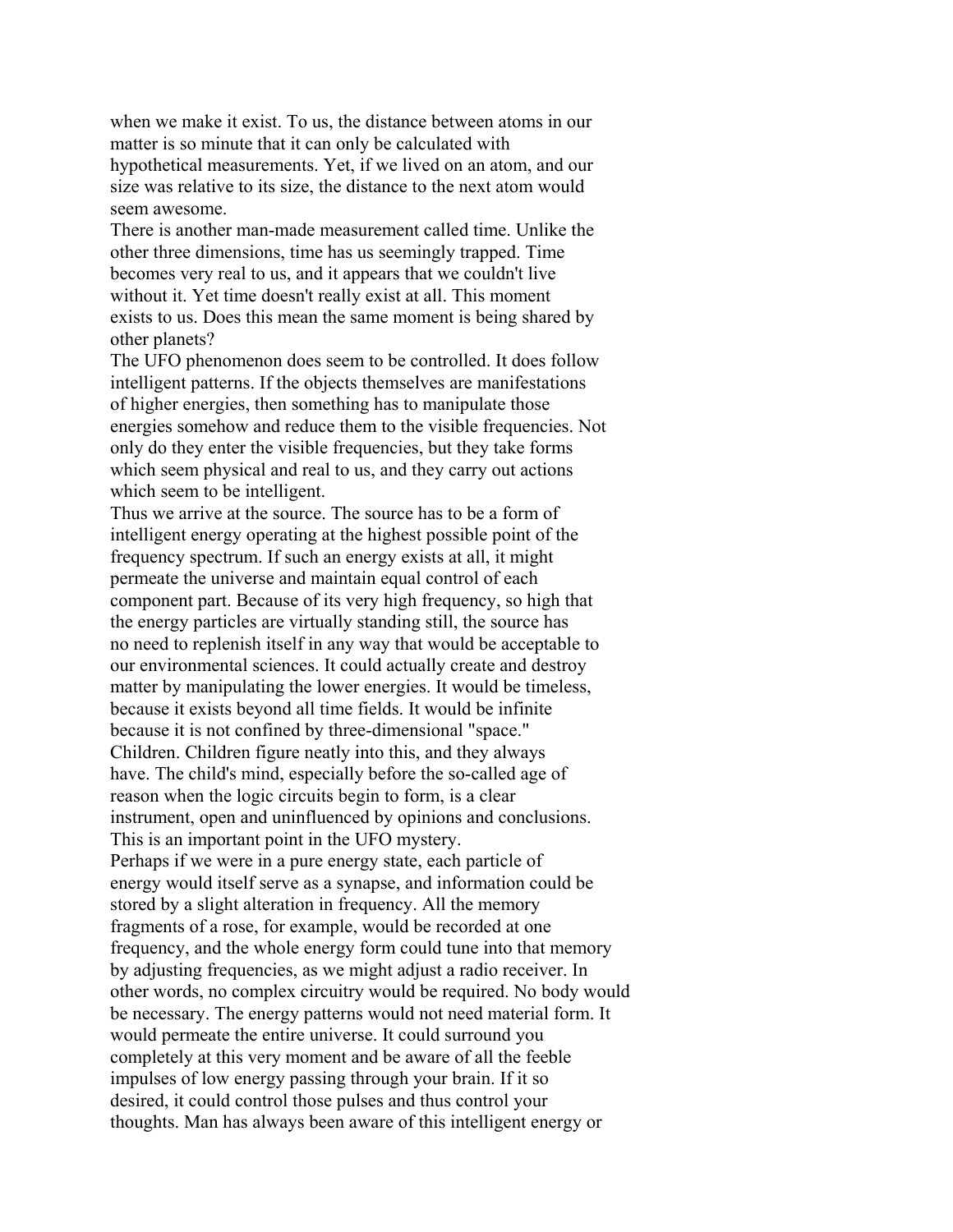when we make it exist. To us, the distance between atoms in our matter is so minute that it can only be calculated with hypothetical measurements. Yet, if we lived on an atom, and our size was relative to its size, the distance to the next atom would seem awesome.

There is another man-made measurement called time. Unlike the other three dimensions, time has us seemingly trapped. Time becomes very real to us, and it appears that we couldn't live without it. Yet time doesn't really exist at all. This moment exists to us. Does this mean the same moment is being shared by other planets?

The UFO phenomenon does seem to be controlled. It does follow intelligent patterns. If the objects themselves are manifestations of higher energies, then something has to manipulate those energies somehow and reduce them to the visible frequencies. Not only do they enter the visible frequencies, but they take forms which seem physical and real to us, and they carry out actions which seem to be intelligent.

Thus we arrive at the source. The source has to be a form of intelligent energy operating at the highest possible point of the frequency spectrum. If such an energy exists at all, it might permeate the universe and maintain equal control of each component part. Because of its very high frequency, so high that the energy particles are virtually standing still, the source has no need to replenish itself in any way that would be acceptable to our environmental sciences. It could actually create and destroy matter by manipulating the lower energies. It would be timeless, because it exists beyond all time fields. It would be infinite because it is not confined by three-dimensional "space."

Children. Children figure neatly into this, and they always have. The child's mind, especially before the so-called age of reason when the logic circuits begin to form, is a clear instrument, open and uninfluenced by opinions and conclusions. This is an important point in the UFO mystery.

Perhaps if we were in a pure energy state, each particle of energy would itself serve as a synapse, and information could be stored by a slight alteration in frequency. All the memory fragments of a rose, for example, would be recorded at one frequency, and the whole energy form could tune into that memory by adjusting frequencies, as we might adjust a radio receiver. In other words, no complex circuitry would be required. No body would be necessary. The energy patterns would not need material form. It would permeate the entire universe. It could surround you completely at this very moment and be aware of all the feeble impulses of low energy passing through your brain. If it so desired, it could control those pulses and thus control your thoughts. Man has always been aware of this intelligent energy or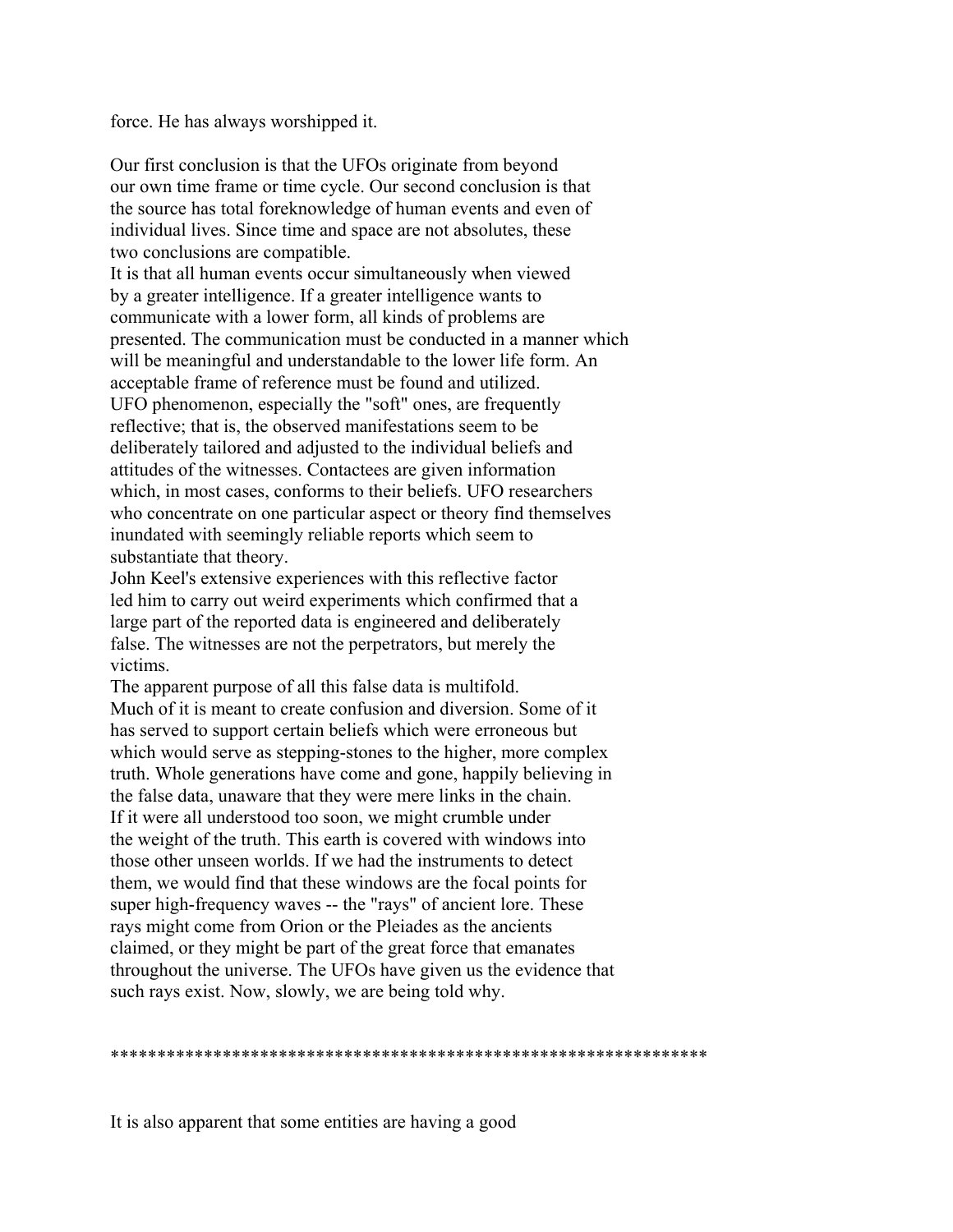force. He has always worshipped it.

Our first conclusion is that the UFOs originate from beyond our own time frame or time cycle. Our second conclusion is that the source has total foreknowledge of human events and even of individual lives. Since time and space are not absolutes, these two conclusions are compatible.

It is that all human events occur simultaneously when viewed by a greater intelligence. If a greater intelligence wants to communicate with a lower form, all kinds of problems are presented. The communication must be conducted in a manner which will be meaningful and understandable to the lower life form. An acceptable frame of reference must be found and utilized.

UFO phenomenon, especially the "soft" ones, are frequently reflective; that is, the observed manifestations seem to be deliberately tailored and adjusted to the individual beliefs and attitudes of the witnesses. Contactees are given information which, in most cases, conforms to their beliefs. UFO researchers who concentrate on one particular aspect or theory find themselves inundated with seemingly reliable reports which seem to substantiate that theory.

John Keel's extensive experiences with this reflective factor led him to carry out weird experiments which confirmed that a large part of the reported data is engineered and deliberately false. The witnesses are not the perpetrators, but merely the victims.

The apparent purpose of all this false data is multifold. Much of it is meant to create confusion and diversion. Some of it has served to support certain beliefs which were erroneous but which would serve as stepping-stones to the higher, more complex truth. Whole generations have come and gone, happily believing in the false data, unaware that they were mere links in the chain. If it were all understood too soon, we might crumble under the weight of the truth. This earth is covered with windows into those other unseen worlds. If we had the instruments to detect them, we would find that these windows are the focal points for super high-frequency waves -- the "rays" of ancient lore. These rays might come from Orion or the Pleiades as the ancients claimed, or they might be part of the great force that emanates throughout the universe. The UFOs have given us the evidence that such rays exist. Now, slowly, we are being told why.

*****************************************************************

It is also apparent that some entities are having a good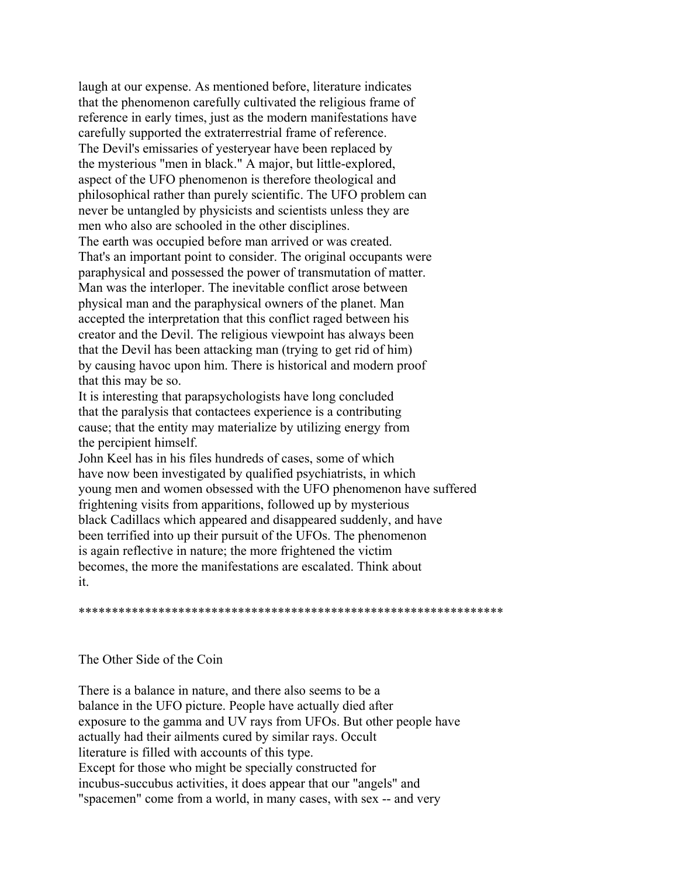laugh at our expense. As mentioned before, literature indicates that the phenomenon carefully cultivated the religious frame of reference in early times, just as the modern manifestations have carefully supported the extraterrestrial frame of reference. The Devil's emissaries of yesteryear have been replaced by the mysterious "men in black." A major, but little-explored, aspect of the UFO phenomenon is therefore theological and philosophical rather than purely scientific. The UFO problem can never be untangled by physicists and scientists unless they are men who also are schooled in the other disciplines.

The earth was occupied before man arrived or was created. That's an important point to consider. The original occupants were paraphysical and possessed the power of transmutation of matter. Man was the interloper. The inevitable conflict arose between physical man and the paraphysical owners of the planet. Man accepted the interpretation that this conflict raged between his creator and the Devil. The religious viewpoint has always been that the Devil has been attacking man (trying to get rid of him) by causing havoc upon him. There is historical and modern proof that this may be so.

It is interesting that parapsychologists have long concluded that the paralysis that contactees experience is a contributing cause; that the entity may materialize by utilizing energy from the percipient himself.

John Keel has in his files hundreds of cases, some of which have now been investigated by qualified psychiatrists, in which young men and women obsessed with the UFO phenomenon have suffered frightening visits from apparitions, followed up by mysterious black Cadillacs which appeared and disappeared suddenly, and have been terrified into up their pursuit of the UFOs. The phenomenon is again reflective in nature; the more frightened the victim becomes, the more the manifestations are escalated. Think about it.

*****************************************************************

## The Other Side of the Coin

There is a balance in nature, and there also seems to be a balance in the UFO picture. People have actually died after exposure to the gamma and UV rays from UFOs. But other people have actually had their ailments cured by similar rays. Occult literature is filled with accounts of this type.

Except for those who might be specially constructed for incubus-succubus activities, it does appear that our "angels" and "spacemen" come from a world, in many cases, with sex -- and very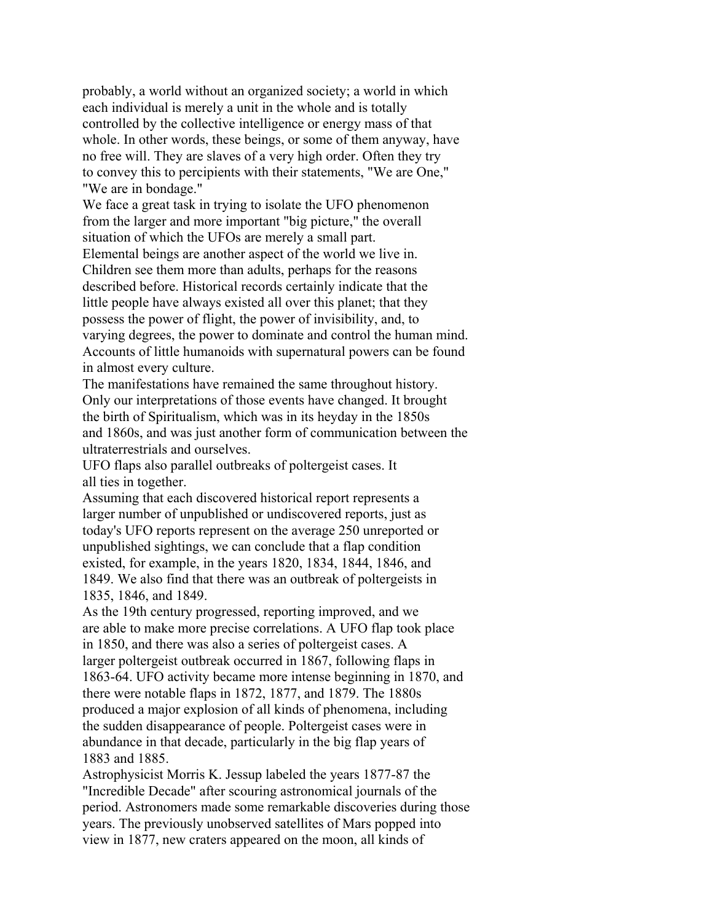probably, a world without an organized society; a world in which each individual is merely a unit in the whole and is totally controlled by the collective intelligence or energy mass of that whole. In other words, these beings, or some of them anyway, have no free will. They are slaves of a very high order. Often they try to convey this to percipients with their statements, "We are One," "We are in bondage."

We face a great task in trying to isolate the UFO phenomenon from the larger and more important "big picture," the overall situation of which the UFOs are merely a small part.

Elemental beings are another aspect of the world we live in. Children see them more than adults, perhaps for the reasons described before. Historical records certainly indicate that the little people have always existed all over this planet; that they possess the power of flight, the power of invisibility, and, to varying degrees, the power to dominate and control the human mind. Accounts of little humanoids with supernatural powers can be found in almost every culture.

The manifestations have remained the same throughout history. Only our interpretations of those events have changed. It brought the birth of Spiritualism, which was in its heyday in the 1850s and 1860s, and was just another form of communication between the ultraterrestrials and ourselves.

UFO flaps also parallel outbreaks of poltergeist cases. It all ties in together.

Assuming that each discovered historical report represents a larger number of unpublished or undiscovered reports, just as today's UFO reports represent on the average 250 unreported or unpublished sightings, we can conclude that a flap condition existed, for example, in the years 1820, 1834, 1844, 1846, and 1849. We also find that there was an outbreak of poltergeists in 1835, 1846, and 1849.

As the 19th century progressed, reporting improved, and we are able to make more precise correlations. A UFO flap took place in 1850, and there was also a series of poltergeist cases. A larger poltergeist outbreak occurred in 1867, following flaps in 1863-64. UFO activity became more intense beginning in 1870, and there were notable flaps in 1872, 1877, and 1879. The 1880s produced a major explosion of all kinds of phenomena, including the sudden disappearance of people. Poltergeist cases were in abundance in that decade, particularly in the big flap years of 1883 and 1885.

Astrophysicist Morris K. Jessup labeled the years 1877-87 the "Incredible Decade" after scouring astronomical journals of the period. Astronomers made some remarkable discoveries during those years. The previously unobserved satellites of Mars popped into view in 1877, new craters appeared on the moon, all kinds of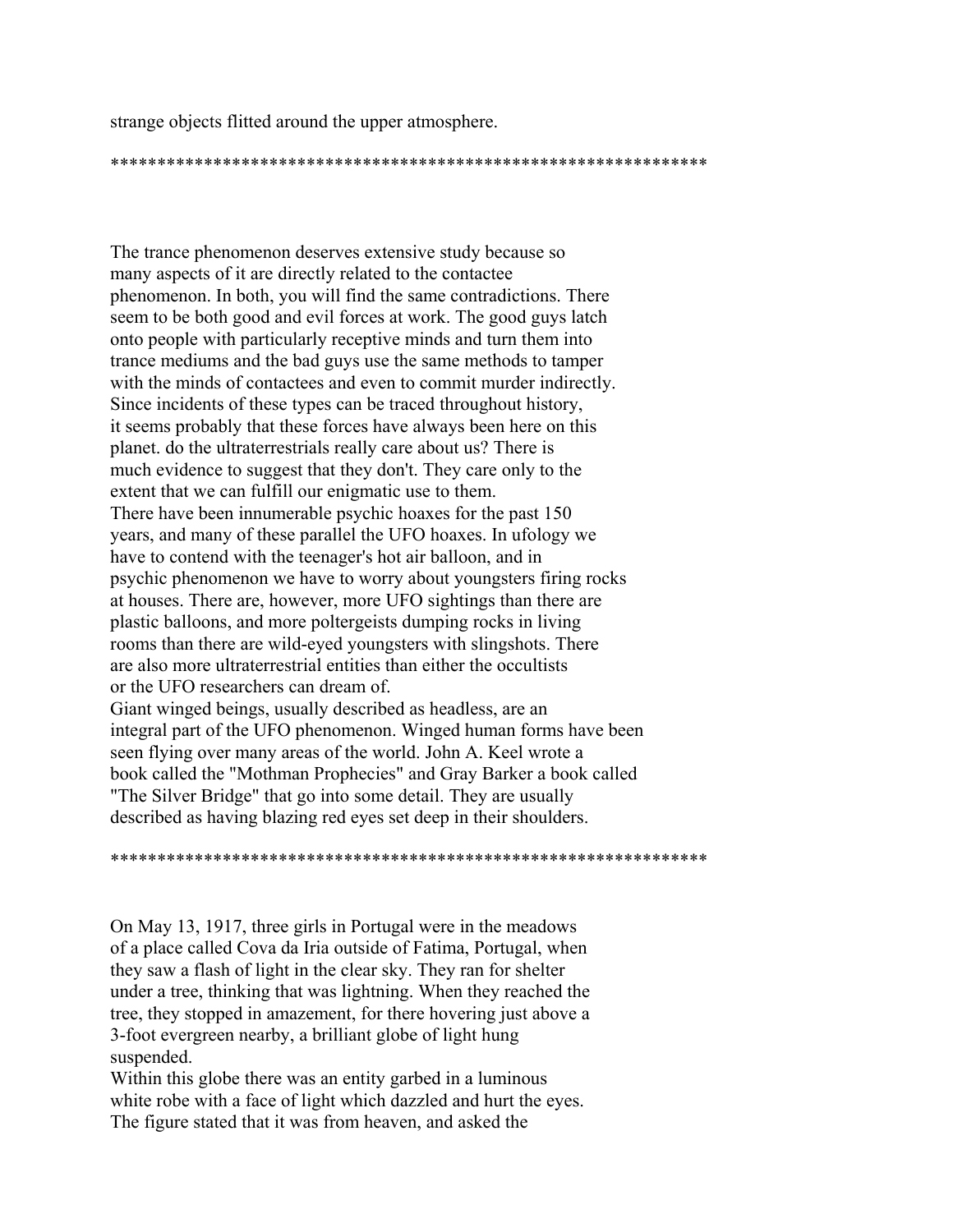strange objects flitted around the upper atmosphere.

****************************************************************

The trance phenomenon deserves extensive study because so many aspects of it are directly related to the contactee phenomenon. In both, you will find the same contradictions. There seem to be both good and evil forces at work. The good guys latch onto people with particularly receptive minds and turn them into trance mediums and the bad guys use the same methods to tamper with the minds of contactees and even to commit murder indirectly. Since incidents of these types can be traced throughout history, it seems probably that these forces have always been here on this planet. do the ultraterrestrials really care about us? There is much evidence to suggest that they don't. They care only to the extent that we can fulfill our enigmatic use to them.
There have been innumerable psychic hoaxes for the past 150 years, and many of these parallel the UFO hoaxes. In ufology we have to contend with the teenager's hot air balloon, and in psychic phenomenon we have to worry about youngsters firing rocks at houses. There are, however, more UFO sightings than there are plastic balloons, and more poltergeists dumping rocks in living rooms than there are wild-eyed youngsters with slingshots. There are also more ultraterrestrial entities than either the occultists or the UFO researchers can dream of.
Giant winged beings, usually described as headless, are an integral part of the UFO phenomenon. Winged human forms have been seen flying over many areas of the world. John A. Keel wrote a book called the "Mothman Prophecies" and Gray Barker a book called "The Silver Bridge" that go into some detail. They are usually described as having blazing red eyes set deep in their shoulders.

****************************************************************

On May 13, 1917, three girls in Portugal were in the meadows of a place called Cova da Iria outside of Fatima, Portugal, when they saw a flash of light in the clear sky. They ran for shelter under a tree, thinking that was lightning. When they reached the tree, they stopped in amazement, for there hovering just above a 3-foot evergreen nearby, a brilliant globe of light hung suspended.
Within this globe there was an entity garbed in a luminous white robe with a face of light which dazzled and hurt the eyes. The figure stated that it was from heaven, and asked the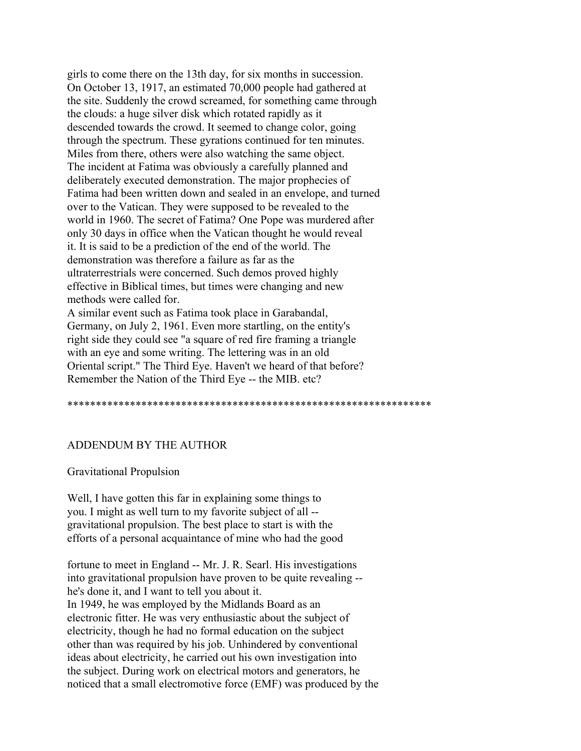girls to come there on the 13th day, for six months in succession. On October 13, 1917, an estimated 70,000 people had gathered at the site. Suddenly the crowd screamed, for something came through the clouds: a huge silver disk which rotated rapidly as it descended towards the crowd. It seemed to change color, going through the spectrum. These gyrations continued for ten minutes. Miles from there, others were also watching the same object. The incident at Fatima was obviously a carefully planned and deliberately executed demonstration. The major prophecies of Fatima had been written down and sealed in an envelope, and turned over to the Vatican. They were supposed to be revealed to the world in 1960. The secret of Fatima? One Pope was murdered after only 30 days in office when the Vatican thought he would reveal it. It is said to be a prediction of the end of the world. The demonstration was therefore a failure as far as the ultraterrestrials were concerned. Such demos proved highly effective in Biblical times, but times were changing and new methods were called for.

A similar event such as Fatima took place in Garabandal, Germany, on July 2, 1961. Even more startling, on the entity's right side they could see "a square of red fire framing a triangle with an eye and some writing. The lettering was in an old Oriental script." The Third Eye. Haven't we heard of that before? Remember the Nation of the Third Eye -- the MIB. etc?

*****************************************************************

## ADDENDUM BY THE AUTHOR

### Gravitational Propulsion

Well, I have gotten this far in explaining some things to you. I might as well turn to my favorite subject of all -- gravitational propulsion. The best place to start is with the efforts of a personal acquaintance of mine who had the good fortune to meet in England -- Mr. J. R. Searl. His investigations into gravitational propulsion have proven to be quite revealing -- he's done it, and I want to tell you about it.

In 1949, he was employed by the Midlands Board as an electronic fitter. He was very enthusiastic about the subject of electricity, though he had no formal education on the subject other than was required by his job. Unhindered by conventional ideas about electricity, he carried out his own investigation into the subject. During work on electrical motors and generators, he noticed that a small electromotive force (EMF) was produced by the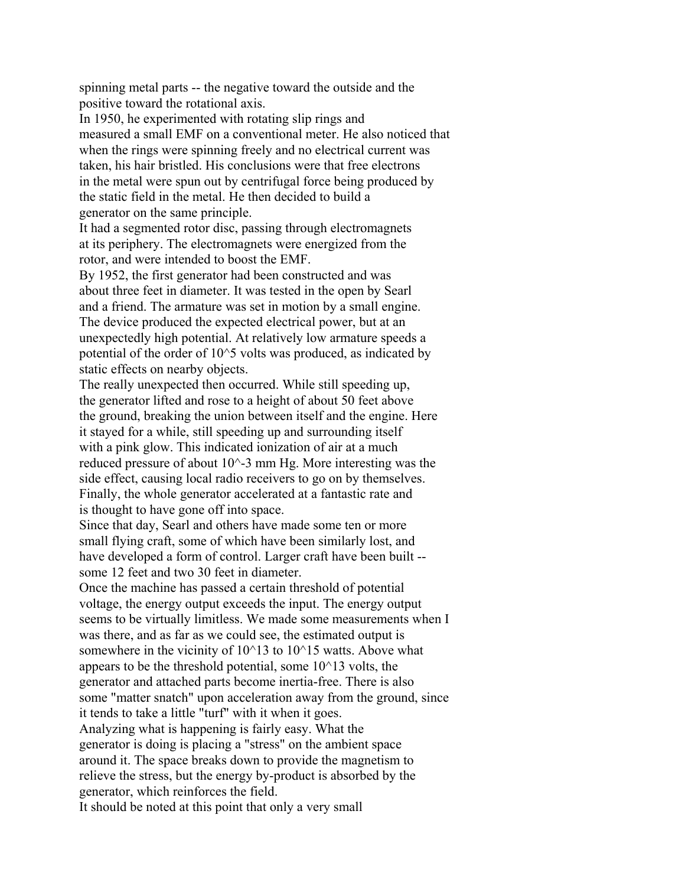spinning metal parts -- the negative toward the outside and the positive toward the rotational axis.

In 1950, he experimented with rotating slip rings and measured a small EMF on a conventional meter. He also noticed that when the rings were spinning freely and no electrical current was taken, his hair bristled. His conclusions were that free electrons in the metal were spun out by centrifugal force being produced by the static field in the metal. He then decided to build a generator on the same principle.

It had a segmented rotor disc, passing through electromagnets at its periphery. The electromagnets were energized from the rotor, and were intended to boost the EMF.

By 1952, the first generator had been constructed and was about three feet in diameter. It was tested in the open by Searl and a friend. The armature was set in motion by a small engine. The device produced the expected electrical power, but at an unexpectedly high potential. At relatively low armature speeds a potential of the order of $10^5$ volts was produced, as indicated by static effects on nearby objects.

The really unexpected then occurred. While still speeding up, the generator lifted and rose to a height of about 50 feet above the ground, breaking the union between itself and the engine. Here it stayed for a while, still speeding up and surrounding itself with a pink glow. This indicated ionization of air at a much reduced pressure of about $10^{-3}$ mm Hg. More interesting was the side effect, causing local radio receivers to go on by themselves. Finally, the whole generator accelerated at a fantastic rate and is thought to have gone off into space.

Since that day, Searl and others have made some ten or more small flying craft, some of which have been similarly lost, and have developed a form of control. Larger craft have been built -- some 12 feet and two 30 feet in diameter.

Once the machine has passed a certain threshold of potential voltage, the energy output exceeds the input. The energy output seems to be virtually limitless. We made some measurements when I was there, and as far as we could see, the estimated output is somewhere in the vicinity of $10^{13}$ to $10^{15}$ watts. Above what appears to be the threshold potential, some $10^{13}$ volts, the generator and attached parts become inertia-free. There is also some "matter snatch" upon acceleration away from the ground, since it tends to take a little "turf" with it when it goes.

Analyzing what is happening is fairly easy. What the generator is doing is placing a "stress" on the ambient space around it. The space breaks down to provide the magnetism to relieve the stress, but the energy by-product is absorbed by the generator, which reinforces the field.

It should be noted at this point that only a very small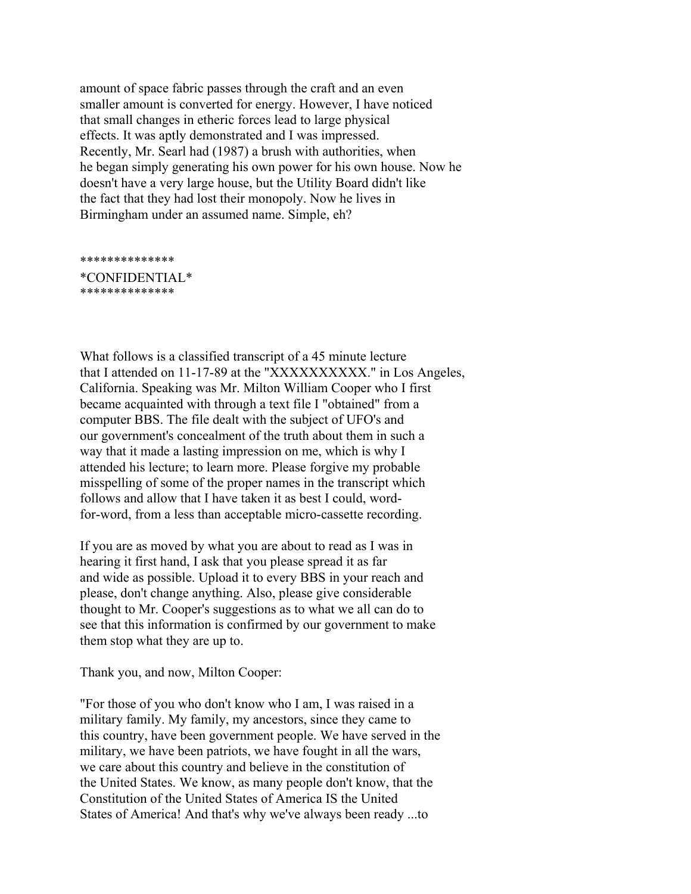amount of space fabric passes through the craft and an even smaller amount is converted for energy. However, I have noticed that small changes in etheric forces lead to large physical effects. It was aptly demonstrated and I was impressed. Recently, Mr. Searl had (1987) a brush with authorities, when he began simply generating his own power for his own house. Now he doesn't have a very large house, but the Utility Board didn't like the fact that they had lost their monopoly. Now he lives in Birmingham under an assumed name. Simple, eh?

**************
*CONFIDENTIAL*
**************

What follows is a classified transcript of a 45 minute lecture that I attended on 11-17-89 at the "XXXXXXXXXX." in Los Angeles, California. Speaking was Mr. Milton William Cooper who I first became acquainted with through a text file I "obtained" from a computer BBS. The file dealt with the subject of UFO's and our government's concealment of the truth about them in such a way that it made a lasting impression on me, which is why I attended his lecture; to learn more. Please forgive my probable misspelling of some of the proper names in the transcript which follows and allow that I have taken it as best I could, word-for-word, from a less than acceptable micro-cassette recording.

If you are as moved by what you are about to read as I was in hearing it first hand, I ask that you please spread it as far and wide as possible. Upload it to every BBS in your reach and please, don't change anything. Also, please give considerable thought to Mr. Cooper's suggestions as to what we all can do to see that this information is confirmed by our government to make them stop what they are up to.

Thank you, and now, Milton Cooper:

"For those of you who don't know who I am, I was raised in a military family. My family, my ancestors, since they came to this country, have been government people. We have served in the military, we have been patriots, we have fought in all the wars, we care about this country and believe in the constitution of the United States. We know, as many people don't know, that the Constitution of the United States of America IS the United States of America! And that's why we've always been ready ...to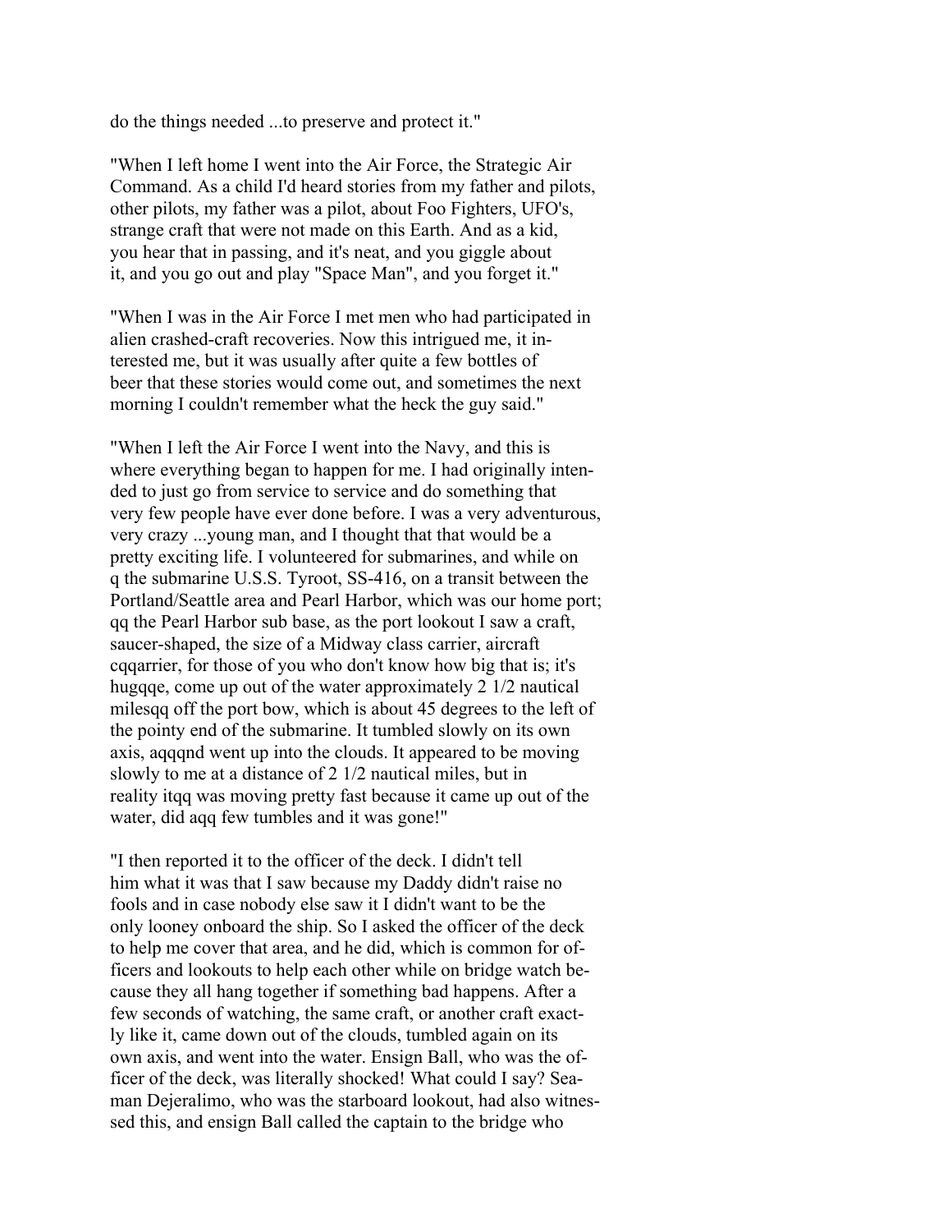do the things needed ...to preserve and protect it."

"When I left home I went into the Air Force, the Strategic Air Command. As a child I'd heard stories from my father and pilots, other pilots, my father was a pilot, about Foo Fighters, UFO's, strange craft that were not made on this Earth. And as a kid, you hear that in passing, and it's neat, and you giggle about it, and you go out and play "Space Man", and you forget it."

"When I was in the Air Force I met men who had participated in alien crashed-craft recoveries. Now this intrigued me, it interested me, but it was usually after quite a few bottles of beer that these stories would come out, and sometimes the next morning I couldn't remember what the heck the guy said."

"When I left the Air Force I went into the Navy, and this is where everything began to happen for me. I had originally intended to just go from service to service and do something that very few people have ever done before. I was a very adventurous, very crazy ...young man, and I thought that that would be a pretty exciting life. I volunteered for submarines, and while on q the submarine U.S.S. Tyroot, SS-416, on a transit between the Portland/Seattle area and Pearl Harbor, which was our home port; qq the Pearl Harbor sub base, as the port lookout I saw a craft, saucer-shaped, the size of a Midway class carrier, aircraft cqqarrier, for those of you who don't know how big that is; it's hugqqe, come up out of the water approximately 2 1/2 nautical milesqq off the port bow, which is about 45 degrees to the left of the pointy end of the submarine. It tumbled slowly on its own axis, aqqqnd went up into the clouds. It appeared to be moving slowly to me at a distance of 2 1/2 nautical miles, but in reality itqq was moving pretty fast because it came up out of the water, did aqq few tumbles and it was gone!"

"I then reported it to the officer of the deck. I didn't tell him what it was that I saw because my Daddy didn't raise no fools and in case nobody else saw it I didn't want to be the only looney onboard the ship. So I asked the officer of the deck to help me cover that area, and he did, which is common for officers and lookouts to help each other while on bridge watch because they all hang together if something bad happens. After a few seconds of watching, the same craft, or another craft exactly like it, came down out of the clouds, tumbled again on its own axis, and went into the water. Ensign Ball, who was the officer of the deck, was literally shocked! What could I say? Seaman Dejeralimo, who was the starboard lookout, had also witnessed this, and ensign Ball called the captain to the bridge who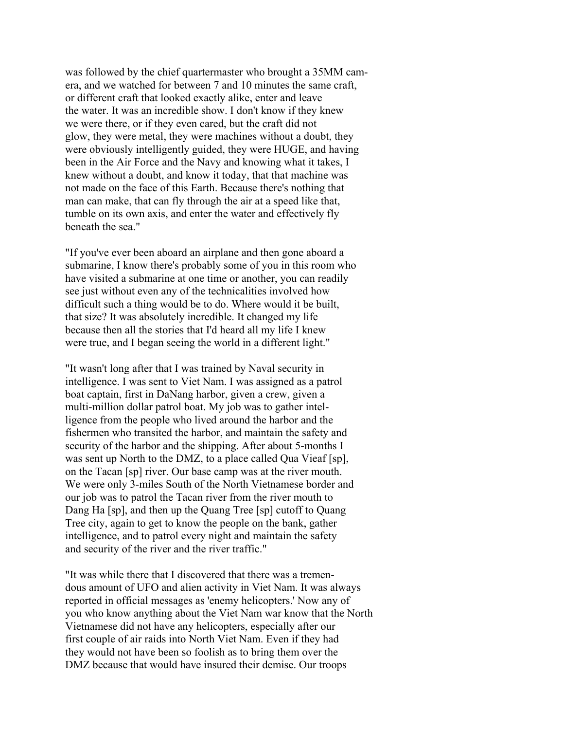was followed by the chief quartermaster who brought a 35MM camera, and we watched for between 7 and 10 minutes the same craft, or different craft that looked exactly alike, enter and leave the water. It was an incredible show. I don't know if they knew we were there, or if they even cared, but the craft did not glow, they were metal, they were machines without a doubt, they were obviously intelligently guided, they were HUGE, and having been in the Air Force and the Navy and knowing what it takes, I knew without a doubt, and know it today, that that machine was not made on the face of this Earth. Because there's nothing that man can make, that can fly through the air at a speed like that, tumble on its own axis, and enter the water and effectively fly beneath the sea."

"If you've ever been aboard an airplane and then gone aboard a submarine, I know there's probably some of you in this room who have visited a submarine at one time or another, you can readily see just without even any of the technicalities involved how difficult such a thing would be to do. Where would it be built, that size? It was absolutely incredible. It changed my life because then all the stories that I'd heard all my life I knew were true, and I began seeing the world in a different light."

"It wasn't long after that I was trained by Naval security in intelligence. I was sent to Viet Nam. I was assigned as a patrol boat captain, first in DaNang harbor, given a crew, given a multi-million dollar patrol boat. My job was to gather intelligence from the people who lived around the harbor and the fishermen who transited the harbor, and maintain the safety and security of the harbor and the shipping. After about 5-months I was sent up North to the DMZ, to a place called Qua Vieaf [sp], on the Tacan [sp] river. Our base camp was at the river mouth. We were only 3-miles South of the North Vietnamese border and our job was to patrol the Tacan river from the river mouth to Dang Ha [sp], and then up the Quang Tree [sp] cutoff to Quang Tree city, again to get to know the people on the bank, gather intelligence, and to patrol every night and maintain the safety and security of the river and the river traffic."

"It was while there that I discovered that there was a tremendous amount of UFO and alien activity in Viet Nam. It was always reported in official messages as 'enemy helicopters.' Now any of you who know anything about the Viet Nam war know that the North Vietnamese did not have any helicopters, especially after our first couple of air raids into North Viet Nam. Even if they had they would not have been so foolish as to bring them over the DMZ because that would have insured their demise. Our troops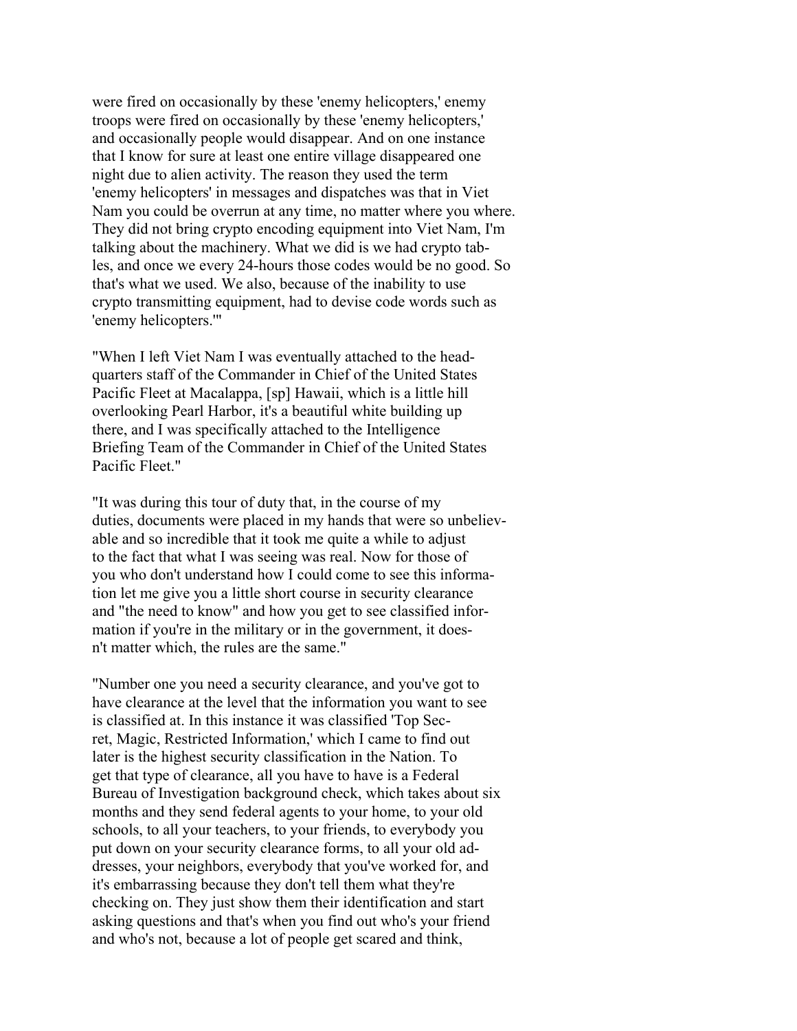were fired on occasionally by these 'enemy helicopters,' enemy troops were fired on occasionally by these 'enemy helicopters,' and occasionally people would disappear. And on one instance that I know for sure at least one entire village disappeared one night due to alien activity. The reason they used the term 'enemy helicopters' in messages and dispatches was that in Viet Nam you could be overrun at any time, no matter where you where. They did not bring crypto encoding equipment into Viet Nam, I'm talking about the machinery. What we did is we had crypto tables, and once we every 24-hours those codes would be no good. So that's what we used. We also, because of the inability to use crypto transmitting equipment, had to devise code words such as 'enemy helicopters.'"

"When I left Viet Nam I was eventually attached to the headquarters staff of the Commander in Chief of the United States Pacific Fleet at Macalappa, [sp] Hawaii, which is a little hill overlooking Pearl Harbor, it's a beautiful white building up there, and I was specifically attached to the Intelligence Briefing Team of the Commander in Chief of the United States Pacific Fleet."

"It was during this tour of duty that, in the course of my duties, documents were placed in my hands that were so unbelievable and so incredible that it took me quite a while to adjust to the fact that what I was seeing was real. Now for those of you who don't understand how I could come to see this information let me give you a little short course in security clearance and "the need to know" and how you get to see classified information if you're in the military or in the government, it doesn't matter which, the rules are the same."

"Number one you need a security clearance, and you've got to have clearance at the level that the information you want to see is classified at. In this instance it was classified 'Top Secret, Magic, Restricted Information,' which I came to find out later is the highest security classification in the Nation. To get that type of clearance, all you have to have is a Federal Bureau of Investigation background check, which takes about six months and they send federal agents to your home, to your old schools, to all your teachers, to your friends, to everybody you put down on your security clearance forms, to all your old addresses, your neighbors, everybody that you've worked for, and it's embarrassing because they don't tell them what they're checking on. They just show them their identification and start asking questions and that's when you find out who's your friend and who's not, because a lot of people get scared and think,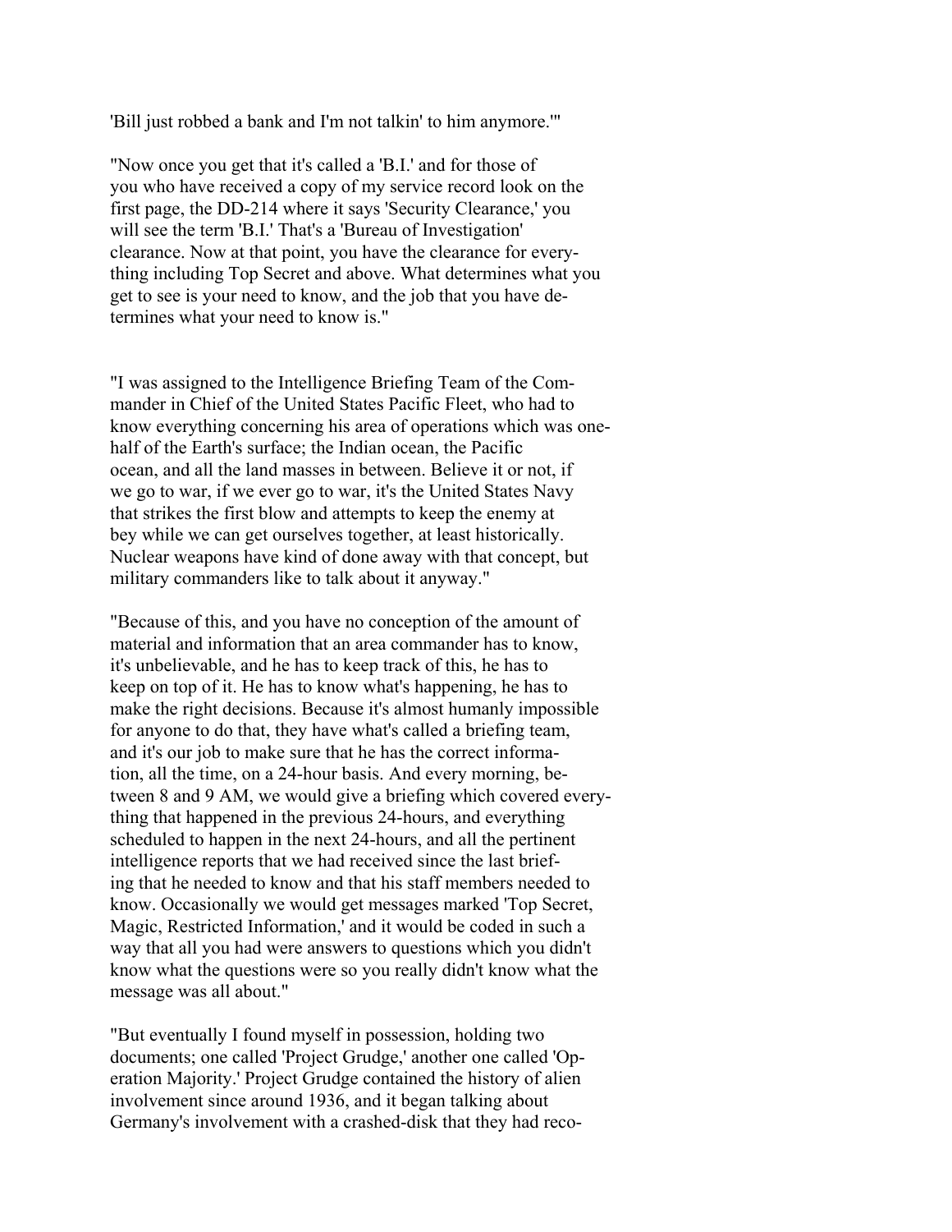'Bill just robbed a bank and I'm not talkin' to him anymore.'"

"Now once you get that it's called a 'B.I.' and for those of you who have received a copy of my service record look on the first page, the DD-214 where it says 'Security Clearance,' you will see the term 'B.I.' That's a 'Bureau of Investigation' clearance. Now at that point, you have the clearance for everything including Top Secret and above. What determines what you get to see is your need to know, and the job that you have determines what your need to know is."

"I was assigned to the Intelligence Briefing Team of the Commander in Chief of the United States Pacific Fleet, who had to know everything concerning his area of operations which was one-half of the Earth's surface; the Indian ocean, the Pacific ocean, and all the land masses in between. Believe it or not, if we go to war, if we ever go to war, it's the United States Navy that strikes the first blow and attempts to keep the enemy at bey while we can get ourselves together, at least historically. Nuclear weapons have kind of done away with that concept, but military commanders like to talk about it anyway."

"Because of this, and you have no conception of the amount of material and information that an area commander has to know, it's unbelievable, and he has to keep track of this, he has to keep on top of it. He has to know what's happening, he has to make the right decisions. Because it's almost humanly impossible for anyone to do that, they have what's called a briefing team, and it's our job to make sure that he has the correct information, all the time, on a 24-hour basis. And every morning, between 8 and 9 AM, we would give a briefing which covered everything that happened in the previous 24-hours, and everything scheduled to happen in the next 24-hours, and all the pertinent intelligence reports that we had received since the last briefing that he needed to know and that his staff members needed to know. Occasionally we would get messages marked 'Top Secret, Magic, Restricted Information,' and it would be coded in such a way that all you had were answers to questions which you didn't know what the questions were so you really didn't know what the message was all about."

"But eventually I found myself in possession, holding two documents; one called 'Project Grudge,' another one called 'Operation Majority.' Project Grudge contained the history of alien involvement since around 1936, and it began talking about Germany's involvement with a crashed-disk that they had reco-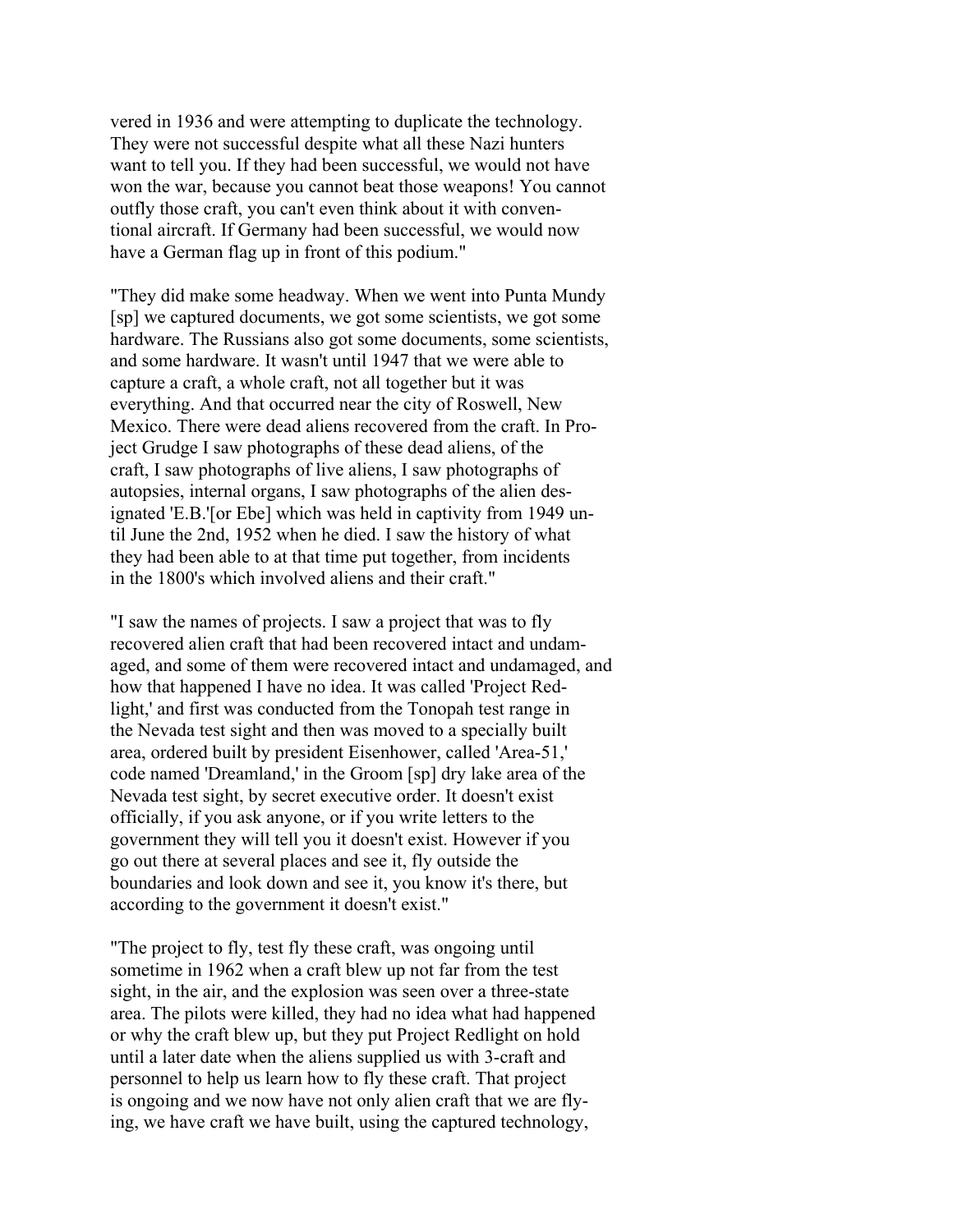vered in 1936 and were attempting to duplicate the technology. They were not successful despite what all these Nazi hunters want to tell you. If they had been successful, we would not have won the war, because you cannot beat those weapons! You cannot outfly those craft, you can't even think about it with conventional aircraft. If Germany had been successful, we would now have a German flag up in front of this podium."

"They did make some headway. When we went into Punta Mundy [sp] we captured documents, we got some scientists, we got some hardware. The Russians also got some documents, some scientists, and some hardware. It wasn't until 1947 that we were able to capture a craft, a whole craft, not all together but it was everything. And that occurred near the city of Roswell, New Mexico. There were dead aliens recovered from the craft. In Project Grudge I saw photographs of these dead aliens, of the craft, I saw photographs of live aliens, I saw photographs of autopsies, internal organs, I saw photographs of the alien designated 'E.B.'[or Ebe] which was held in captivity from 1949 until June the 2nd, 1952 when he died. I saw the history of what they had been able to at that time put together, from incidents in the 1800's which involved aliens and their craft."

"I saw the names of projects. I saw a project that was to fly recovered alien craft that had been recovered intact and undamaged, and some of them were recovered intact and undamaged, and how that happened I have no idea. It was called 'Project Redlight,' and first was conducted from the Tonopah test range in the Nevada test sight and then was moved to a specially built area, ordered built by president Eisenhower, called 'Area-51,' code named 'Dreamland,' in the Groom [sp] dry lake area of the Nevada test sight, by secret executive order. It doesn't exist officially, if you ask anyone, or if you write letters to the government they will tell you it doesn't exist. However if you go out there at several places and see it, fly outside the boundaries and look down and see it, you know it's there, but according to the government it doesn't exist."

"The project to fly, test fly these craft, was ongoing until sometime in 1962 when a craft blew up not far from the test sight, in the air, and the explosion was seen over a three-state area. The pilots were killed, they had no idea what had happened or why the craft blew up, but they put Project Redlight on hold until a later date when the aliens supplied us with 3-craft and personnel to help us learn how to fly these craft. That project is ongoing and we now have not only alien craft that we are flying, we have craft we have built, using the captured technology,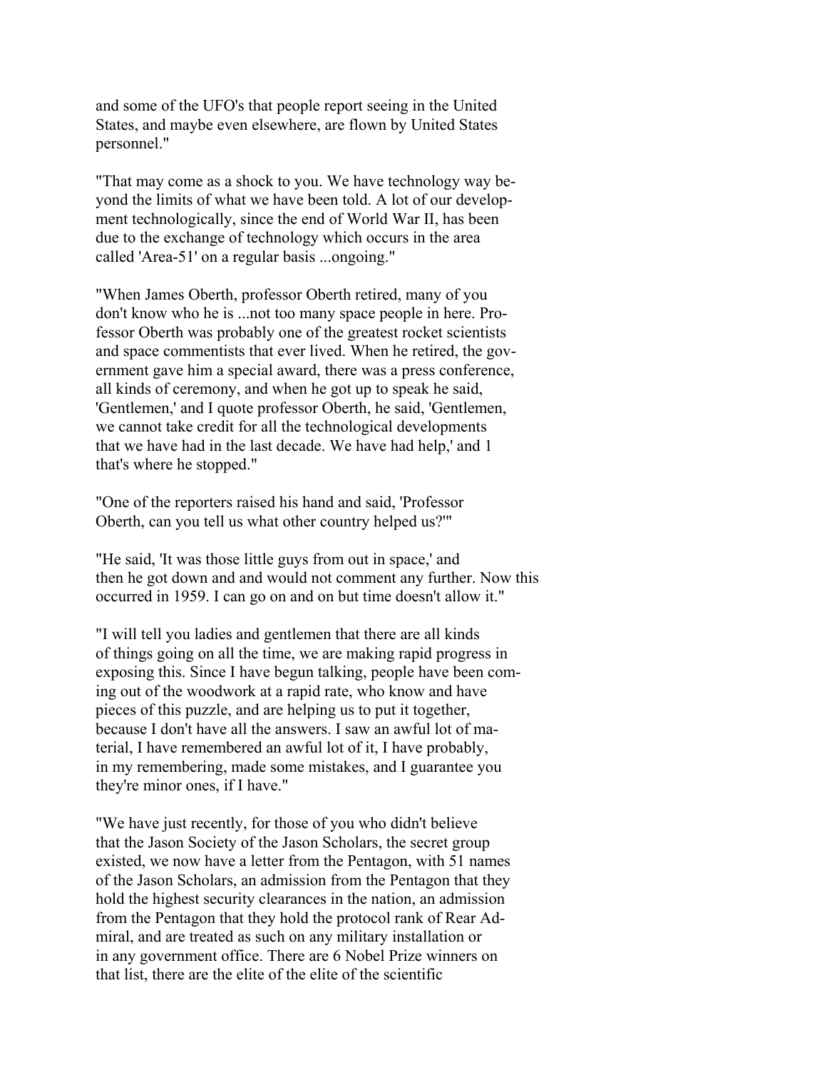and some of the UFO's that people report seeing in the United States, and maybe even elsewhere, are flown by United States personnel."

"That may come as a shock to you. We have technology way beyond the limits of what we have been told. A lot of our development technologically, since the end of World War II, has been due to the exchange of technology which occurs in the area called 'Area-51' on a regular basis ...ongoing."

"When James Oberth, professor Oberth retired, many of you don't know who he is ...not too many space people in here. Professor Oberth was probably one of the greatest rocket scientists and space commentists that ever lived. When he retired, the government gave him a special award, there was a press conference, all kinds of ceremony, and when he got up to speak he said, 'Gentlemen,' and I quote professor Oberth, he said, 'Gentlemen, we cannot take credit for all the technological developments that we have had in the last decade. We have had help,' and 1 that's where he stopped."

"One of the reporters raised his hand and said, 'Professor Oberth, can you tell us what other country helped us?'"

"He said, 'It was those little guys from out in space,' and then he got down and and would not comment any further. Now this occurred in 1959. I can go on and on but time doesn't allow it."

"I will tell you ladies and gentlemen that there are all kinds of things going on all the time, we are making rapid progress in exposing this. Since I have begun talking, people have been coming out of the woodwork at a rapid rate, who know and have pieces of this puzzle, and are helping us to put it together, because I don't have all the answers. I saw an awful lot of material, I have remembered an awful lot of it, I have probably, in my remembering, made some mistakes, and I guarantee you they're minor ones, if I have."

"We have just recently, for those of you who didn't believe that the Jason Society of the Jason Scholars, the secret group existed, we now have a letter from the Pentagon, with 51 names of the Jason Scholars, an admission from the Pentagon that they hold the highest security clearances in the nation, an admission from the Pentagon that they hold the protocol rank of Rear Admiral, and are treated as such on any military installation or in any government office. There are 6 Nobel Prize winners on that list, there are the elite of the elite of the scientific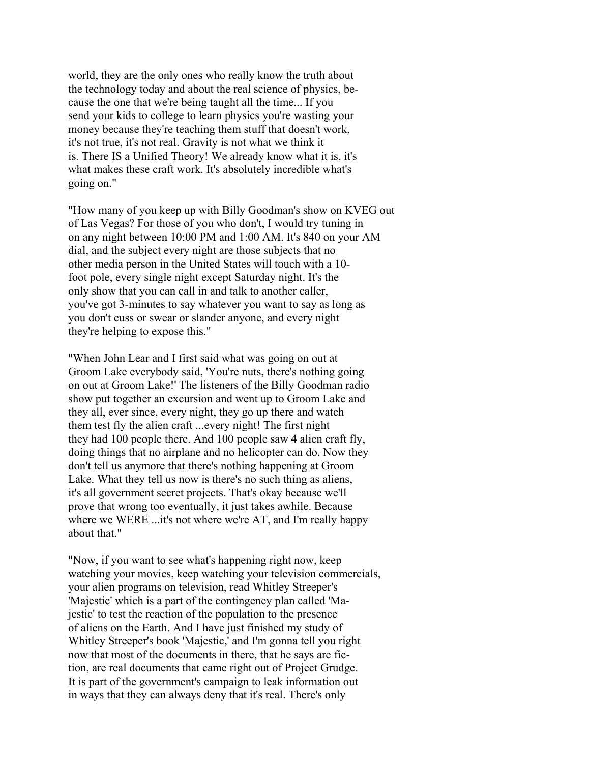world, they are the only ones who really know the truth about the technology today and about the real science of physics, because the one that we're being taught all the time... If you send your kids to college to learn physics you're wasting your money because they're teaching them stuff that doesn't work, it's not true, it's not real. Gravity is not what we think it is. There IS a Unified Theory! We already know what it is, it's what makes these craft work. It's absolutely incredible what's going on."

"How many of you keep up with Billy Goodman's show on KVEG out of Las Vegas? For those of you who don't, I would try tuning in on any night between 10:00 PM and 1:00 AM. It's 840 on your AM dial, and the subject every night are those subjects that no other media person in the United States will touch with a 10-foot pole, every single night except Saturday night. It's the only show that you can call in and talk to another caller, you've got 3-minutes to say whatever you want to say as long as you don't cuss or swear or slander anyone, and every night they're helping to expose this."

"When John Lear and I first said what was going on out at Groom Lake everybody said, 'You're nuts, there's nothing going on out at Groom Lake!' The listeners of the Billy Goodman radio show put together an excursion and went up to Groom Lake and they all, ever since, every night, they go up there and watch them test fly the alien craft ...every night! The first night they had 100 people there. And 100 people saw 4 alien craft fly, doing things that no airplane and no helicopter can do. Now they don't tell us anymore that there's nothing happening at Groom Lake. What they tell us now is there's no such thing as aliens, it's all government secret projects. That's okay because we'll prove that wrong too eventually, it just takes awhile. Because where we WERE ...it's not where we're AT, and I'm really happy about that."

"Now, if you want to see what's happening right now, keep watching your movies, keep watching your television commercials, your alien programs on television, read Whitley Streeper's 'Majestic' which is a part of the contingency plan called 'Majestic' to test the reaction of the population to the presence of aliens on the Earth. And I have just finished my study of Whitley Streeper's book 'Majestic,' and I'm gonna tell you right now that most of the documents in there, that he says are fiction, are real documents that came right out of Project Grudge. It is part of the government's campaign to leak information out in ways that they can always deny that it's real. There's only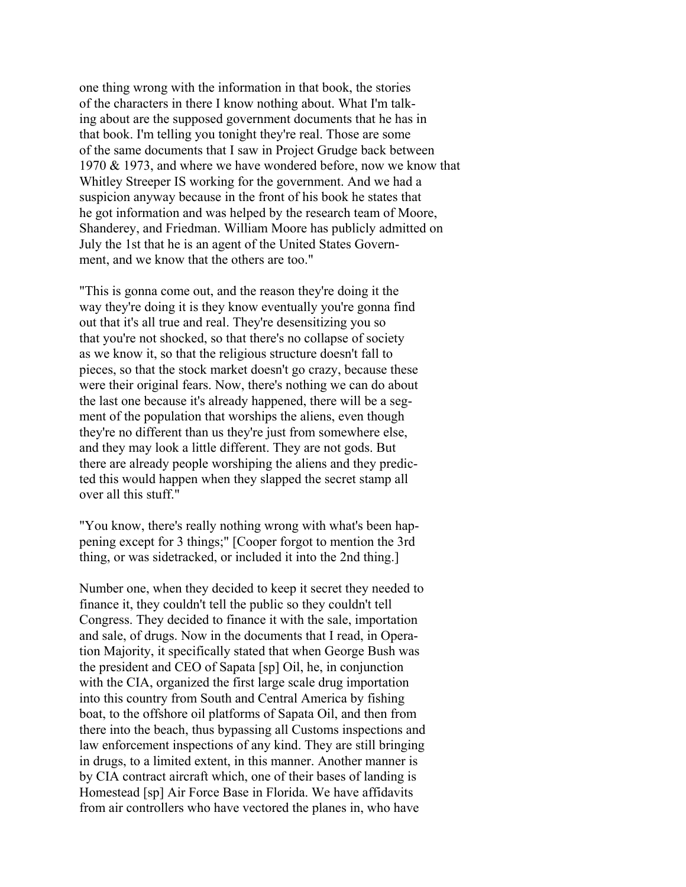one thing wrong with the information in that book, the stories of the characters in there I know nothing about. What I'm talking about are the supposed government documents that he has in that book. I'm telling you tonight they're real. Those are some of the same documents that I saw in Project Grudge back between 1970 & 1973, and where we have wondered before, now we know that Whitley Streeper IS working for the government. And we had a suspicion anyway because in the front of his book he states that he got information and was helped by the research team of Moore, Shanderey, and Friedman. William Moore has publicly admitted on July the 1st that he is an agent of the United States Government, and we know that the others are too."

"This is gonna come out, and the reason they're doing it the way they're doing it is they know eventually you're gonna find out that it's all true and real. They're desensitizing you so that you're not shocked, so that there's no collapse of society as we know it, so that the religious structure doesn't fall to pieces, so that the stock market doesn't go crazy, because these were their original fears. Now, there's nothing we can do about the last one because it's already happened, there will be a segment of the population that worships the aliens, even though they're no different than us they're just from somewhere else, and they may look a little different. They are not gods. But there are already people worshiping the aliens and they predicted this would happen when they slapped the secret stamp all over all this stuff."

"You know, there's really nothing wrong with what's been happening except for 3 things;" [Cooper forgot to mention the 3rd thing, or was sidetracked, or included it into the 2nd thing.]

Number one, when they decided to keep it secret they needed to finance it, they couldn't tell the public so they couldn't tell Congress. They decided to finance it with the sale, importation and sale, of drugs. Now in the documents that I read, in Operation Majority, it specifically stated that when George Bush was the president and CEO of Sapata [sp] Oil, he, in conjunction with the CIA, organized the first large scale drug importation into this country from South and Central America by fishing boat, to the offshore oil platforms of Sapata Oil, and then from there into the beach, thus bypassing all Customs inspections and law enforcement inspections of any kind. They are still bringing in drugs, to a limited extent, in this manner. Another manner is by CIA contract aircraft which, one of their bases of landing is Homestead [sp] Air Force Base in Florida. We have affidavits from air controllers who have vectored the planes in, who have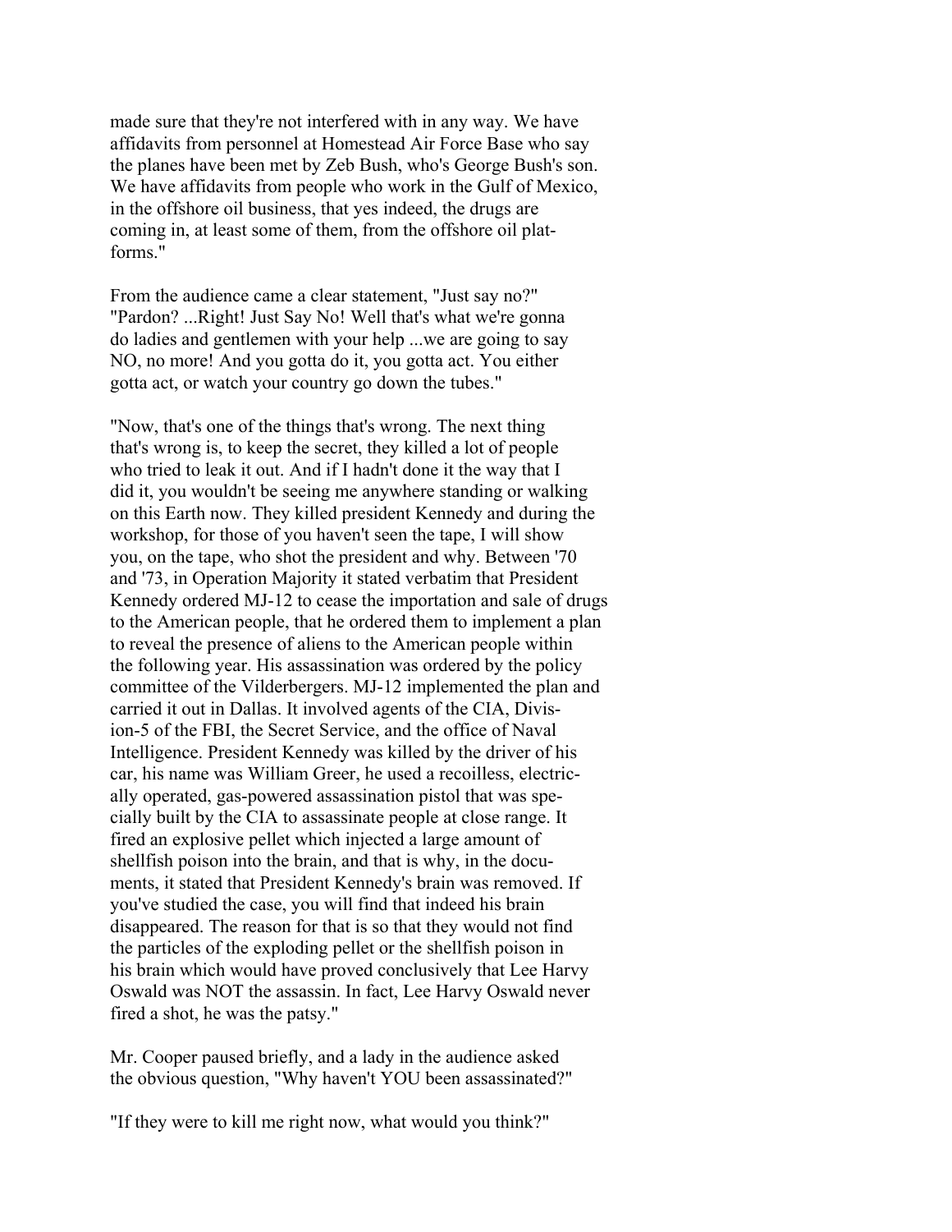made sure that they're not interfered with in any way. We have affidavits from personnel at Homestead Air Force Base who say the planes have been met by Zeb Bush, who's George Bush's son. We have affidavits from people who work in the Gulf of Mexico, in the offshore oil business, that yes indeed, the drugs are coming in, at least some of them, from the offshore oil platforms."

From the audience came a clear statement, "Just say no?" "Pardon? ...Right! Just Say No! Well that's what we're gonna do ladies and gentlemen with your help ...we are going to say NO, no more! And you gotta do it, you gotta act. You either gotta act, or watch your country go down the tubes."

"Now, that's one of the things that's wrong. The next thing that's wrong is, to keep the secret, they killed a lot of people who tried to leak it out. And if I hadn't done it the way that I did it, you wouldn't be seeing me anywhere standing or walking on this Earth now. They killed president Kennedy and during the workshop, for those of you haven't seen the tape, I will show you, on the tape, who shot the president and why. Between '70 and '73, in Operation Majority it stated verbatim that President Kennedy ordered MJ-12 to cease the importation and sale of drugs to the American people, that he ordered them to implement a plan to reveal the presence of aliens to the American people within the following year. His assassination was ordered by the policy committee of the Vilderbergers. MJ-12 implemented the plan and carried it out in Dallas. It involved agents of the CIA, Division-5 of the FBI, the Secret Service, and the office of Naval Intelligence. President Kennedy was killed by the driver of his car, his name was William Greer, he used a recoilless, electrically operated, gas-powered assassination pistol that was specially built by the CIA to assassinate people at close range. It fired an explosive pellet which injected a large amount of shellfish poison into the brain, and that is why, in the documents, it stated that President Kennedy's brain was removed. If you've studied the case, you will find that indeed his brain disappeared. The reason for that is so that they would not find the particles of the exploding pellet or the shellfish poison in his brain which would have proved conclusively that Lee Harvy Oswald was NOT the assassin. In fact, Lee Harvy Oswald never fired a shot, he was the patsy."

Mr. Cooper paused briefly, and a lady in the audience asked the obvious question, "Why haven't YOU been assassinated?"

"If they were to kill me right now, what would you think?"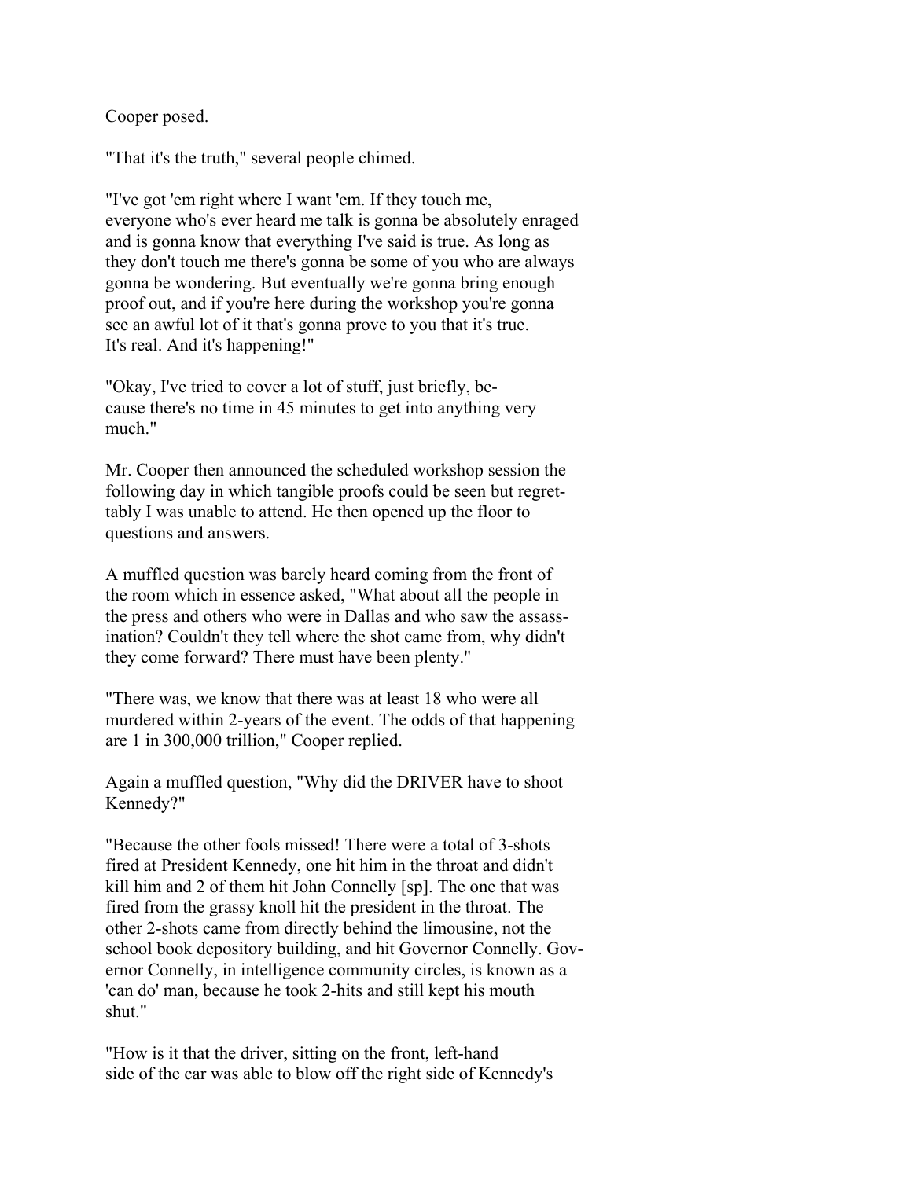Cooper posed.

"That it's the truth," several people chimed.

"I've got 'em right where I want 'em. If they touch me, everyone who's ever heard me talk is gonna be absolutely enraged and is gonna know that everything I've said is true. As long as they don't touch me there's gonna be some of you who are always gonna be wondering. But eventually we're gonna bring enough proof out, and if you're here during the workshop you're gonna see an awful lot of it that's gonna prove to you that it's true. It's real. And it's happening!"

"Okay, I've tried to cover a lot of stuff, just briefly, because there's no time in 45 minutes to get into anything very much."

Mr. Cooper then announced the scheduled workshop session the following day in which tangible proofs could be seen but regrettably I was unable to attend. He then opened up the floor to questions and answers.

A muffled question was barely heard coming from the front of the room which in essence asked, "What about all the people in the press and others who were in Dallas and who saw the assassination? Couldn't they tell where the shot came from, why didn't they come forward? There must have been plenty."

"There was, we know that there was at least 18 who were all murdered within 2-years of the event. The odds of that happening are 1 in 300,000 trillion," Cooper replied.

Again a muffled question, "Why did the DRIVER have to shoot Kennedy?"

"Because the other fools missed! There were a total of 3-shots fired at President Kennedy, one hit him in the throat and didn't kill him and 2 of them hit John Connelly [sp]. The one that was fired from the grassy knoll hit the president in the throat. The other 2-shots came from directly behind the limousine, not the school book depository building, and hit Governor Connelly. Governor Connelly, in intelligence community circles, is known as a 'can do' man, because he took 2-hits and still kept his mouth shut."

"How is it that the driver, sitting on the front, left-hand side of the car was able to blow off the right side of Kennedy's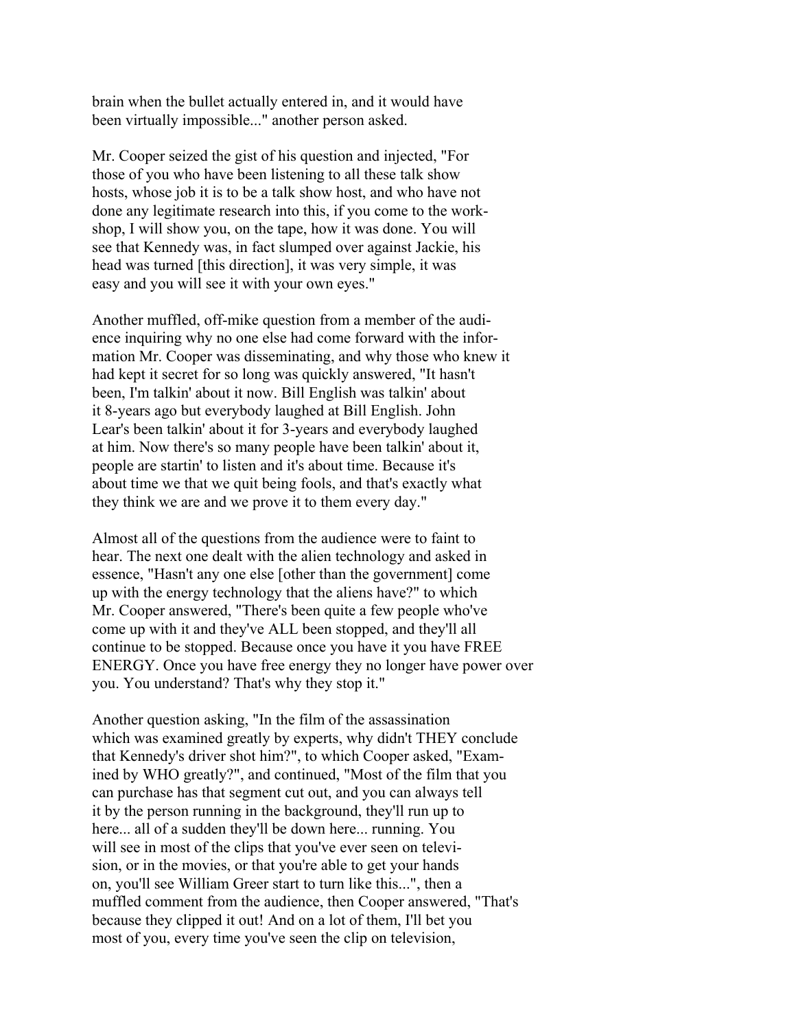brain when the bullet actually entered in, and it would have been virtually impossible..." another person asked.

Mr. Cooper seized the gist of his question and injected, "For those of you who have been listening to all these talk show hosts, whose job it is to be a talk show host, and who have not done any legitimate research into this, if you come to the workshop, I will show you, on the tape, how it was done. You will see that Kennedy was, in fact slumped over against Jackie, his head was turned [this direction], it was very simple, it was easy and you will see it with your own eyes."

Another muffled, off-mike question from a member of the audience inquiring why no one else had come forward with the information Mr. Cooper was disseminating, and why those who knew it had kept it secret for so long was quickly answered, "It hasn't been, I'm talkin' about it now. Bill English was talkin' about it 8-years ago but everybody laughed at Bill English. John Lear's been talkin' about it for 3-years and everybody laughed at him. Now there's so many people have been talkin' about it, people are startin' to listen and it's about time. Because it's about time we that we quit being fools, and that's exactly what they think we are and we prove it to them every day."

Almost all of the questions from the audience were to faint to hear. The next one dealt with the alien technology and asked in essence, "Hasn't any one else [other than the government] come up with the energy technology that the aliens have?" to which Mr. Cooper answered, "There's been quite a few people who've come up with it and they've ALL been stopped, and they'll all continue to be stopped. Because once you have it you have FREE ENERGY. Once you have free energy they no longer have power over you. You understand? That's why they stop it."

Another question asking, "In the film of the assassination which was examined greatly by experts, why didn't THEY conclude that Kennedy's driver shot him?", to which Cooper asked, "Examined by WHO greatly?", and continued, "Most of the film that you can purchase has that segment cut out, and you can always tell it by the person running in the background, they'll run up to here... all of a sudden they'll be down here... running. You will see in most of the clips that you've ever seen on television, or in the movies, or that you're able to get your hands on, you'll see William Greer start to turn like this...", then a muffled comment from the audience, then Cooper answered, "That's because they clipped it out! And on a lot of them, I'll bet you most of you, every time you've seen the clip on television,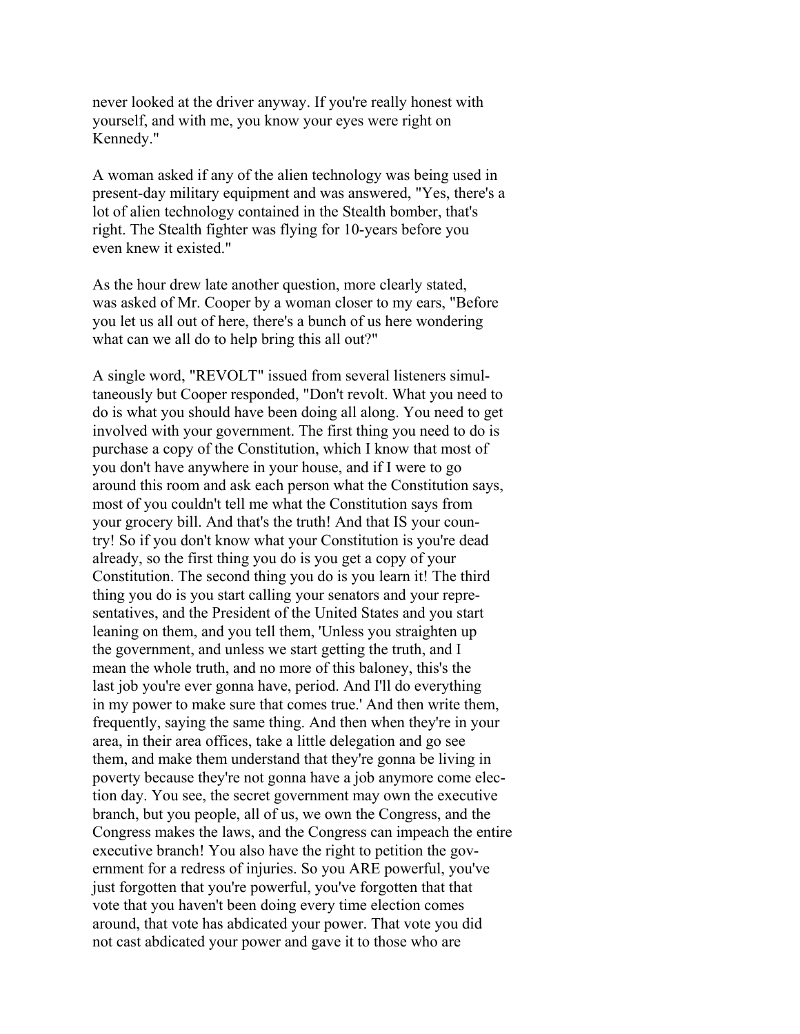never looked at the driver anyway. If you're really honest with yourself, and with me, you know your eyes were right on Kennedy."

A woman asked if any of the alien technology was being used in present-day military equipment and was answered, "Yes, there's a lot of alien technology contained in the Stealth bomber, that's right. The Stealth fighter was flying for 10-years before you even knew it existed."

As the hour drew late another question, more clearly stated, was asked of Mr. Cooper by a woman closer to my ears, "Before you let us all out of here, there's a bunch of us here wondering what can we all do to help bring this all out?"

A single word, "REVOLT" issued from several listeners simultaneously but Cooper responded, "Don't revolt. What you need to do is what you should have been doing all along. You need to get involved with your government. The first thing you need to do is purchase a copy of the Constitution, which I know that most of you don't have anywhere in your house, and if I were to go around this room and ask each person what the Constitution says, most of you couldn't tell me what the Constitution says from your grocery bill. And that's the truth! And that IS your country! So if you don't know what your Constitution is you're dead already, so the first thing you do is you get a copy of your Constitution. The second thing you do is you learn it! The third thing you do is you start calling your senators and your representatives, and the President of the United States and you start leaning on them, and you tell them, 'Unless you straighten up the government, and unless we start getting the truth, and I mean the whole truth, and no more of this baloney, this's the last job you're ever gonna have, period. And I'll do everything in my power to make sure that comes true.' And then write them, frequently, saying the same thing. And then when they're in your area, in their area offices, take a little delegation and go see them, and make them understand that they're gonna be living in poverty because they're not gonna have a job anymore come election day. You see, the secret government may own the executive branch, but you people, all of us, we own the Congress, and the Congress makes the laws, and the Congress can impeach the entire executive branch! You also have the right to petition the government for a redress of injuries. So you ARE powerful, you've just forgotten that you're powerful, you've forgotten that that vote that you haven't been doing every time election comes around, that vote has abdicated your power. That vote you did not cast abdicated your power and gave it to those who are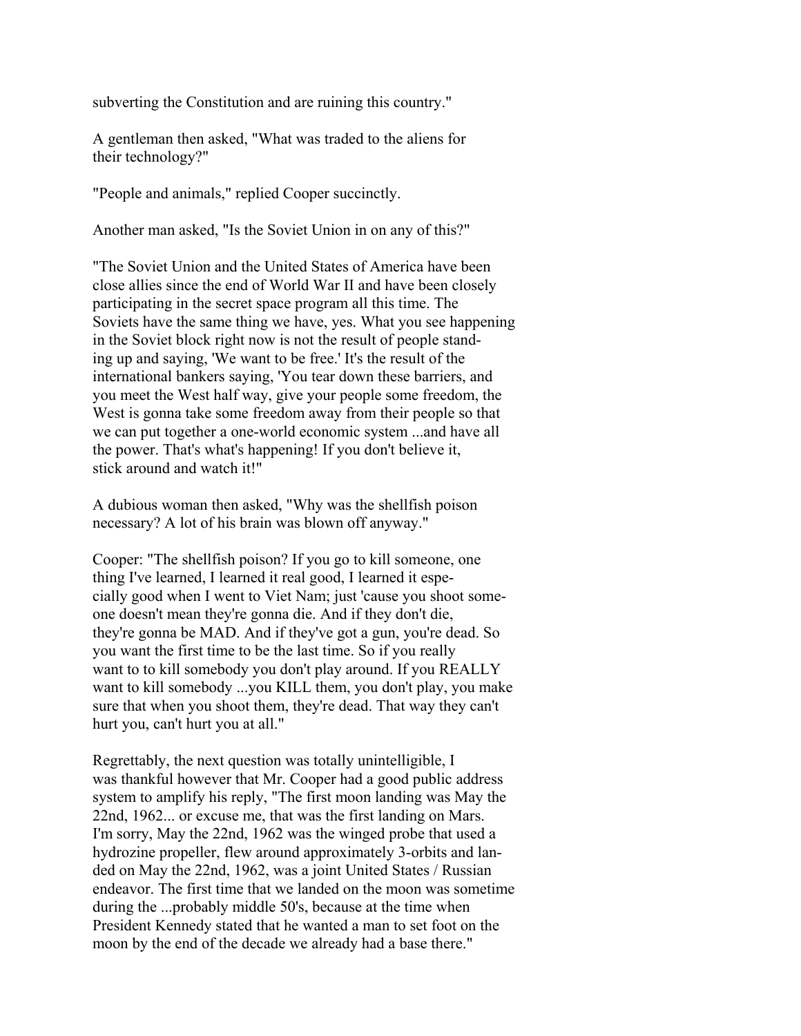subverting the Constitution and are ruining this country."

A gentleman then asked, "What was traded to the aliens for their technology?"

"People and animals," replied Cooper succinctly.

Another man asked, "Is the Soviet Union in on any of this?"

"The Soviet Union and the United States of America have been close allies since the end of World War II and have been closely participating in the secret space program all this time. The Soviets have the same thing we have, yes. What you see happening in the Soviet block right now is not the result of people standing up and saying, 'We want to be free.' It's the result of the international bankers saying, 'You tear down these barriers, and you meet the West half way, give your people some freedom, the West is gonna take some freedom away from their people so that we can put together a one-world economic system ...and have all the power. That's what's happening! If you don't believe it, stick around and watch it!"

A dubious woman then asked, "Why was the shellfish poison necessary? A lot of his brain was blown off anyway."

Cooper: "The shellfish poison? If you go to kill someone, one thing I've learned, I learned it real good, I learned it especially good when I went to Viet Nam; just 'cause you shoot someone doesn't mean they're gonna die. And if they don't die, they're gonna be MAD. And if they've got a gun, you're dead. So you want the first time to be the last time. So if you really want to to kill somebody you don't play around. If you REALLY want to kill somebody ...you KILL them, you don't play, you make sure that when you shoot them, they're dead. That way they can't hurt you, can't hurt you at all."

Regrettably, the next question was totally unintelligible, I was thankful however that Mr. Cooper had a good public address system to amplify his reply, "The first moon landing was May the 22nd, 1962... or excuse me, that was the first landing on Mars. I'm sorry, May the 22nd, 1962 was the winged probe that used a hydrozine propeller, flew around approximately 3-orbits and landed on May the 22nd, 1962, was a joint United States / Russian endeavor. The first time that we landed on the moon was sometime during the ...probably middle 50's, because at the time when President Kennedy stated that he wanted a man to set foot on the moon by the end of the decade we already had a base there."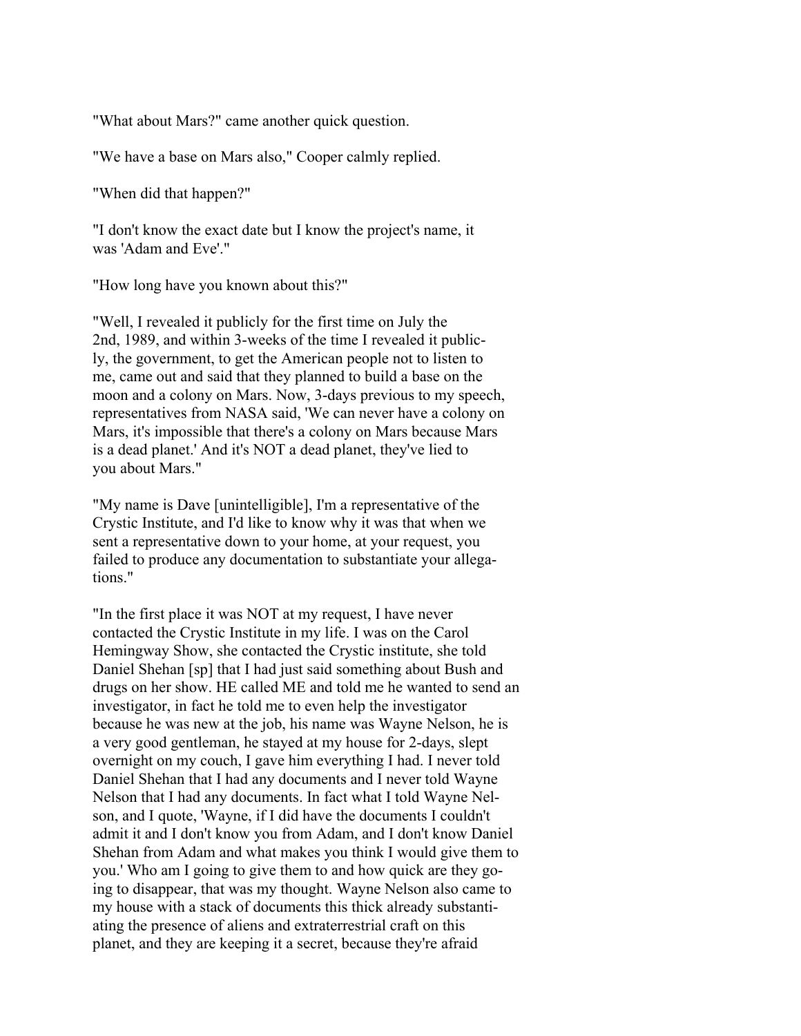"What about Mars?" came another quick question.

"We have a base on Mars also," Cooper calmly replied.

"When did that happen?"

"I don't know the exact date but I know the project's name, it was 'Adam and Eve'."

"How long have you known about this?"

"Well, I revealed it publicly for the first time on July the 2nd, 1989, and within 3-weeks of the time I revealed it publicly, the government, to get the American people not to listen to me, came out and said that they planned to build a base on the moon and a colony on Mars. Now, 3-days previous to my speech, representatives from NASA said, 'We can never have a colony on Mars, it's impossible that there's a colony on Mars because Mars is a dead planet.' And it's NOT a dead planet, they've lied to you about Mars."

"My name is Dave [unintelligible], I'm a representative of the Crystic Institute, and I'd like to know why it was that when we sent a representative down to your home, at your request, you failed to produce any documentation to substantiate your allegations."

"In the first place it was NOT at my request, I have never contacted the Crystic Institute in my life. I was on the Carol Hemingway Show, she contacted the Crystic institute, she told Daniel Shehan [sp] that I had just said something about Bush and drugs on her show. HE called ME and told me he wanted to send an investigator, in fact he told me to even help the investigator because he was new at the job, his name was Wayne Nelson, he is a very good gentleman, he stayed at my house for 2-days, slept overnight on my couch, I gave him everything I had. I never told Daniel Shehan that I had any documents and I never told Wayne Nelson that I had any documents. In fact what I told Wayne Nelson, and I quote, 'Wayne, if I did have the documents I couldn't admit it and I don't know you from Adam, and I don't know Daniel Shehan from Adam and what makes you think I would give them to you.' Who am I going to give them to and how quick are they going to disappear, that was my thought. Wayne Nelson also came to my house with a stack of documents this thick already substantiating the presence of aliens and extraterrestrial craft on this planet, and they are keeping it a secret, because they're afraid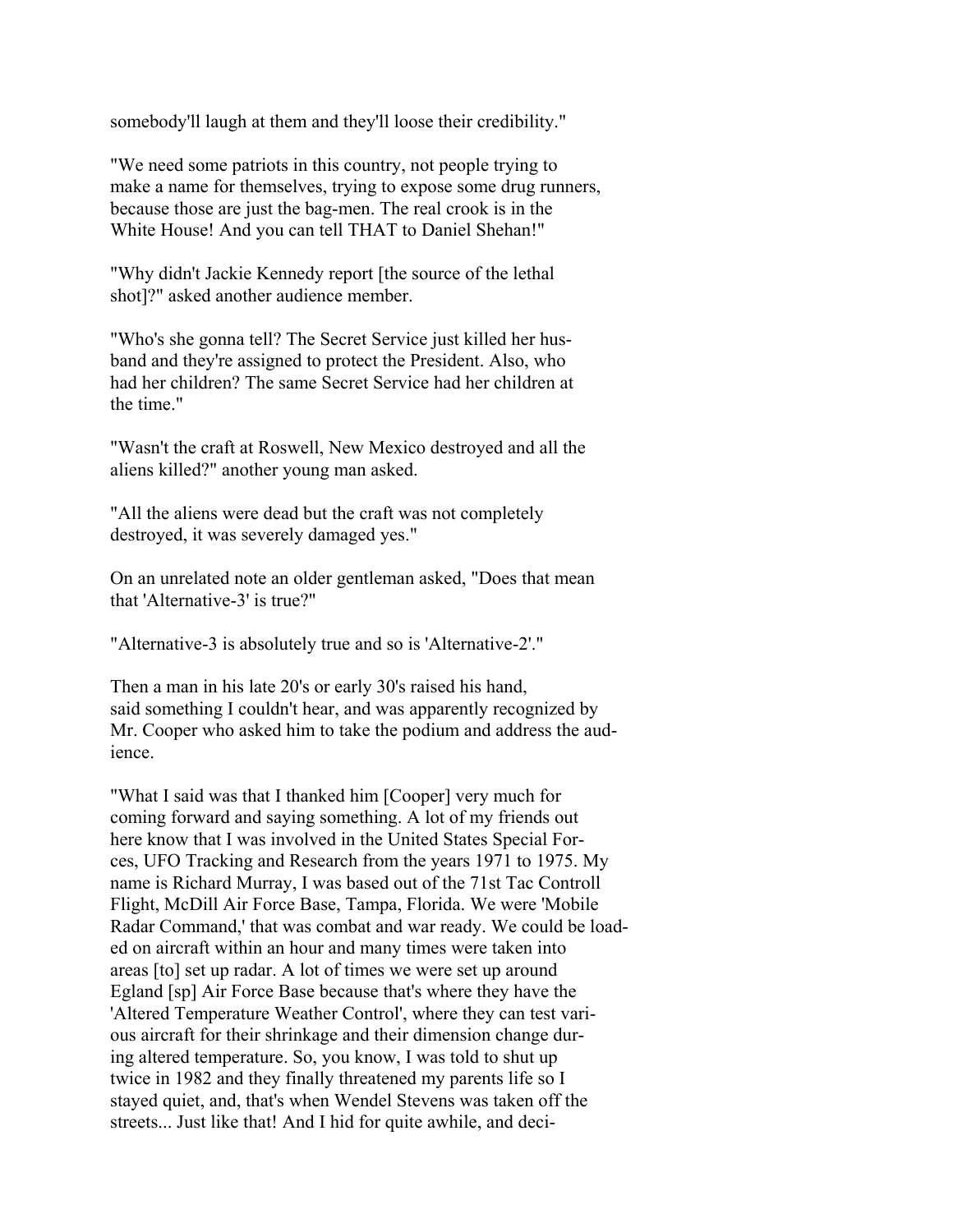somebody'll laugh at them and they'll loose their credibility."

"We need some patriots in this country, not people trying to make a name for themselves, trying to expose some drug runners, because those are just the bag-men. The real crook is in the White House! And you can tell THAT to Daniel Shehan!"

"Why didn't Jackie Kennedy report [the source of the lethal shot]?" asked another audience member.

"Who's she gonna tell? The Secret Service just killed her husband and they're assigned to protect the President. Also, who had her children? The same Secret Service had her children at the time."

"Wasn't the craft at Roswell, New Mexico destroyed and all the aliens killed?" another young man asked.

"All the aliens were dead but the craft was not completely destroyed, it was severely damaged yes."

On an unrelated note an older gentleman asked, "Does that mean that 'Alternative-3' is true?"

"Alternative-3 is absolutely true and so is 'Alternative-2'."

Then a man in his late 20's or early 30's raised his hand, said something I couldn't hear, and was apparently recognized by Mr. Cooper who asked him to take the podium and address the audience.

"What I said was that I thanked him [Cooper] very much for coming forward and saying something. A lot of my friends out here know that I was involved in the United States Special Forces, UFO Tracking and Research from the years 1971 to 1975. My name is Richard Murray, I was based out of the 71st Tac Controll Flight, McDill Air Force Base, Tampa, Florida. We were 'Mobile Radar Command,' that was combat and war ready. We could be loaded on aircraft within an hour and many times were taken into areas [to] set up radar. A lot of times we were set up around Egland [sp] Air Force Base because that's where they have the 'Altered Temperature Weather Control', where they can test various aircraft for their shrinkage and their dimension change during altered temperature. So, you know, I was told to shut up twice in 1982 and they finally threatened my parents life so I stayed quiet, and, that's when Wendel Stevens was taken off the streets... Just like that! And I hid for quite awhile, and deci-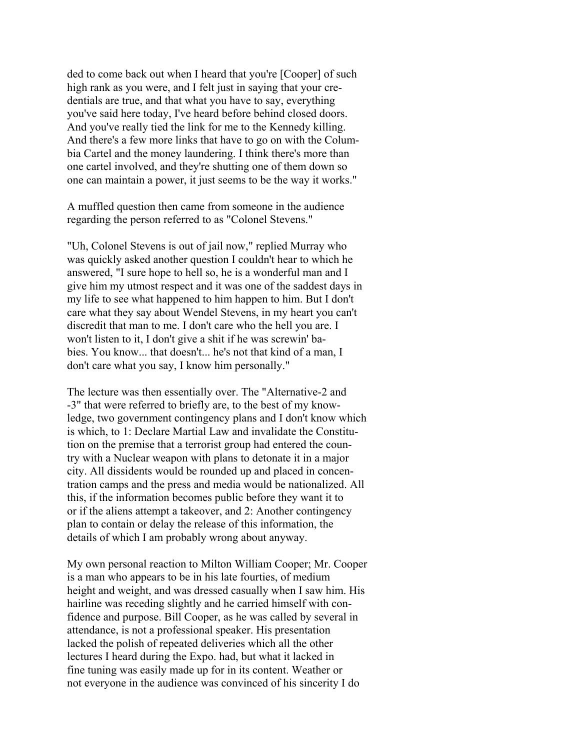ded to come back out when I heard that you're [Cooper] of such high rank as you were, and I felt just in saying that your credentials are true, and that what you have to say, everything you've said here today, I've heard before behind closed doors. And you've really tied the link for me to the Kennedy killing. And there's a few more links that have to go on with the Columbia Cartel and the money laundering. I think there's more than one cartel involved, and they're shutting one of them down so one can maintain a power, it just seems to be the way it works."

A muffled question then came from someone in the audience regarding the person referred to as "Colonel Stevens."

"Uh, Colonel Stevens is out of jail now," replied Murray who was quickly asked another question I couldn't hear to which he answered, "I sure hope to hell so, he is a wonderful man and I give him my utmost respect and it was one of the saddest days in my life to see what happened to him happen to him. But I don't care what they say about Wendel Stevens, in my heart you can't discredit that man to me. I don't care who the hell you are. I won't listen to it, I don't give a shit if he was screwin' babies. You know... that doesn't... he's not that kind of a man, I don't care what you say, I know him personally."

The lecture was then essentially over. The "Alternative-2 and -3" that were referred to briefly are, to the best of my knowledge, two government contingency plans and I don't know which is which, to 1: Declare Martial Law and invalidate the Constitution on the premise that a terrorist group had entered the country with a Nuclear weapon with plans to detonate it in a major city. All dissidents would be rounded up and placed in concentration camps and the press and media would be nationalized. All this, if the information becomes public before they want it to or if the aliens attempt a takeover, and 2: Another contingency plan to contain or delay the release of this information, the details of which I am probably wrong about anyway.

My own personal reaction to Milton William Cooper; Mr. Cooper is a man who appears to be in his late fourties, of medium height and weight, and was dressed casually when I saw him. His hairline was receding slightly and he carried himself with confidence and purpose. Bill Cooper, as he was called by several in attendance, is not a professional speaker. His presentation lacked the polish of repeated deliveries which all the other lectures I heard during the Expo. had, but what it lacked in fine tuning was easily made up for in its content. Weather or not everyone in the audience was convinced of his sincerity I do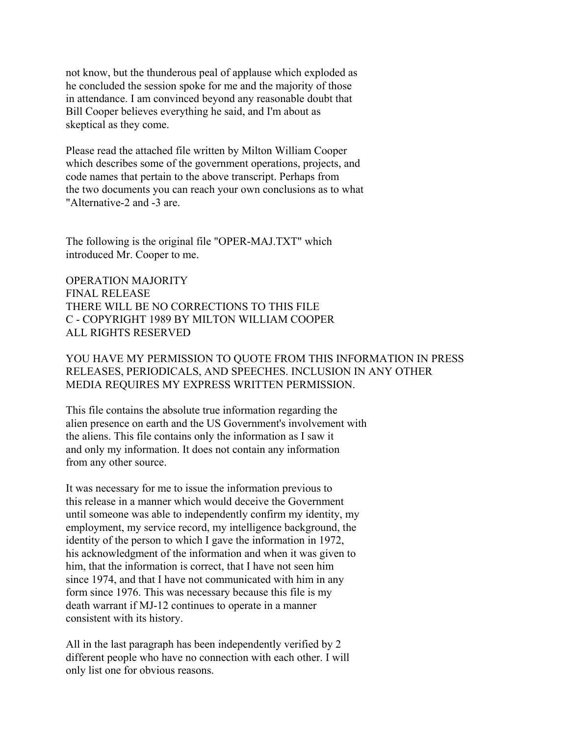not know, but the thunderous peal of applause which exploded as he concluded the session spoke for me and the majority of those in attendance. I am convinced beyond any reasonable doubt that Bill Cooper believes everything he said, and I'm about as skeptical as they come.

Please read the attached file written by Milton William Cooper which describes some of the government operations, projects, and code names that pertain to the above transcript. Perhaps from the two documents you can reach your own conclusions as to what "Alternative-2 and -3 are.

The following is the original file "OPER-MAJ.TXT" which introduced Mr. Cooper to me.

OPERATION MAJORITY
FINAL RELEASE
THERE WILL BE NO CORRECTIONS TO THIS FILE
C - COPYRIGHT 1989 BY MILTON WILLIAM COOPER
ALL RIGHTS RESERVED

YOU HAVE MY PERMISSION TO QUOTE FROM THIS INFORMATION IN PRESS RELEASES, PERIODICALS, AND SPEECHES. INCLUSION IN ANY OTHER MEDIA REQUIRES MY EXPRESS WRITTEN PERMISSION.

This file contains the absolute true information regarding the alien presence on earth and the US Government's involvement with the aliens. This file contains only the information as I saw it and only my information. It does not contain any information from any other source.

It was necessary for me to issue the information previous to this release in a manner which would deceive the Government until someone was able to independently confirm my identity, my employment, my service record, my intelligence background, the identity of the person to which I gave the information in 1972, his acknowledgment of the information and when it was given to him, that the information is correct, that I have not seen him since 1974, and that I have not communicated with him in any form since 1976. This was necessary because this file is my death warrant if MJ-12 continues to operate in a manner consistent with its history.

All in the last paragraph has been independently verified by 2 different people who have no connection with each other. I will only list one for obvious reasons.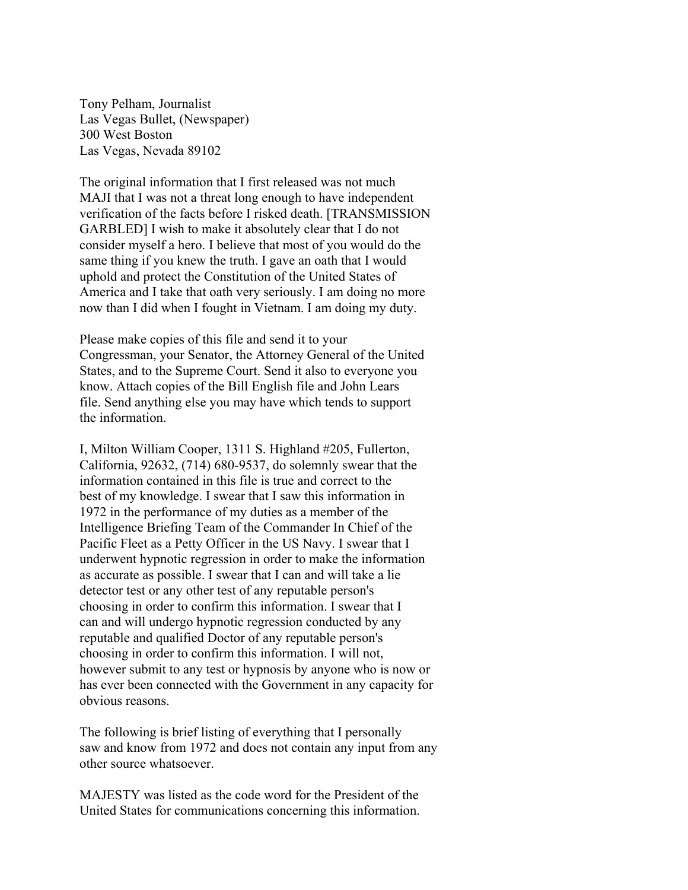Tony Pelham, Journalist
Las Vegas Bullet, (Newspaper)
300 West Boston
Las Vegas, Nevada 89102

The original information that I first released was not much MAJI that I was not a threat long enough to have independent verification of the facts before I risked death. [TRANSMISSION GARBLED] I wish to make it absolutely clear that I do not consider myself a hero. I believe that most of you would do the same thing if you knew the truth. I gave an oath that I would uphold and protect the Constitution of the United States of America and I take that oath very seriously. I am doing no more now than I did when I fought in Vietnam. I am doing my duty.

Please make copies of this file and send it to your Congressman, your Senator, the Attorney General of the United States, and to the Supreme Court. Send it also to everyone you know. Attach copies of the Bill English file and John Lears file. Send anything else you may have which tends to support the information.

I, Milton William Cooper, 1311 S. Highland #205, Fullerton, California, 92632, (714) 680-9537, do solemnly swear that the information contained in this file is true and correct to the best of my knowledge. I swear that I saw this information in 1972 in the performance of my duties as a member of the Intelligence Briefing Team of the Commander In Chief of the Pacific Fleet as a Petty Officer in the US Navy. I swear that I underwent hypnotic regression in order to make the information as accurate as possible. I swear that I can and will take a lie detector test or any other test of any reputable person's choosing in order to confirm this information. I swear that I can and will undergo hypnotic regression conducted by any reputable and qualified Doctor of any reputable person's choosing in order to confirm this information. I will not, however submit to any test or hypnosis by anyone who is now or has ever been connected with the Government in any capacity for obvious reasons.

The following is brief listing of everything that I personally saw and know from 1972 and does not contain any input from any other source whatsoever.

MAJESTY was listed as the code word for the President of the United States for communications concerning this information.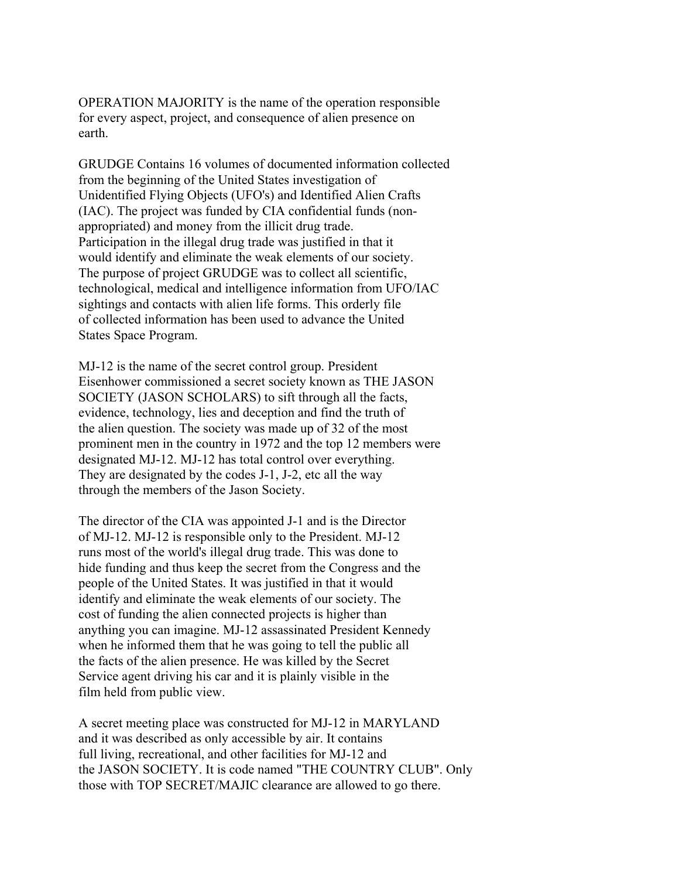OPERATION MAJORITY is the name of the operation responsible for every aspect, project, and consequence of alien presence on earth.

GRUDGE Contains 16 volumes of documented information collected from the beginning of the United States investigation of Unidentified Flying Objects (UFO's) and Identified Alien Crafts (IAC). The project was funded by CIA confidential funds (non-appropriated) and money from the illicit drug trade. Participation in the illegal drug trade was justified in that it would identify and eliminate the weak elements of our society. The purpose of project GRUDGE was to collect all scientific, technological, medical and intelligence information from UFO/IAC sightings and contacts with alien life forms. This orderly file of collected information has been used to advance the United States Space Program.

MJ-12 is the name of the secret control group. President Eisenhower commissioned a secret society known as THE JASON SOCIETY (JASON SCHOLARS) to sift through all the facts, evidence, technology, lies and deception and find the truth of the alien question. The society was made up of 32 of the most prominent men in the country in 1972 and the top 12 members were designated MJ-12. MJ-12 has total control over everything. They are designated by the codes J-1, J-2, etc all the way through the members of the Jason Society.

The director of the CIA was appointed J-1 and is the Director of MJ-12. MJ-12 is responsible only to the President. MJ-12 runs most of the world's illegal drug trade. This was done to hide funding and thus keep the secret from the Congress and the people of the United States. It was justified in that it would identify and eliminate the weak elements of our society. The cost of funding the alien connected projects is higher than anything you can imagine. MJ-12 assassinated President Kennedy when he informed them that he was going to tell the public all the facts of the alien presence. He was killed by the Secret Service agent driving his car and it is plainly visible in the film held from public view.

A secret meeting place was constructed for MJ-12 in MARYLAND and it was described as only accessible by air. It contains full living, recreational, and other facilities for MJ-12 and the JASON SOCIETY. It is code named "THE COUNTRY CLUB". Only those with TOP SECRET/MAJIC clearance are allowed to go there.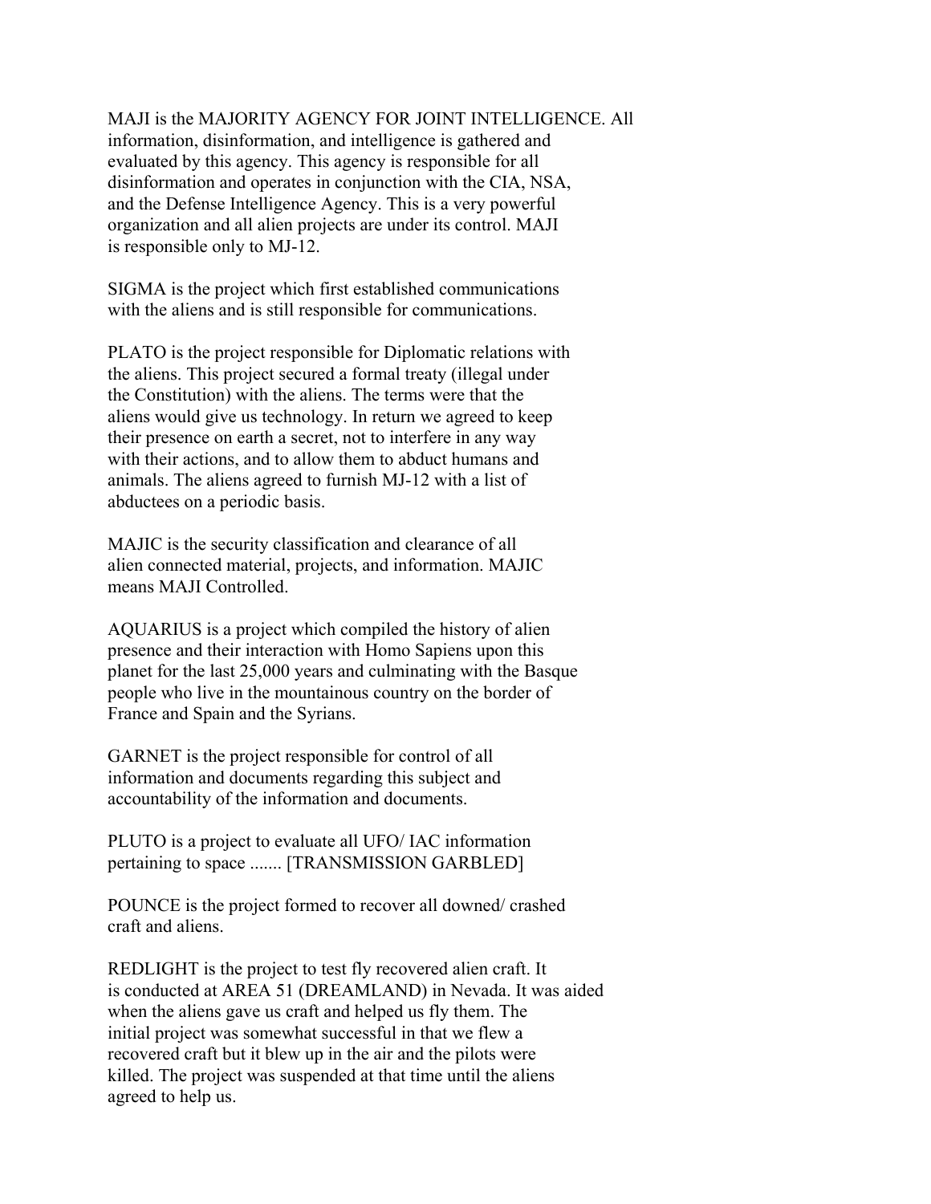MAJI is the MAJORITY AGENCY FOR JOINT INTELLIGENCE. All information, disinformation, and intelligence is gathered and evaluated by this agency. This agency is responsible for all disinformation and operates in conjunction with the CIA, NSA, and the Defense Intelligence Agency. This is a very powerful organization and all alien projects are under its control. MAJI is responsible only to MJ-12.

SIGMA is the project which first established communications with the aliens and is still responsible for communications.

PLATO is the project responsible for Diplomatic relations with the aliens. This project secured a formal treaty (illegal under the Constitution) with the aliens. The terms were that the aliens would give us technology. In return we agreed to keep their presence on earth a secret, not to interfere in any way with their actions, and to allow them to abduct humans and animals. The aliens agreed to furnish MJ-12 with a list of abductees on a periodic basis.

MAJIC is the security classification and clearance of all alien connected material, projects, and information. MAJIC means MAJI Controlled.

AQUARIUS is a project which compiled the history of alien presence and their interaction with Homo Sapiens upon this planet for the last 25,000 years and culminating with the Basque people who live in the mountainous country on the border of France and Spain and the Syrians.

GARNET is the project responsible for control of all information and documents regarding this subject and accountability of the information and documents.

PLUTO is a project to evaluate all UFO/ IAC information pertaining to space ....... [TRANSMISSION GARBLED]

POUNCE is the project formed to recover all downed/ crashed craft and aliens.

REDLIGHT is the project to test fly recovered alien craft. It is conducted at AREA 51 (DREAMLAND) in Nevada. It was aided when the aliens gave us craft and helped us fly them. The initial project was somewhat successful in that we flew a recovered craft but it blew up in the air and the pilots were killed. The project was suspended at that time until the aliens agreed to help us.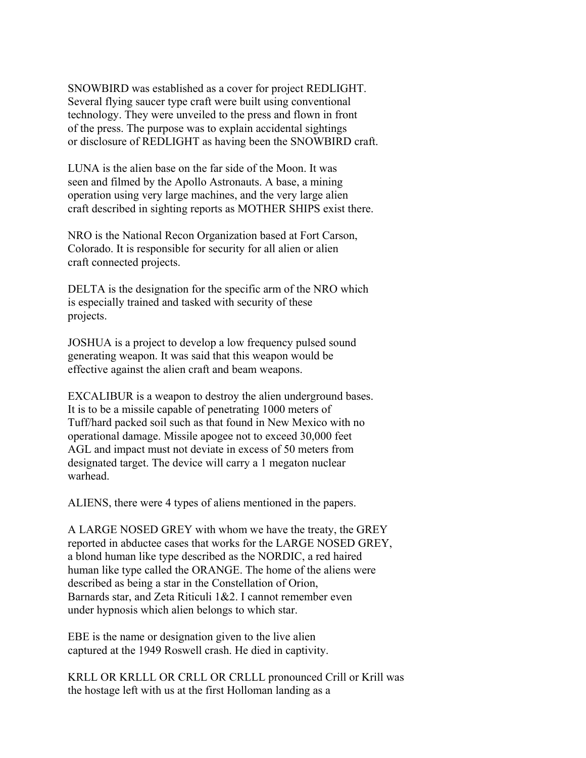SNOWBIRD was established as a cover for project REDLIGHT. Several flying saucer type craft were built using conventional technology. They were unveiled to the press and flown in front of the press. The purpose was to explain accidental sightings or disclosure of REDLIGHT as having been the SNOWBIRD craft.

LUNA is the alien base on the far side of the Moon. It was seen and filmed by the Apollo Astronauts. A base, a mining operation using very large machines, and the very large alien craft described in sighting reports as MOTHER SHIPS exist there.

NRO is the National Recon Organization based at Fort Carson, Colorado. It is responsible for security for all alien or alien craft connected projects.

DELTA is the designation for the specific arm of the NRO which is especially trained and tasked with security of these projects.

JOSHUA is a project to develop a low frequency pulsed sound generating weapon. It was said that this weapon would be effective against the alien craft and beam weapons.

EXCALIBUR is a weapon to destroy the alien underground bases. It is to be a missile capable of penetrating 1000 meters of Tuff/hard packed soil such as that found in New Mexico with no operational damage. Missile apogee not to exceed 30,000 feet AGL and impact must not deviate in excess of 50 meters from designated target. The device will carry a 1 megaton nuclear warhead.

ALIENS, there were 4 types of aliens mentioned in the papers.

A LARGE NOSED GREY with whom we have the treaty, the GREY reported in abductee cases that works for the LARGE NOSED GREY, a blond human like type described as the NORDIC, a red haired human like type called the ORANGE. The home of the aliens were described as being a star in the Constellation of Orion, Barnards star, and Zeta Riticuli 1&2. I cannot remember even under hypnosis which alien belongs to which star.

EBE is the name or designation given to the live alien captured at the 1949 Roswell crash. He died in captivity.

KRLL OR KRLLL OR CRLL OR CRLLL pronounced Crill or Krill was the hostage left with us at the first Holloman landing as a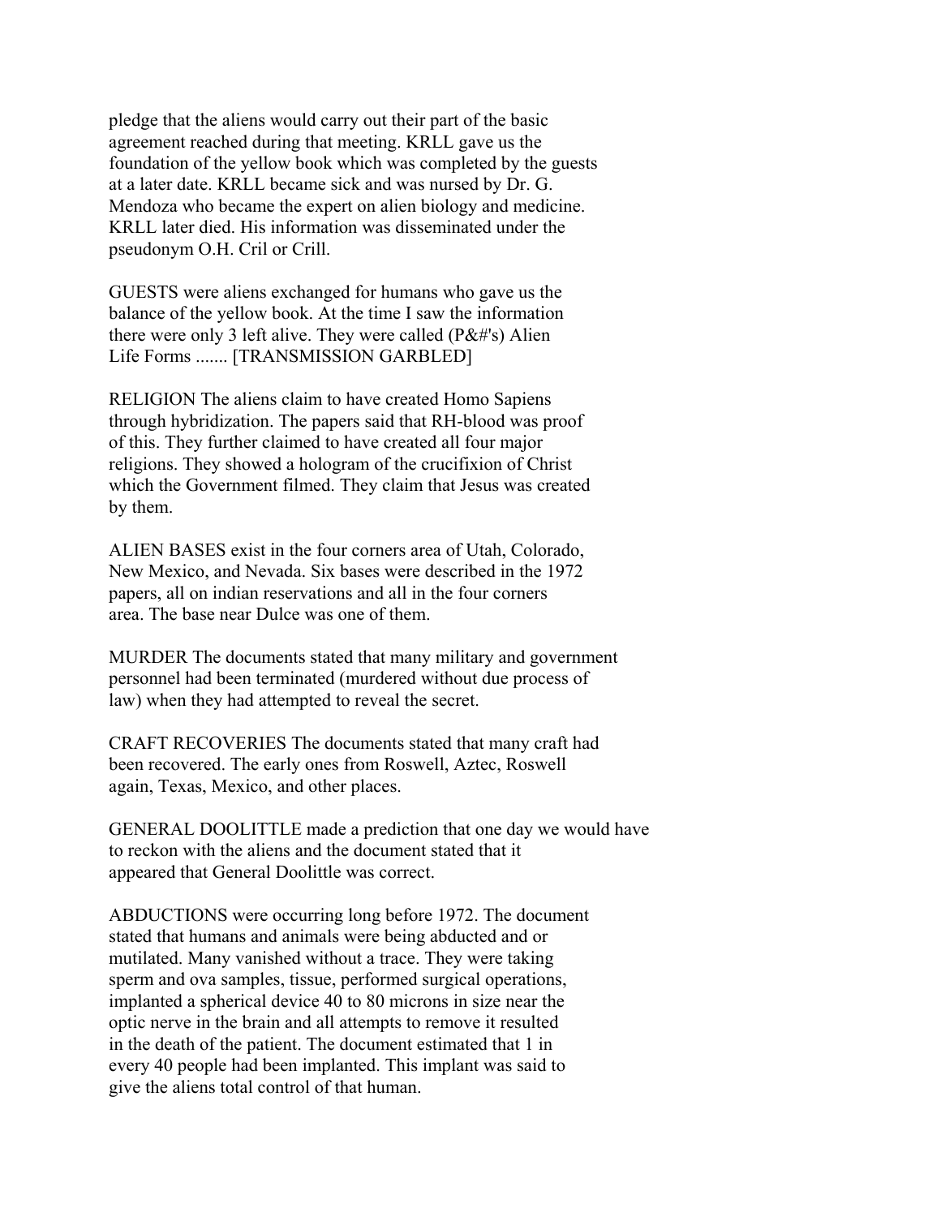pledge that the aliens would carry out their part of the basic agreement reached during that meeting. KRLL gave us the foundation of the yellow book which was completed by the guests at a later date. KRLL became sick and was nursed by Dr. G. Mendoza who became the expert on alien biology and medicine. KRLL later died. His information was disseminated under the pseudonym O.H. Cril or Crill.

GUESTS were aliens exchanged for humans who gave us the balance of the yellow book. At the time I saw the information there were only 3 left alive. They were called (P&#'s) Alien Life Forms ....... [TRANSMISSION GARBLED]

RELIGION The aliens claim to have created Homo Sapiens through hybridization. The papers said that RH-blood was proof of this. They further claimed to have created all four major religions. They showed a hologram of the crucifixion of Christ which the Government filmed. They claim that Jesus was created by them.

ALIEN BASES exist in the four corners area of Utah, Colorado, New Mexico, and Nevada. Six bases were described in the 1972 papers, all on indian reservations and all in the four corners area. The base near Dulce was one of them.

MURDER The documents stated that many military and government personnel had been terminated (murdered without due process of law) when they had attempted to reveal the secret.

CRAFT RECOVERIES The documents stated that many craft had been recovered. The early ones from Roswell, Aztec, Roswell again, Texas, Mexico, and other places.

GENERAL DOOLITTLE made a prediction that one day we would have to reckon with the aliens and the document stated that it appeared that General Doolittle was correct.

ABDUCTIONS were occurring long before 1972. The document stated that humans and animals were being abducted and or mutilated. Many vanished without a trace. They were taking sperm and ova samples, tissue, performed surgical operations, implanted a spherical device 40 to 80 microns in size near the optic nerve in the brain and all attempts to remove it resulted in the death of the patient. The document estimated that 1 in every 40 people had been implanted. This implant was said to give the aliens total control of that human.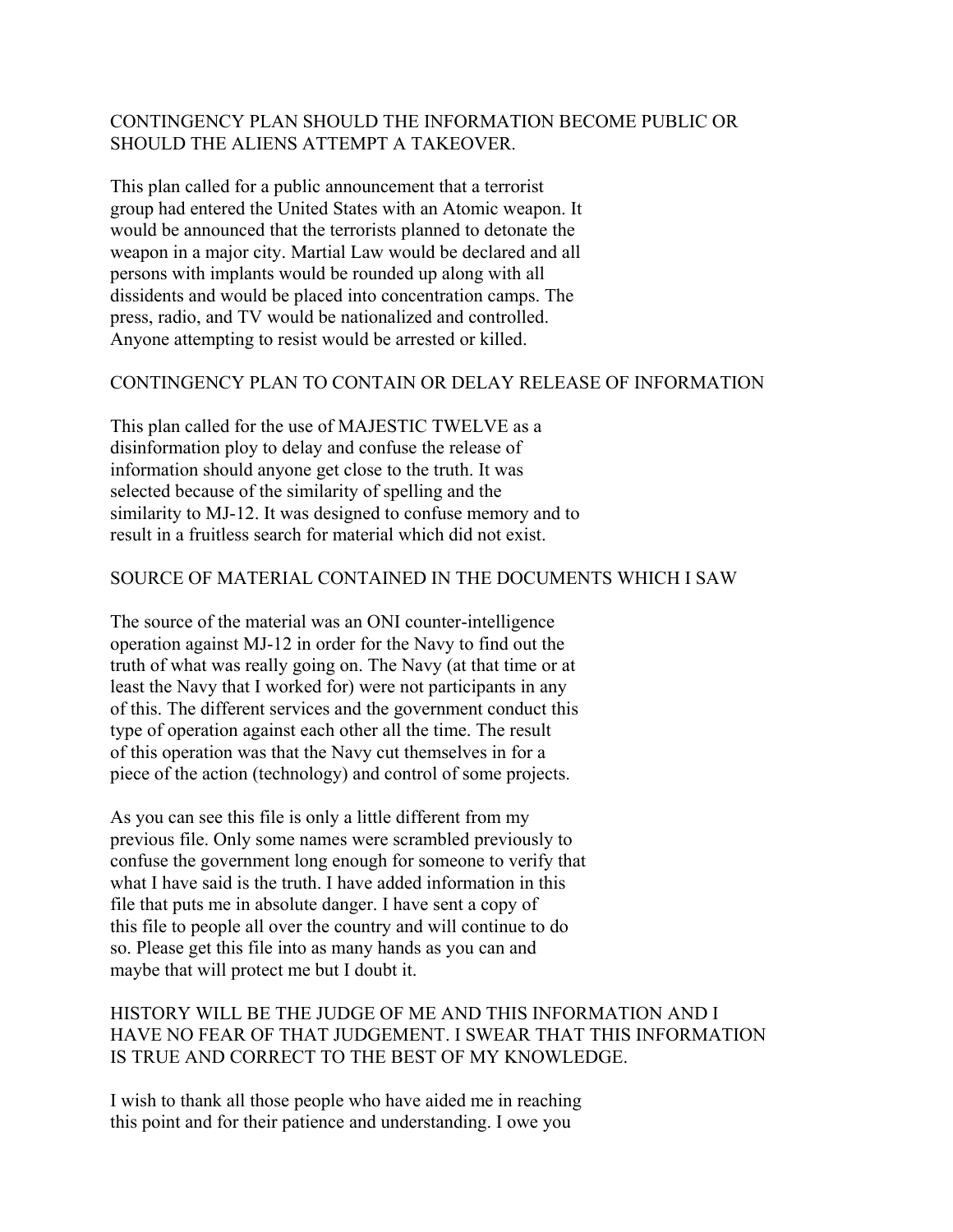## CONTINGENCY PLAN SHOULD THE INFORMATION BECOME PUBLIC OR SHOULD THE ALIENS ATTEMPT A TAKEOVER.

This plan called for a public announcement that a terrorist group had entered the United States with an Atomic weapon. It would be announced that the terrorists planned to detonate the weapon in a major city. Martial Law would be declared and all persons with implants would be rounded up along with all dissidents and would be placed into concentration camps. The press, radio, and TV would be nationalized and controlled. Anyone attempting to resist would be arrested or killed.

## CONTINGENCY PLAN TO CONTAIN OR DELAY RELEASE OF INFORMATION

This plan called for the use of MAJESTIC TWELVE as a disinformation ploy to delay and confuse the release of information should anyone get close to the truth. It was selected because of the similarity of spelling and the similarity to MJ-12. It was designed to confuse memory and to result in a fruitless search for material which did not exist.

## SOURCE OF MATERIAL CONTAINED IN THE DOCUMENTS WHICH I SAW

The source of the material was an ONI counter-intelligence operation against MJ-12 in order for the Navy to find out the truth of what was really going on. The Navy (at that time or at least the Navy that I worked for) were not participants in any of this. The different services and the government conduct this type of operation against each other all the time. The result of this operation was that the Navy cut themselves in for a piece of the action (technology) and control of some projects.

As you can see this file is only a little different from my previous file. Only some names were scrambled previously to confuse the government long enough for someone to verify that what I have said is the truth. I have added information in this file that puts me in absolute danger. I have sent a copy of this file to people all over the country and will continue to do so. Please get this file into as many hands as you can and maybe that will protect me but I doubt it.

HISTORY WILL BE THE JUDGE OF ME AND THIS INFORMATION AND I HAVE NO FEAR OF THAT JUDGEMENT. I SWEAR THAT THIS INFORMATION IS TRUE AND CORRECT TO THE BEST OF MY KNOWLEDGE.

I wish to thank all those people who have aided me in reaching this point and for their patience and understanding. I owe you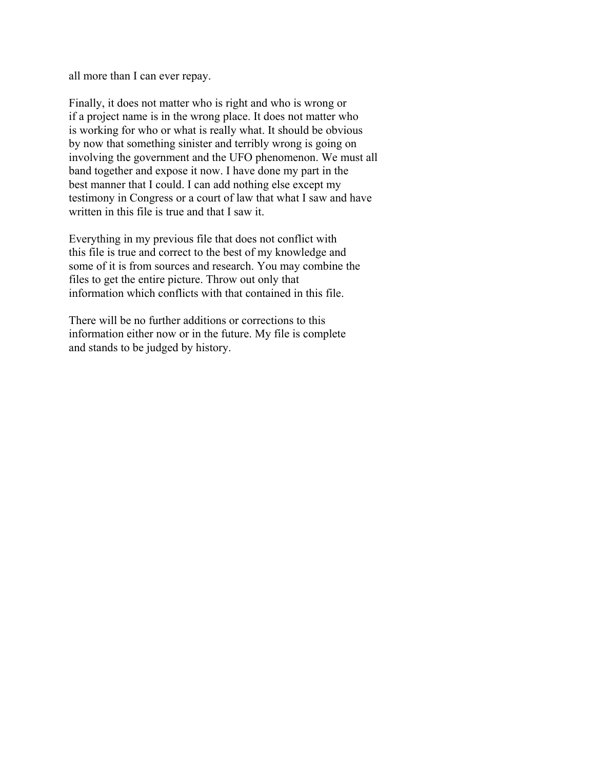all more than I can ever repay.

Finally, it does not matter who is right and who is wrong or if a project name is in the wrong place. It does not matter who is working for who or what is really what. It should be obvious by now that something sinister and terribly wrong is going on involving the government and the UFO phenomenon. We must all band together and expose it now. I have done my part in the best manner that I could. I can add nothing else except my testimony in Congress or a court of law that what I saw and have written in this file is true and that I saw it.

Everything in my previous file that does not conflict with this file is true and correct to the best of my knowledge and some of it is from sources and research. You may combine the files to get the entire picture. Throw out only that information which conflicts with that contained in this file.

There will be no further additions or corrections to this information either now or in the future. My file is complete and stands to be judged by history.